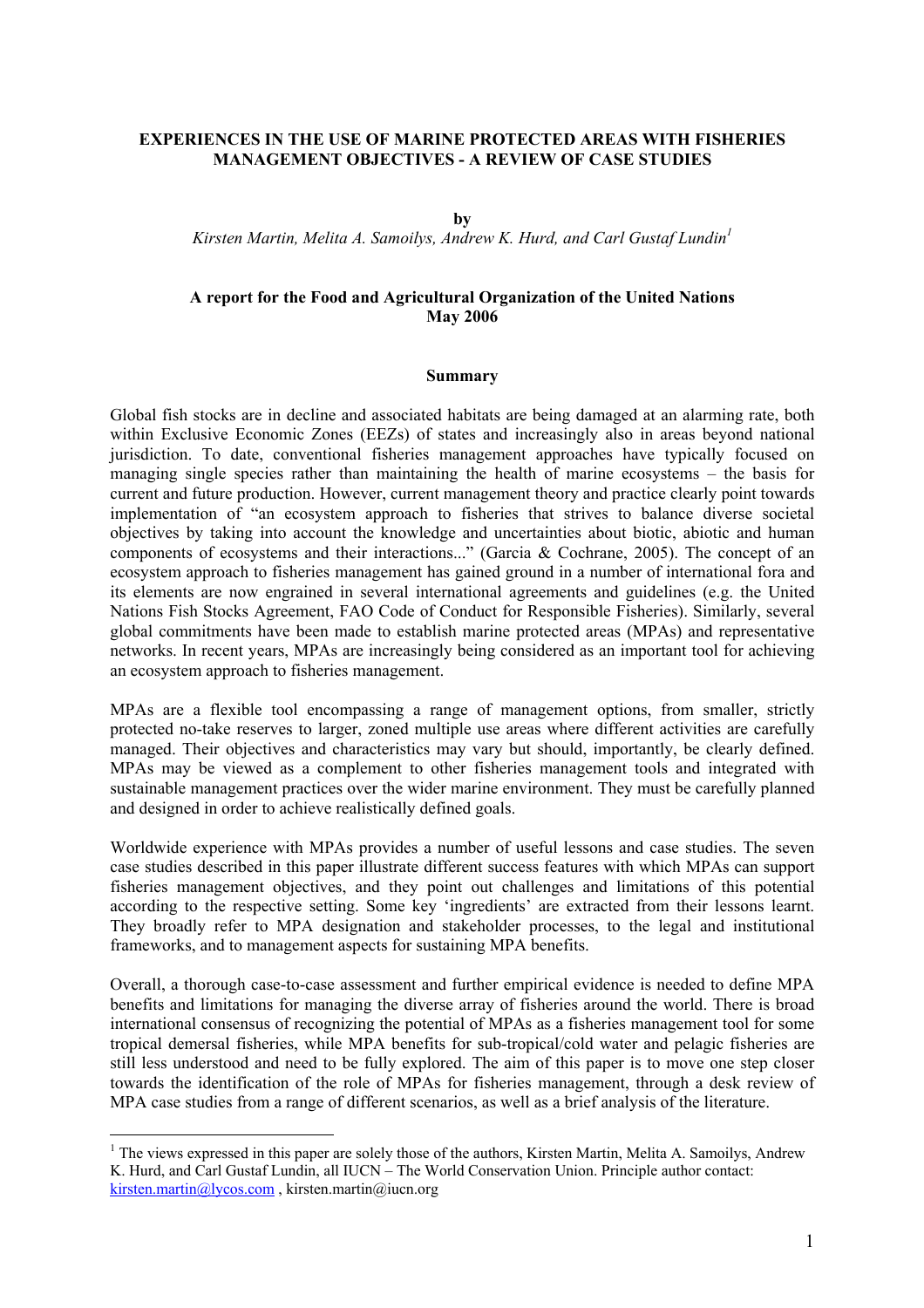# EXPERIENCES IN THE USE OF MARINE PROTECTED AREAS WITH FISHERIES MANAGEMENT OBJECTIVES - A REVIEW OF CASE STUDIES

**by**

*Kirsten Martin, Melita A. Samoilys, Andrew K. Hurd, and Carl Gustaf Lundin*[1]

**A report for the Food and Agricultural Organization of the United Nations**
**May 2006**

## Summary

Global fish stocks are in decline and associated habitats are being damaged at an alarming rate, both within Exclusive Economic Zones (EEZs) of states and increasingly also in areas beyond national jurisdiction. To date, conventional fisheries management approaches have typically focused on managing single species rather than maintaining the health of marine ecosystems – the basis for current and future production. However, current management theory and practice clearly point towards implementation of "an ecosystem approach to fisheries that strives to balance diverse societal objectives by taking into account the knowledge and uncertainties about biotic, abiotic and human components of ecosystems and their interactions..." (Garcia & Cochrane, 2005). The concept of an ecosystem approach to fisheries management has gained ground in a number of international fora and its elements are now engrained in several international agreements and guidelines (e.g. the United Nations Fish Stocks Agreement, FAO Code of Conduct for Responsible Fisheries). Similarly, several global commitments have been made to establish marine protected areas (MPAs) and representative networks. In recent years, MPAs are increasingly being considered as an important tool for achieving an ecosystem approach to fisheries management.

MPAs are a flexible tool encompassing a range of management options, from smaller, strictly protected no-take reserves to larger, zoned multiple use areas where different activities are carefully managed. Their objectives and characteristics may vary but should, importantly, be clearly defined. MPAs may be viewed as a complement to other fisheries management tools and integrated with sustainable management practices over the wider marine environment. They must be carefully planned and designed in order to achieve realistically defined goals.

Worldwide experience with MPAs provides a number of useful lessons and case studies. The seven case studies described in this paper illustrate different success features with which MPAs can support fisheries management objectives, and they point out challenges and limitations of this potential according to the respective setting. Some key 'ingredients' are extracted from their lessons learnt. They broadly refer to MPA designation and stakeholder processes, to the legal and institutional frameworks, and to management aspects for sustaining MPA benefits.

Overall, a thorough case-to-case assessment and further empirical evidence is needed to define MPA benefits and limitations for managing the diverse array of fisheries around the world. There is broad international consensus of recognizing the potential of MPAs as a fisheries management tool for some tropical demersal fisheries, while MPA benefits for sub-tropical/cold water and pelagic fisheries are still less understood and need to be fully explored. The aim of this paper is to move one step closer towards the identification of the role of MPAs for fisheries management, through a desk review of MPA case studies from a range of different scenarios, as well as a brief analysis of the literature.

---

[1] The views expressed in this paper are solely those of the authors, Kirsten Martin, Melita A. Samoilys, Andrew K. Hurd, and Carl Gustaf Lundin, all IUCN – The World Conservation Union. Principle author contact: kirsten.martin@lycos.com , kirsten.martin@iucn.org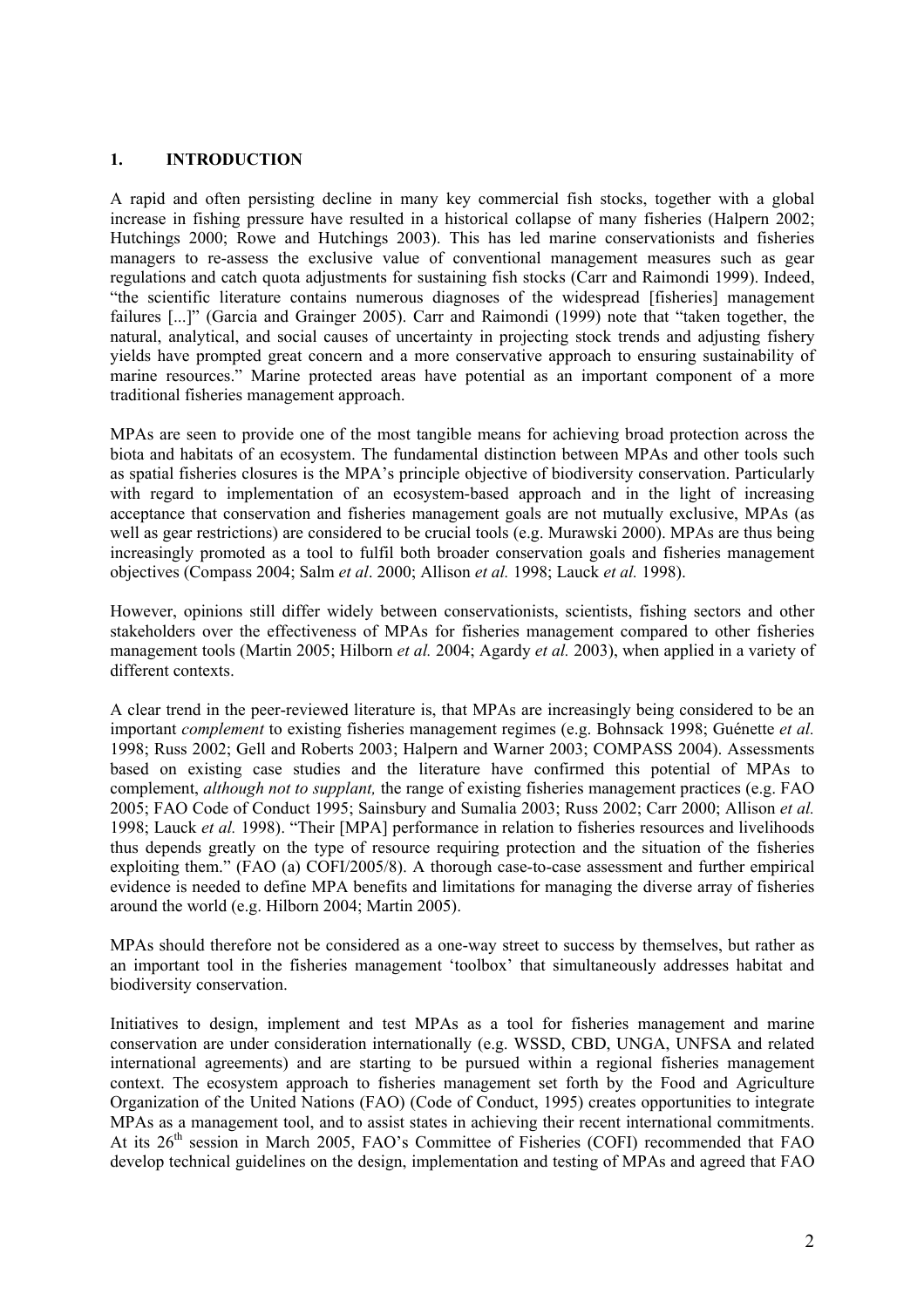## 1. INTRODUCTION

A rapid and often persisting decline in many key commercial fish stocks, together with a global increase in fishing pressure have resulted in a historical collapse of many fisheries (Halpern 2002; Hutchings 2000; Rowe and Hutchings 2003). This has led marine conservationists and fisheries managers to re-assess the exclusive value of conventional management measures such as gear regulations and catch quota adjustments for sustaining fish stocks (Carr and Raimondi 1999). Indeed, "the scientific literature contains numerous diagnoses of the widespread [fisheries] management failures [...]" (Garcia and Grainger 2005). Carr and Raimondi (1999) note that "taken together, the natural, analytical, and social causes of uncertainty in projecting stock trends and adjusting fishery yields have prompted great concern and a more conservative approach to ensuring sustainability of marine resources." Marine protected areas have potential as an important component of a more traditional fisheries management approach.

MPAs are seen to provide one of the most tangible means for achieving broad protection across the biota and habitats of an ecosystem. The fundamental distinction between MPAs and other tools such as spatial fisheries closures is the MPA's principle objective of biodiversity conservation. Particularly with regard to implementation of an ecosystem-based approach and in the light of increasing acceptance that conservation and fisheries management goals are not mutually exclusive, MPAs (as well as gear restrictions) are considered to be crucial tools (e.g. Murawski 2000). MPAs are thus being increasingly promoted as a tool to fulfil both broader conservation goals and fisheries management objectives (Compass 2004; Salm *et al*. 2000; Allison *et al.* 1998; Lauck *et al.* 1998).

However, opinions still differ widely between conservationists, scientists, fishing sectors and other stakeholders over the effectiveness of MPAs for fisheries management compared to other fisheries management tools (Martin 2005; Hilborn *et al.* 2004; Agardy *et al.* 2003), when applied in a variety of different contexts.

A clear trend in the peer-reviewed literature is, that MPAs are increasingly being considered to be an important *complement* to existing fisheries management regimes (e.g. Bohnsack 1998; Guénette *et al.* 1998; Russ 2002; Gell and Roberts 2003; Halpern and Warner 2003; COMPASS 2004). Assessments based on existing case studies and the literature have confirmed this potential of MPAs to complement, *although not to supplant,* the range of existing fisheries management practices (e.g. FAO 2005; FAO Code of Conduct 1995; Sainsbury and Sumalia 2003; Russ 2002; Carr 2000; Allison *et al.* 1998; Lauck *et al.* 1998). "Their [MPA] performance in relation to fisheries resources and livelihoods thus depends greatly on the type of resource requiring protection and the situation of the fisheries exploiting them." (FAO (a) COFI/2005/8). A thorough case-to-case assessment and further empirical evidence is needed to define MPA benefits and limitations for managing the diverse array of fisheries around the world (e.g. Hilborn 2004; Martin 2005).

MPAs should therefore not be considered as a one-way street to success by themselves, but rather as an important tool in the fisheries management 'toolbox' that simultaneously addresses habitat and biodiversity conservation.

Initiatives to design, implement and test MPAs as a tool for fisheries management and marine conservation are under consideration internationally (e.g. WSSD, CBD, UNGA, UNFSA and related international agreements) and are starting to be pursued within a regional fisheries management context. The ecosystem approach to fisheries management set forth by the Food and Agriculture Organization of the United Nations (FAO) (Code of Conduct, 1995) creates opportunities to integrate MPAs as a management tool, and to assist states in achieving their recent international commitments. At its 26th session in March 2005, FAO's Committee of Fisheries (COFI) recommended that FAO develop technical guidelines on the design, implementation and testing of MPAs and agreed that FAO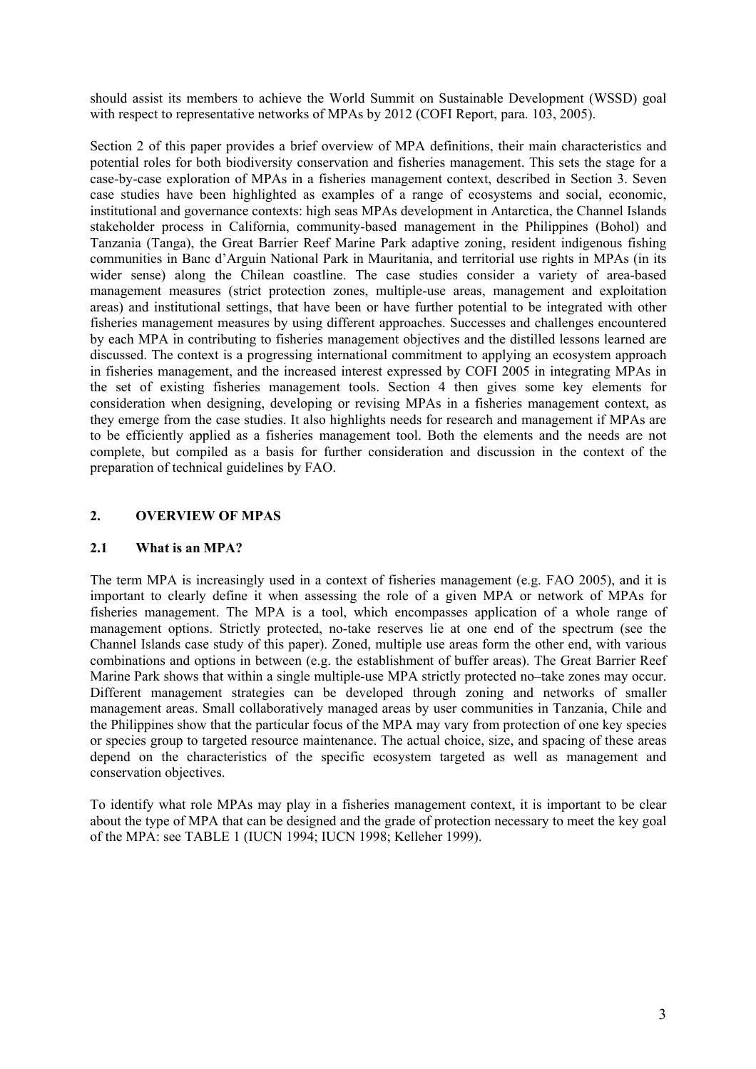should assist its members to achieve the World Summit on Sustainable Development (WSSD) goal with respect to representative networks of MPAs by 2012 (COFI Report, para. 103, 2005).

Section 2 of this paper provides a brief overview of MPA definitions, their main characteristics and potential roles for both biodiversity conservation and fisheries management. This sets the stage for a case-by-case exploration of MPAs in a fisheries management context, described in Section 3. Seven case studies have been highlighted as examples of a range of ecosystems and social, economic, institutional and governance contexts: high seas MPAs development in Antarctica, the Channel Islands stakeholder process in California, community-based management in the Philippines (Bohol) and Tanzania (Tanga), the Great Barrier Reef Marine Park adaptive zoning, resident indigenous fishing communities in Banc d'Arguin National Park in Mauritania, and territorial use rights in MPAs (in its wider sense) along the Chilean coastline. The case studies consider a variety of area-based management measures (strict protection zones, multiple-use areas, management and exploitation areas) and institutional settings, that have been or have further potential to be integrated with other fisheries management measures by using different approaches. Successes and challenges encountered by each MPA in contributing to fisheries management objectives and the distilled lessons learned are discussed. The context is a progressing international commitment to applying an ecosystem approach in fisheries management, and the increased interest expressed by COFI 2005 in integrating MPAs in the set of existing fisheries management tools. Section 4 then gives some key elements for consideration when designing, developing or revising MPAs in a fisheries management context, as they emerge from the case studies. It also highlights needs for research and management if MPAs are to be efficiently applied as a fisheries management tool. Both the elements and the needs are not complete, but compiled as a basis for further consideration and discussion in the context of the preparation of technical guidelines by FAO.

## 2. OVERVIEW OF MPAS

### 2.1 What is an MPA?

The term MPA is increasingly used in a context of fisheries management (e.g. FAO 2005), and it is important to clearly define it when assessing the role of a given MPA or network of MPAs for fisheries management. The MPA is a tool, which encompasses application of a whole range of management options. Strictly protected, no-take reserves lie at one end of the spectrum (see the Channel Islands case study of this paper). Zoned, multiple use areas form the other end, with various combinations and options in between (e.g. the establishment of buffer areas). The Great Barrier Reef Marine Park shows that within a single multiple-use MPA strictly protected no–take zones may occur. Different management strategies can be developed through zoning and networks of smaller management areas. Small collaboratively managed areas by user communities in Tanzania, Chile and the Philippines show that the particular focus of the MPA may vary from protection of one key species or species group to targeted resource maintenance. The actual choice, size, and spacing of these areas depend on the characteristics of the specific ecosystem targeted as well as management and conservation objectives.

To identify what role MPAs may play in a fisheries management context, it is important to be clear about the type of MPA that can be designed and the grade of protection necessary to meet the key goal of the MPA: see TABLE 1 (IUCN 1994; IUCN 1998; Kelleher 1999).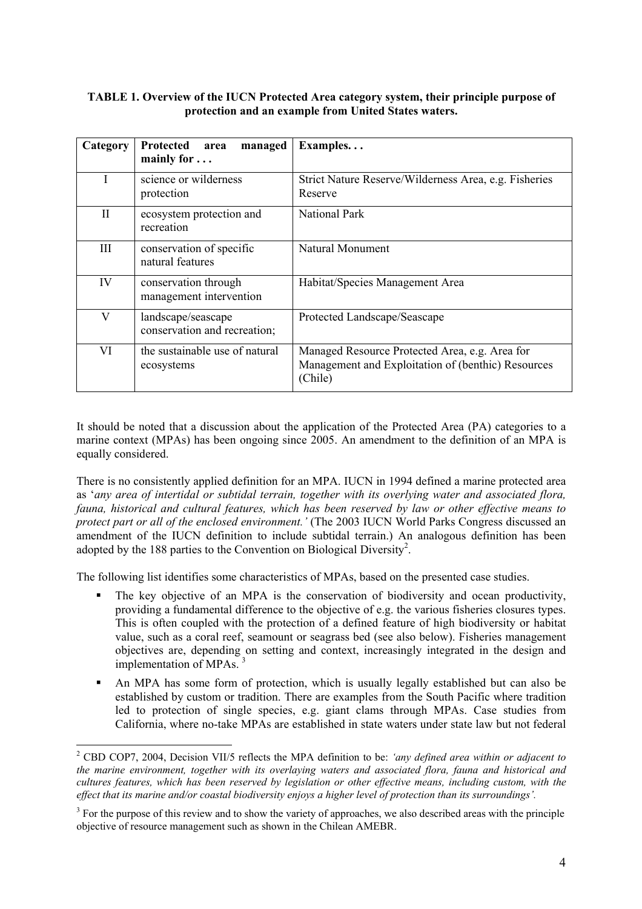**TABLE 1. Overview of the IUCN Protected Area category system, their principle purpose of protection and an example from United States waters.**

| Category | Protected area managed mainly for . . . | Examples. . . |
|---|---|---|
| I | science or wilderness protection | Strict Nature Reserve/Wilderness Area, e.g. Fisheries Reserve |
| II | ecosystem protection and recreation | National Park |
| III | conservation of specific natural features | Natural Monument |
| IV | conservation through management intervention | Habitat/Species Management Area |
| V | landscape/seascape conservation and recreation; | Protected Landscape/Seascape |
| VI | the sustainable use of natural ecosystems | Managed Resource Protected Area, e.g. Area for Management and Exploitation of (benthic) Resources (Chile) |

It should be noted that a discussion about the application of the Protected Area (PA) categories to a marine context (MPAs) has been ongoing since 2005. An amendment to the definition of an MPA is equally considered.

There is no consistently applied definition for an MPA. IUCN in 1994 defined a marine protected area as '*any area of intertidal or subtidal terrain, together with its overlying water and associated flora, fauna, historical and cultural features, which has been reserved by law or other effective means to protect part or all of the enclosed environment.'* (The 2003 IUCN World Parks Congress discussed an amendment of the IUCN definition to include subtidal terrain.) An analogous definition has been adopted by the 188 parties to the Convention on Biological Diversity[2].

The following list identifies some characteristics of MPAs, based on the presented case studies.

- The key objective of an MPA is the conservation of biodiversity and ocean productivity, providing a fundamental difference to the objective of e.g. the various fisheries closures types. This is often coupled with the protection of a defined feature of high biodiversity or habitat value, such as a coral reef, seamount or seagrass bed (see also below). Fisheries management objectives are, depending on setting and context, increasingly integrated in the design and implementation of MPAs. [3]
- An MPA has some form of protection, which is usually legally established but can also be established by custom or tradition. There are examples from the South Pacific where tradition led to protection of single species, e.g. giant clams through MPAs. Case studies from California, where no-take MPAs are established in state waters under state law but not federal

[2] CBD COP7, 2004, Decision VII/5 reflects the MPA definition to be: *'any defined area within or adjacent to the marine environment, together with its overlaying waters and associated flora, fauna and historical and cultures features, which has been reserved by legislation or other effective means, including custom, with the effect that its marine and/or coastal biodiversity enjoys a higher level of protection than its surroundings'.*

[3] For the purpose of this review and to show the variety of approaches, we also described areas with the principle objective of resource management such as shown in the Chilean AMEBR.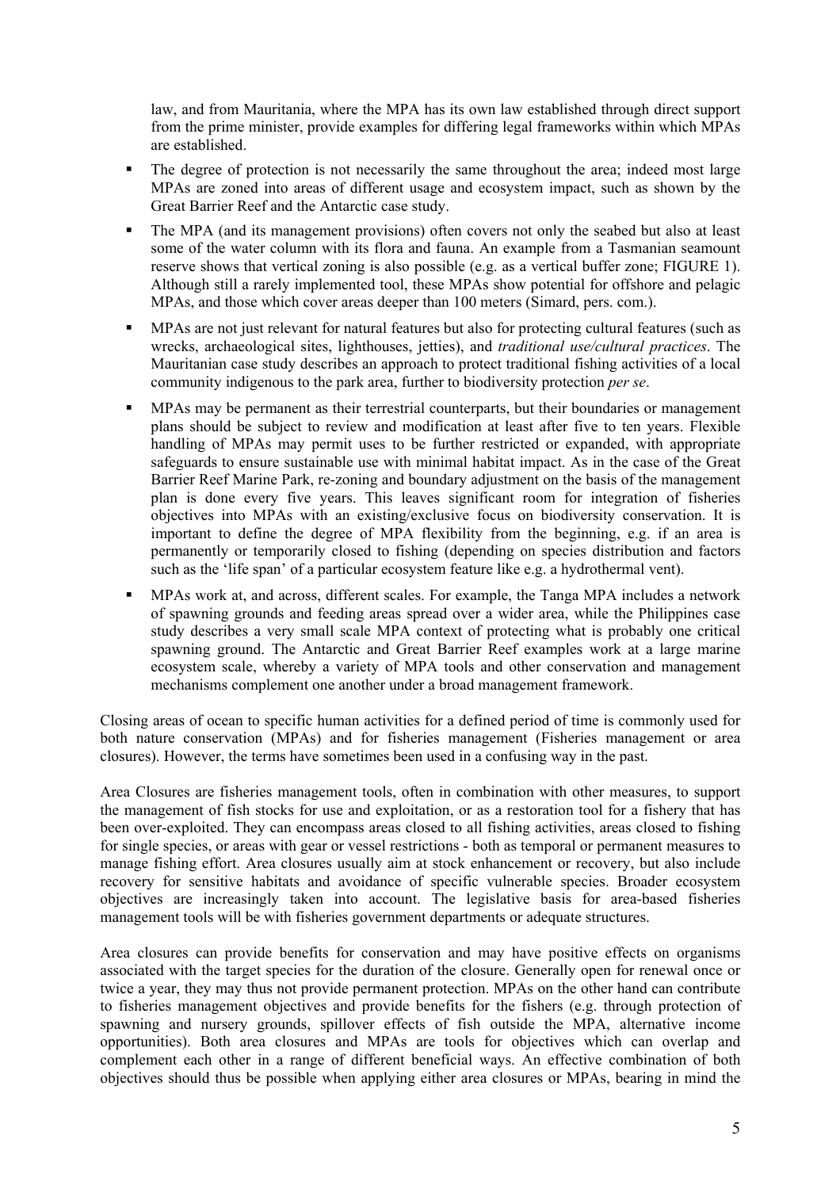law, and from Mauritania, where the MPA has its own law established through direct support from the prime minister, provide examples for differing legal frameworks within which MPAs are established.

- The degree of protection is not necessarily the same throughout the area; indeed most large MPAs are zoned into areas of different usage and ecosystem impact, such as shown by the Great Barrier Reef and the Antarctic case study.
- The MPA (and its management provisions) often covers not only the seabed but also at least some of the water column with its flora and fauna. An example from a Tasmanian seamount reserve shows that vertical zoning is also possible (e.g. as a vertical buffer zone; FIGURE 1). Although still a rarely implemented tool, these MPAs show potential for offshore and pelagic MPAs, and those which cover areas deeper than 100 meters (Simard, pers. com.).
- MPAs are not just relevant for natural features but also for protecting cultural features (such as wrecks, archaeological sites, lighthouses, jetties), and *traditional use/cultural practices*. The Mauritanian case study describes an approach to protect traditional fishing activities of a local community indigenous to the park area, further to biodiversity protection *per se*.
- MPAs may be permanent as their terrestrial counterparts, but their boundaries or management plans should be subject to review and modification at least after five to ten years. Flexible handling of MPAs may permit uses to be further restricted or expanded, with appropriate safeguards to ensure sustainable use with minimal habitat impact. As in the case of the Great Barrier Reef Marine Park, re-zoning and boundary adjustment on the basis of the management plan is done every five years. This leaves significant room for integration of fisheries objectives into MPAs with an existing/exclusive focus on biodiversity conservation. It is important to define the degree of MPA flexibility from the beginning, e.g. if an area is permanently or temporarily closed to fishing (depending on species distribution and factors such as the 'life span' of a particular ecosystem feature like e.g. a hydrothermal vent).
- MPAs work at, and across, different scales. For example, the Tanga MPA includes a network of spawning grounds and feeding areas spread over a wider area, while the Philippines case study describes a very small scale MPA context of protecting what is probably one critical spawning ground. The Antarctic and Great Barrier Reef examples work at a large marine ecosystem scale, whereby a variety of MPA tools and other conservation and management mechanisms complement one another under a broad management framework.

Closing areas of ocean to specific human activities for a defined period of time is commonly used for both nature conservation (MPAs) and for fisheries management (Fisheries management or area closures). However, the terms have sometimes been used in a confusing way in the past.

Area Closures are fisheries management tools, often in combination with other measures, to support the management of fish stocks for use and exploitation, or as a restoration tool for a fishery that has been over-exploited. They can encompass areas closed to all fishing activities, areas closed to fishing for single species, or areas with gear or vessel restrictions - both as temporal or permanent measures to manage fishing effort. Area closures usually aim at stock enhancement or recovery, but also include recovery for sensitive habitats and avoidance of specific vulnerable species. Broader ecosystem objectives are increasingly taken into account. The legislative basis for area-based fisheries management tools will be with fisheries government departments or adequate structures.

Area closures can provide benefits for conservation and may have positive effects on organisms associated with the target species for the duration of the closure. Generally open for renewal once or twice a year, they may thus not provide permanent protection. MPAs on the other hand can contribute to fisheries management objectives and provide benefits for the fishers (e.g. through protection of spawning and nursery grounds, spillover effects of fish outside the MPA, alternative income opportunities). Both area closures and MPAs are tools for objectives which can overlap and complement each other in a range of different beneficial ways. An effective combination of both objectives should thus be possible when applying either area closures or MPAs, bearing in mind the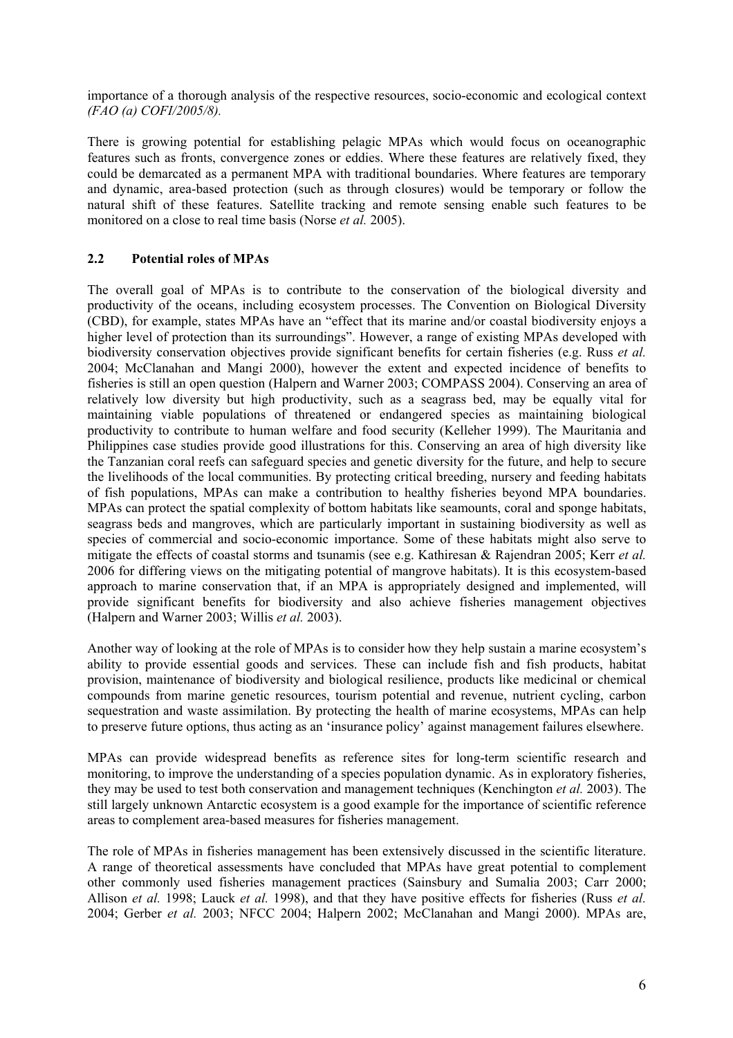importance of a thorough analysis of the respective resources, socio-economic and ecological context *(FAO (a) COFI/2005/8).*

There is growing potential for establishing pelagic MPAs which would focus on oceanographic features such as fronts, convergence zones or eddies. Where these features are relatively fixed, they could be demarcated as a permanent MPA with traditional boundaries. Where features are temporary and dynamic, area-based protection (such as through closures) would be temporary or follow the natural shift of these features. Satellite tracking and remote sensing enable such features to be monitored on a close to real time basis (Norse *et al.* 2005).

## 2.2 Potential roles of MPAs

The overall goal of MPAs is to contribute to the conservation of the biological diversity and productivity of the oceans, including ecosystem processes. The Convention on Biological Diversity (CBD), for example, states MPAs have an "effect that its marine and/or coastal biodiversity enjoys a higher level of protection than its surroundings". However, a range of existing MPAs developed with biodiversity conservation objectives provide significant benefits for certain fisheries (e.g. Russ *et al.* 2004; McClanahan and Mangi 2000), however the extent and expected incidence of benefits to fisheries is still an open question (Halpern and Warner 2003; COMPASS 2004). Conserving an area of relatively low diversity but high productivity, such as a seagrass bed, may be equally vital for maintaining viable populations of threatened or endangered species as maintaining biological productivity to contribute to human welfare and food security (Kelleher 1999). The Mauritania and Philippines case studies provide good illustrations for this. Conserving an area of high diversity like the Tanzanian coral reefs can safeguard species and genetic diversity for the future, and help to secure the livelihoods of the local communities. By protecting critical breeding, nursery and feeding habitats of fish populations, MPAs can make a contribution to healthy fisheries beyond MPA boundaries. MPAs can protect the spatial complexity of bottom habitats like seamounts, coral and sponge habitats, seagrass beds and mangroves, which are particularly important in sustaining biodiversity as well as species of commercial and socio-economic importance. Some of these habitats might also serve to mitigate the effects of coastal storms and tsunamis (see e.g. Kathiresan & Rajendran 2005; Kerr *et al.* 2006 for differing views on the mitigating potential of mangrove habitats). It is this ecosystem-based approach to marine conservation that, if an MPA is appropriately designed and implemented, will provide significant benefits for biodiversity and also achieve fisheries management objectives (Halpern and Warner 2003; Willis *et al.* 2003).

Another way of looking at the role of MPAs is to consider how they help sustain a marine ecosystem's ability to provide essential goods and services. These can include fish and fish products, habitat provision, maintenance of biodiversity and biological resilience, products like medicinal or chemical compounds from marine genetic resources, tourism potential and revenue, nutrient cycling, carbon sequestration and waste assimilation. By protecting the health of marine ecosystems, MPAs can help to preserve future options, thus acting as an 'insurance policy' against management failures elsewhere.

MPAs can provide widespread benefits as reference sites for long-term scientific research and monitoring, to improve the understanding of a species population dynamic. As in exploratory fisheries, they may be used to test both conservation and management techniques (Kenchington *et al.* 2003). The still largely unknown Antarctic ecosystem is a good example for the importance of scientific reference areas to complement area-based measures for fisheries management.

The role of MPAs in fisheries management has been extensively discussed in the scientific literature. A range of theoretical assessments have concluded that MPAs have great potential to complement other commonly used fisheries management practices (Sainsbury and Sumalia 2003; Carr 2000; Allison *et al.* 1998; Lauck *et al.* 1998), and that they have positive effects for fisheries (Russ *et al.* 2004; Gerber *et al.* 2003; NFCC 2004; Halpern 2002; McClanahan and Mangi 2000). MPAs are,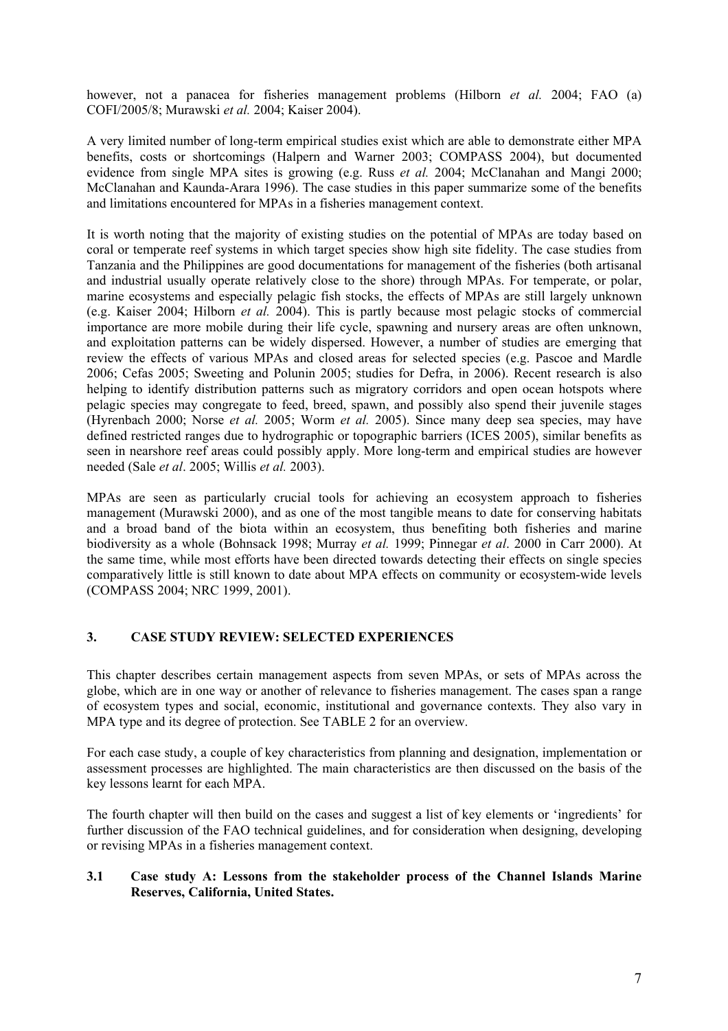however, not a panacea for fisheries management problems (Hilborn *et al.* 2004; FAO (a) COFI/2005/8; Murawski *et al.* 2004; Kaiser 2004).

A very limited number of long-term empirical studies exist which are able to demonstrate either MPA benefits, costs or shortcomings (Halpern and Warner 2003; COMPASS 2004), but documented evidence from single MPA sites is growing (e.g. Russ *et al.* 2004; McClanahan and Mangi 2000; McClanahan and Kaunda-Arara 1996). The case studies in this paper summarize some of the benefits and limitations encountered for MPAs in a fisheries management context.

It is worth noting that the majority of existing studies on the potential of MPAs are today based on coral or temperate reef systems in which target species show high site fidelity. The case studies from Tanzania and the Philippines are good documentations for management of the fisheries (both artisanal and industrial usually operate relatively close to the shore) through MPAs. For temperate, or polar, marine ecosystems and especially pelagic fish stocks, the effects of MPAs are still largely unknown (e.g. Kaiser 2004; Hilborn *et al.* 2004). This is partly because most pelagic stocks of commercial importance are more mobile during their life cycle, spawning and nursery areas are often unknown, and exploitation patterns can be widely dispersed. However, a number of studies are emerging that review the effects of various MPAs and closed areas for selected species (e.g. Pascoe and Mardle 2006; Cefas 2005; Sweeting and Polunin 2005; studies for Defra, in 2006). Recent research is also helping to identify distribution patterns such as migratory corridors and open ocean hotspots where pelagic species may congregate to feed, breed, spawn, and possibly also spend their juvenile stages (Hyrenbach 2000; Norse *et al.* 2005; Worm *et al.* 2005). Since many deep sea species, may have defined restricted ranges due to hydrographic or topographic barriers (ICES 2005), similar benefits as seen in nearshore reef areas could possibly apply. More long-term and empirical studies are however needed (Sale *et al*. 2005; Willis *et al.* 2003).

MPAs are seen as particularly crucial tools for achieving an ecosystem approach to fisheries management (Murawski 2000), and as one of the most tangible means to date for conserving habitats and a broad band of the biota within an ecosystem, thus benefiting both fisheries and marine biodiversity as a whole (Bohnsack 1998; Murray *et al.* 1999; Pinnegar *et al*. 2000 in Carr 2000). At the same time, while most efforts have been directed towards detecting their effects on single species comparatively little is still known to date about MPA effects on community or ecosystem-wide levels (COMPASS 2004; NRC 1999, 2001).

## 3. CASE STUDY REVIEW: SELECTED EXPERIENCES

This chapter describes certain management aspects from seven MPAs, or sets of MPAs across the globe, which are in one way or another of relevance to fisheries management. The cases span a range of ecosystem types and social, economic, institutional and governance contexts. They also vary in MPA type and its degree of protection. See TABLE 2 for an overview.

For each case study, a couple of key characteristics from planning and designation, implementation or assessment processes are highlighted. The main characteristics are then discussed on the basis of the key lessons learnt for each MPA.

The fourth chapter will then build on the cases and suggest a list of key elements or 'ingredients' for further discussion of the FAO technical guidelines, and for consideration when designing, developing or revising MPAs in a fisheries management context.

### 3.1 Case study A: Lessons from the stakeholder process of the Channel Islands Marine Reserves, California, United States.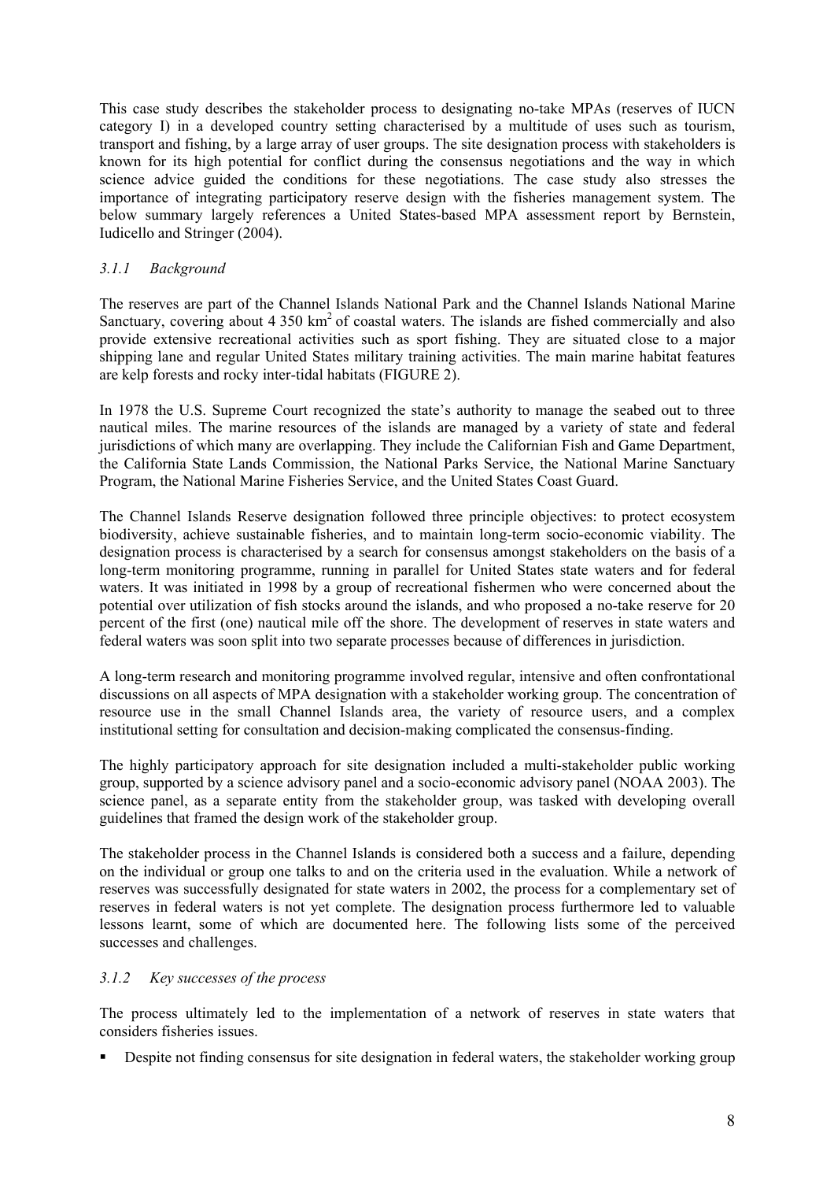This case study describes the stakeholder process to designating no-take MPAs (reserves of IUCN category I) in a developed country setting characterised by a multitude of uses such as tourism, transport and fishing, by a large array of user groups. The site designation process with stakeholders is known for its high potential for conflict during the consensus negotiations and the way in which science advice guided the conditions for these negotiations. The case study also stresses the importance of integrating participatory reserve design with the fisheries management system. The below summary largely references a United States-based MPA assessment report by Bernstein, Iudicello and Stringer (2004).

### *3.1.1 Background*

The reserves are part of the Channel Islands National Park and the Channel Islands National Marine Sanctuary, covering about 4 350 km$^2$ of coastal waters. The islands are fished commercially and also provide extensive recreational activities such as sport fishing. They are situated close to a major shipping lane and regular United States military training activities. The main marine habitat features are kelp forests and rocky inter-tidal habitats (FIGURE 2).

In 1978 the U.S. Supreme Court recognized the state's authority to manage the seabed out to three nautical miles. The marine resources of the islands are managed by a variety of state and federal jurisdictions of which many are overlapping. They include the Californian Fish and Game Department, the California State Lands Commission, the National Parks Service, the National Marine Sanctuary Program, the National Marine Fisheries Service, and the United States Coast Guard.

The Channel Islands Reserve designation followed three principle objectives: to protect ecosystem biodiversity, achieve sustainable fisheries, and to maintain long-term socio-economic viability. The designation process is characterised by a search for consensus amongst stakeholders on the basis of a long-term monitoring programme, running in parallel for United States state waters and for federal waters. It was initiated in 1998 by a group of recreational fishermen who were concerned about the potential over utilization of fish stocks around the islands, and who proposed a no-take reserve for 20 percent of the first (one) nautical mile off the shore. The development of reserves in state waters and federal waters was soon split into two separate processes because of differences in jurisdiction.

A long-term research and monitoring programme involved regular, intensive and often confrontational discussions on all aspects of MPA designation with a stakeholder working group. The concentration of resource use in the small Channel Islands area, the variety of resource users, and a complex institutional setting for consultation and decision-making complicated the consensus-finding.

The highly participatory approach for site designation included a multi-stakeholder public working group, supported by a science advisory panel and a socio-economic advisory panel (NOAA 2003). The science panel, as a separate entity from the stakeholder group, was tasked with developing overall guidelines that framed the design work of the stakeholder group.

The stakeholder process in the Channel Islands is considered both a success and a failure, depending on the individual or group one talks to and on the criteria used in the evaluation. While a network of reserves was successfully designated for state waters in 2002, the process for a complementary set of reserves in federal waters is not yet complete. The designation process furthermore led to valuable lessons learnt, some of which are documented here. The following lists some of the perceived successes and challenges.

### *3.1.2 Key successes of the process*

The process ultimately led to the implementation of a network of reserves in state waters that considers fisheries issues.

- Despite not finding consensus for site designation in federal waters, the stakeholder working group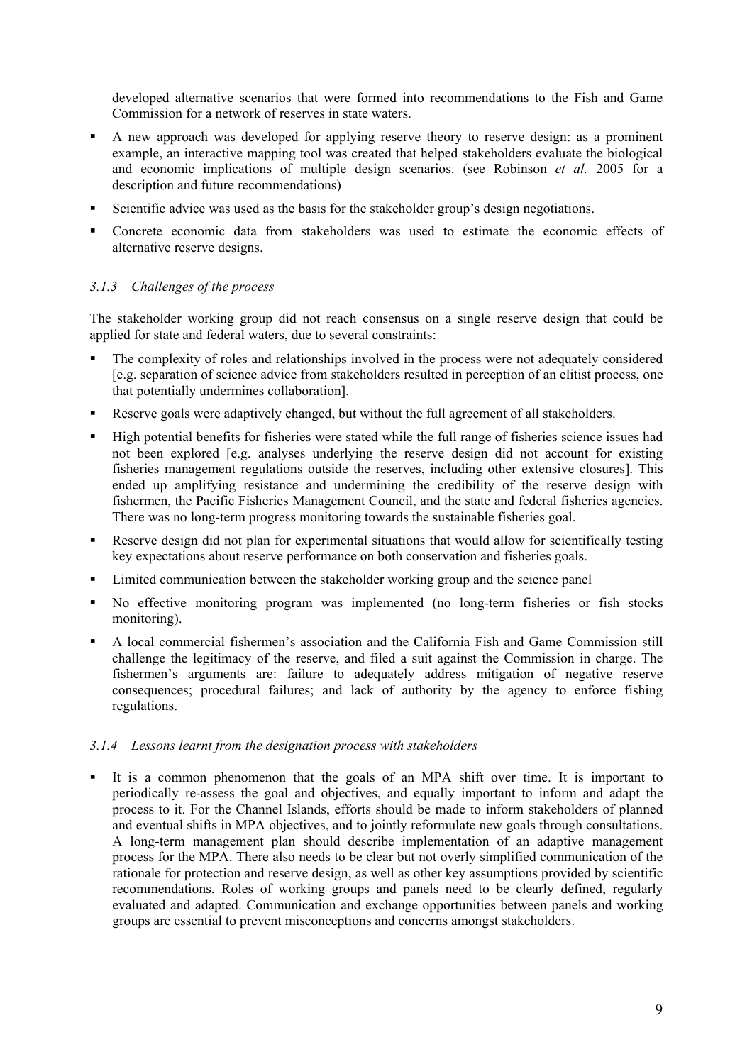developed alternative scenarios that were formed into recommendations to the Fish and Game Commission for a network of reserves in state waters.

- A new approach was developed for applying reserve theory to reserve design: as a prominent example, an interactive mapping tool was created that helped stakeholders evaluate the biological and economic implications of multiple design scenarios. (see Robinson *et al.* 2005 for a description and future recommendations)
- Scientific advice was used as the basis for the stakeholder group's design negotiations.
- Concrete economic data from stakeholders was used to estimate the economic effects of alternative reserve designs.

#### *3.1.3 Challenges of the process*

The stakeholder working group did not reach consensus on a single reserve design that could be applied for state and federal waters, due to several constraints:

- The complexity of roles and relationships involved in the process were not adequately considered [e.g. separation of science advice from stakeholders resulted in perception of an elitist process, one that potentially undermines collaboration].
- Reserve goals were adaptively changed, but without the full agreement of all stakeholders.
- High potential benefits for fisheries were stated while the full range of fisheries science issues had not been explored [e.g. analyses underlying the reserve design did not account for existing fisheries management regulations outside the reserves, including other extensive closures]. This ended up amplifying resistance and undermining the credibility of the reserve design with fishermen, the Pacific Fisheries Management Council, and the state and federal fisheries agencies. There was no long-term progress monitoring towards the sustainable fisheries goal.
- Reserve design did not plan for experimental situations that would allow for scientifically testing key expectations about reserve performance on both conservation and fisheries goals.
- Limited communication between the stakeholder working group and the science panel
- No effective monitoring program was implemented (no long-term fisheries or fish stocks monitoring).
- A local commercial fishermen's association and the California Fish and Game Commission still challenge the legitimacy of the reserve, and filed a suit against the Commission in charge. The fishermen's arguments are: failure to adequately address mitigation of negative reserve consequences; procedural failures; and lack of authority by the agency to enforce fishing regulations.

#### *3.1.4 Lessons learnt from the designation process with stakeholders*

- It is a common phenomenon that the goals of an MPA shift over time. It is important to periodically re-assess the goal and objectives, and equally important to inform and adapt the process to it. For the Channel Islands, efforts should be made to inform stakeholders of planned and eventual shifts in MPA objectives, and to jointly reformulate new goals through consultations. A long-term management plan should describe implementation of an adaptive management process for the MPA. There also needs to be clear but not overly simplified communication of the rationale for protection and reserve design, as well as other key assumptions provided by scientific recommendations. Roles of working groups and panels need to be clearly defined, regularly evaluated and adapted. Communication and exchange opportunities between panels and working groups are essential to prevent misconceptions and concerns amongst stakeholders.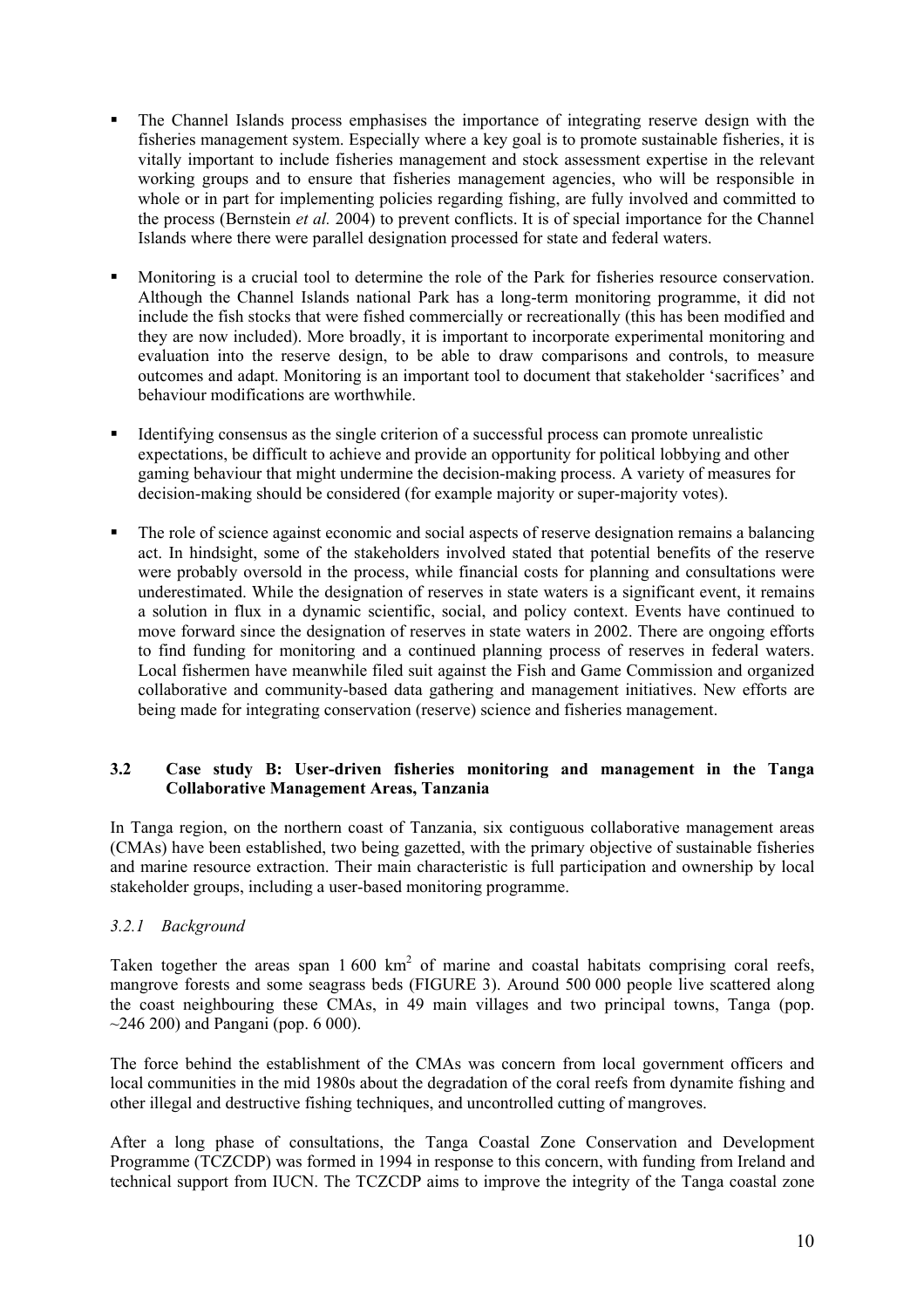- The Channel Islands process emphasises the importance of integrating reserve design with the fisheries management system. Especially where a key goal is to promote sustainable fisheries, it is vitally important to include fisheries management and stock assessment expertise in the relevant working groups and to ensure that fisheries management agencies, who will be responsible in whole or in part for implementing policies regarding fishing, are fully involved and committed to the process (Bernstein *et al.* 2004) to prevent conflicts. It is of special importance for the Channel Islands where there were parallel designation processed for state and federal waters.

- Monitoring is a crucial tool to determine the role of the Park for fisheries resource conservation. Although the Channel Islands national Park has a long-term monitoring programme, it did not include the fish stocks that were fished commercially or recreationally (this has been modified and they are now included). More broadly, it is important to incorporate experimental monitoring and evaluation into the reserve design, to be able to draw comparisons and controls, to measure outcomes and adapt. Monitoring is an important tool to document that stakeholder 'sacrifices' and behaviour modifications are worthwhile.

- Identifying consensus as the single criterion of a successful process can promote unrealistic expectations, be difficult to achieve and provide an opportunity for political lobbying and other gaming behaviour that might undermine the decision-making process. A variety of measures for decision-making should be considered (for example majority or super-majority votes).

- The role of science against economic and social aspects of reserve designation remains a balancing act. In hindsight, some of the stakeholders involved stated that potential benefits of the reserve were probably oversold in the process, while financial costs for planning and consultations were underestimated. While the designation of reserves in state waters is a significant event, it remains a solution in flux in a dynamic scientific, social, and policy context. Events have continued to move forward since the designation of reserves in state waters in 2002. There are ongoing efforts to find funding for monitoring and a continued planning process of reserves in federal waters. Local fishermen have meanwhile filed suit against the Fish and Game Commission and organized collaborative and community-based data gathering and management initiatives. New efforts are being made for integrating conservation (reserve) science and fisheries management.

### 3.2 Case study B: User-driven fisheries monitoring and management in the Tanga Collaborative Management Areas, Tanzania

In Tanga region, on the northern coast of Tanzania, six contiguous collaborative management areas (CMAs) have been established, two being gazetted, with the primary objective of sustainable fisheries and marine resource extraction. Their main characteristic is full participation and ownership by local stakeholder groups, including a user-based monitoring programme.

#### *3.2.1 Background*

Taken together the areas span 1 600 km$^2$ of marine and coastal habitats comprising coral reefs, mangrove forests and some seagrass beds (FIGURE 3). Around 500 000 people live scattered along the coast neighbouring these CMAs, in 49 main villages and two principal towns, Tanga (pop. ~246 200) and Pangani (pop. 6 000).

The force behind the establishment of the CMAs was concern from local government officers and local communities in the mid 1980s about the degradation of the coral reefs from dynamite fishing and other illegal and destructive fishing techniques, and uncontrolled cutting of mangroves.

After a long phase of consultations, the Tanga Coastal Zone Conservation and Development Programme (TCZCDP) was formed in 1994 in response to this concern, with funding from Ireland and technical support from IUCN. The TCZCDP aims to improve the integrity of the Tanga coastal zone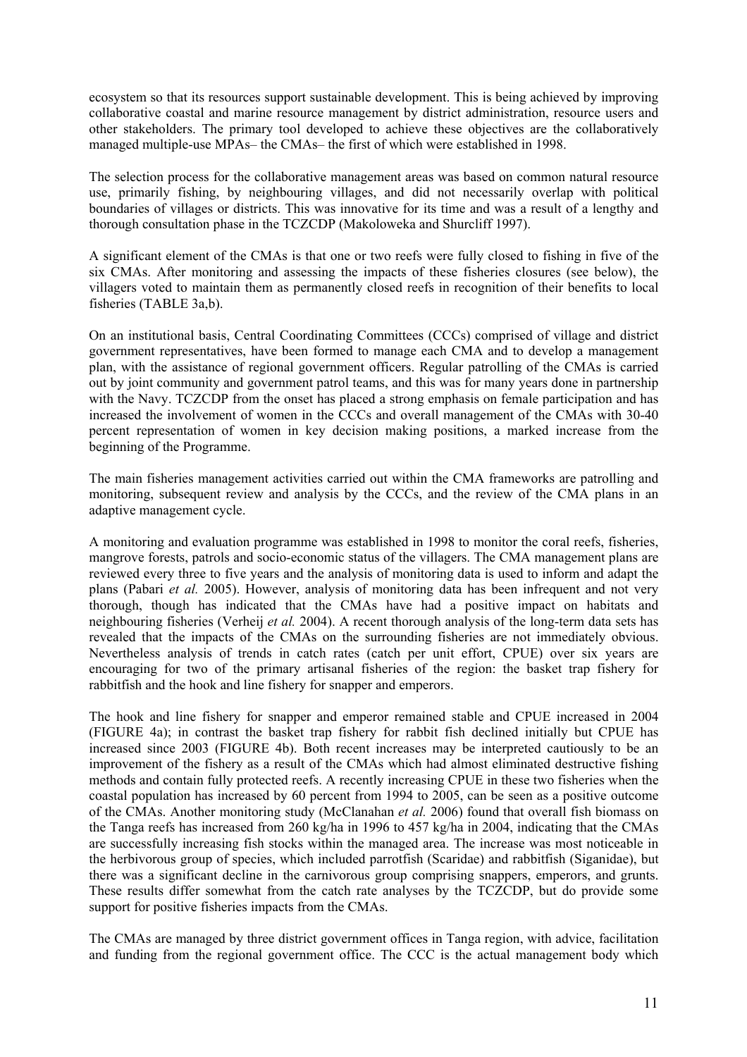ecosystem so that its resources support sustainable development. This is being achieved by improving collaborative coastal and marine resource management by district administration, resource users and other stakeholders. The primary tool developed to achieve these objectives are the collaboratively managed multiple-use MPAs– the CMAs– the first of which were established in 1998.

The selection process for the collaborative management areas was based on common natural resource use, primarily fishing, by neighbouring villages, and did not necessarily overlap with political boundaries of villages or districts. This was innovative for its time and was a result of a lengthy and thorough consultation phase in the TCZCDP (Makoloweka and Shurcliff 1997).

A significant element of the CMAs is that one or two reefs were fully closed to fishing in five of the six CMAs. After monitoring and assessing the impacts of these fisheries closures (see below), the villagers voted to maintain them as permanently closed reefs in recognition of their benefits to local fisheries (TABLE 3a,b).

On an institutional basis, Central Coordinating Committees (CCCs) comprised of village and district government representatives, have been formed to manage each CMA and to develop a management plan, with the assistance of regional government officers. Regular patrolling of the CMAs is carried out by joint community and government patrol teams, and this was for many years done in partnership with the Navy. TCZCDP from the onset has placed a strong emphasis on female participation and has increased the involvement of women in the CCCs and overall management of the CMAs with 30-40 percent representation of women in key decision making positions, a marked increase from the beginning of the Programme.

The main fisheries management activities carried out within the CMA frameworks are patrolling and monitoring, subsequent review and analysis by the CCCs, and the review of the CMA plans in an adaptive management cycle.

A monitoring and evaluation programme was established in 1998 to monitor the coral reefs, fisheries, mangrove forests, patrols and socio-economic status of the villagers. The CMA management plans are reviewed every three to five years and the analysis of monitoring data is used to inform and adapt the plans (Pabari *et al.* 2005). However, analysis of monitoring data has been infrequent and not very thorough, though has indicated that the CMAs have had a positive impact on habitats and neighbouring fisheries (Verheij *et al.* 2004). A recent thorough analysis of the long-term data sets has revealed that the impacts of the CMAs on the surrounding fisheries are not immediately obvious. Nevertheless analysis of trends in catch rates (catch per unit effort, CPUE) over six years are encouraging for two of the primary artisanal fisheries of the region: the basket trap fishery for rabbitfish and the hook and line fishery for snapper and emperors.

The hook and line fishery for snapper and emperor remained stable and CPUE increased in 2004 (FIGURE 4a); in contrast the basket trap fishery for rabbit fish declined initially but CPUE has increased since 2003 (FIGURE 4b). Both recent increases may be interpreted cautiously to be an improvement of the fishery as a result of the CMAs which had almost eliminated destructive fishing methods and contain fully protected reefs. A recently increasing CPUE in these two fisheries when the coastal population has increased by 60 percent from 1994 to 2005, can be seen as a positive outcome of the CMAs. Another monitoring study (McClanahan *et al.* 2006) found that overall fish biomass on the Tanga reefs has increased from 260 kg/ha in 1996 to 457 kg/ha in 2004, indicating that the CMAs are successfully increasing fish stocks within the managed area. The increase was most noticeable in the herbivorous group of species, which included parrotfish (Scaridae) and rabbitfish (Siganidae), but there was a significant decline in the carnivorous group comprising snappers, emperors, and grunts. These results differ somewhat from the catch rate analyses by the TCZCDP, but do provide some support for positive fisheries impacts from the CMAs.

The CMAs are managed by three district government offices in Tanga region, with advice, facilitation and funding from the regional government office. The CCC is the actual management body which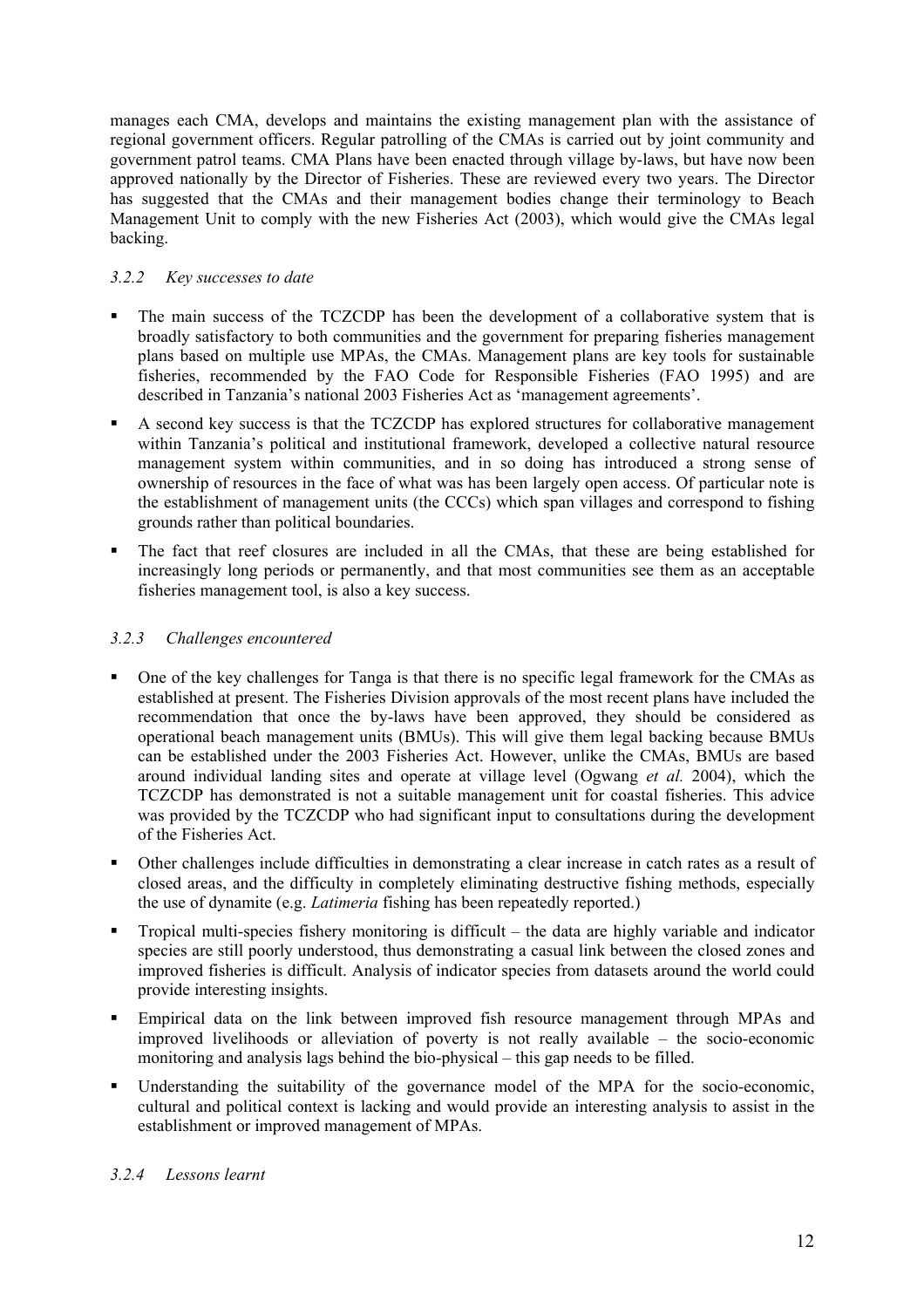manages each CMA, develops and maintains the existing management plan with the assistance of regional government officers. Regular patrolling of the CMAs is carried out by joint community and government patrol teams. CMA Plans have been enacted through village by-laws, but have now been approved nationally by the Director of Fisheries. These are reviewed every two years. The Director has suggested that the CMAs and their management bodies change their terminology to Beach Management Unit to comply with the new Fisheries Act (2003), which would give the CMAs legal backing.

### *3.2.2 Key successes to date*

- The main success of the TCZCDP has been the development of a collaborative system that is broadly satisfactory to both communities and the government for preparing fisheries management plans based on multiple use MPAs, the CMAs. Management plans are key tools for sustainable fisheries, recommended by the FAO Code for Responsible Fisheries (FAO 1995) and are described in Tanzania's national 2003 Fisheries Act as 'management agreements'.
- A second key success is that the TCZCDP has explored structures for collaborative management within Tanzania's political and institutional framework, developed a collective natural resource management system within communities, and in so doing has introduced a strong sense of ownership of resources in the face of what was has been largely open access. Of particular note is the establishment of management units (the CCCs) which span villages and correspond to fishing grounds rather than political boundaries.
- The fact that reef closures are included in all the CMAs, that these are being established for increasingly long periods or permanently, and that most communities see them as an acceptable fisheries management tool, is also a key success.

### *3.2.3 Challenges encountered*

- One of the key challenges for Tanga is that there is no specific legal framework for the CMAs as established at present. The Fisheries Division approvals of the most recent plans have included the recommendation that once the by-laws have been approved, they should be considered as operational beach management units (BMUs). This will give them legal backing because BMUs can be established under the 2003 Fisheries Act. However, unlike the CMAs, BMUs are based around individual landing sites and operate at village level (Ogwang *et al.* 2004), which the TCZCDP has demonstrated is not a suitable management unit for coastal fisheries. This advice was provided by the TCZCDP who had significant input to consultations during the development of the Fisheries Act.
- Other challenges include difficulties in demonstrating a clear increase in catch rates as a result of closed areas, and the difficulty in completely eliminating destructive fishing methods, especially the use of dynamite (e.g. *Latimeria* fishing has been repeatedly reported.)
- Tropical multi-species fishery monitoring is difficult – the data are highly variable and indicator species are still poorly understood, thus demonstrating a casual link between the closed zones and improved fisheries is difficult. Analysis of indicator species from datasets around the world could provide interesting insights.
- Empirical data on the link between improved fish resource management through MPAs and improved livelihoods or alleviation of poverty is not really available – the socio-economic monitoring and analysis lags behind the bio-physical – this gap needs to be filled.
- Understanding the suitability of the governance model of the MPA for the socio-economic, cultural and political context is lacking and would provide an interesting analysis to assist in the establishment or improved management of MPAs.

### *3.2.4 Lessons learnt*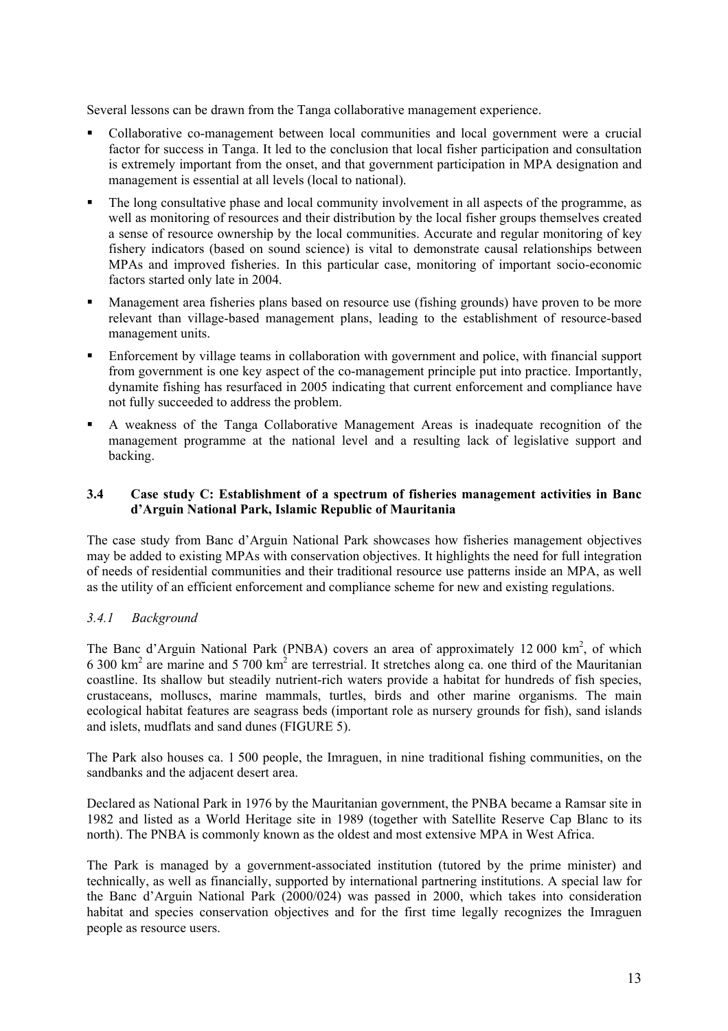Several lessons can be drawn from the Tanga collaborative management experience.

- Collaborative co-management between local communities and local government were a crucial factor for success in Tanga. It led to the conclusion that local fisher participation and consultation is extremely important from the onset, and that government participation in MPA designation and management is essential at all levels (local to national).
- The long consultative phase and local community involvement in all aspects of the programme, as well as monitoring of resources and their distribution by the local fisher groups themselves created a sense of resource ownership by the local communities. Accurate and regular monitoring of key fishery indicators (based on sound science) is vital to demonstrate causal relationships between MPAs and improved fisheries. In this particular case, monitoring of important socio-economic factors started only late in 2004.
- Management area fisheries plans based on resource use (fishing grounds) have proven to be more relevant than village-based management plans, leading to the establishment of resource-based management units.
- Enforcement by village teams in collaboration with government and police, with financial support from government is one key aspect of the co-management principle put into practice. Importantly, dynamite fishing has resurfaced in 2005 indicating that current enforcement and compliance have not fully succeeded to address the problem.
- A weakness of the Tanga Collaborative Management Areas is inadequate recognition of the management programme at the national level and a resulting lack of legislative support and backing.

### 3.4 Case study C: Establishment of a spectrum of fisheries management activities in Banc d'Arguin National Park, Islamic Republic of Mauritania

The case study from Banc d'Arguin National Park showcases how fisheries management objectives may be added to existing MPAs with conservation objectives. It highlights the need for full integration of needs of residential communities and their traditional resource use patterns inside an MPA, as well as the utility of an efficient enforcement and compliance scheme for new and existing regulations.

#### *3.4.1 Background*

The Banc d'Arguin National Park (PNBA) covers an area of approximately 12 000 km$^2$, of which 6 300 km$^2$ are marine and 5 700 km$^2$ are terrestrial. It stretches along ca. one third of the Mauritanian coastline. Its shallow but steadily nutrient-rich waters provide a habitat for hundreds of fish species, crustaceans, molluscs, marine mammals, turtles, birds and other marine organisms. The main ecological habitat features are seagrass beds (important role as nursery grounds for fish), sand islands and islets, mudflats and sand dunes (FIGURE 5).

The Park also houses ca. 1 500 people, the Imraguen, in nine traditional fishing communities, on the sandbanks and the adjacent desert area.

Declared as National Park in 1976 by the Mauritanian government, the PNBA became a Ramsar site in 1982 and listed as a World Heritage site in 1989 (together with Satellite Reserve Cap Blanc to its north). The PNBA is commonly known as the oldest and most extensive MPA in West Africa.

The Park is managed by a government-associated institution (tutored by the prime minister) and technically, as well as financially, supported by international partnering institutions. A special law for the Banc d'Arguin National Park (2000/024) was passed in 2000, which takes into consideration habitat and species conservation objectives and for the first time legally recognizes the Imraguen people as resource users.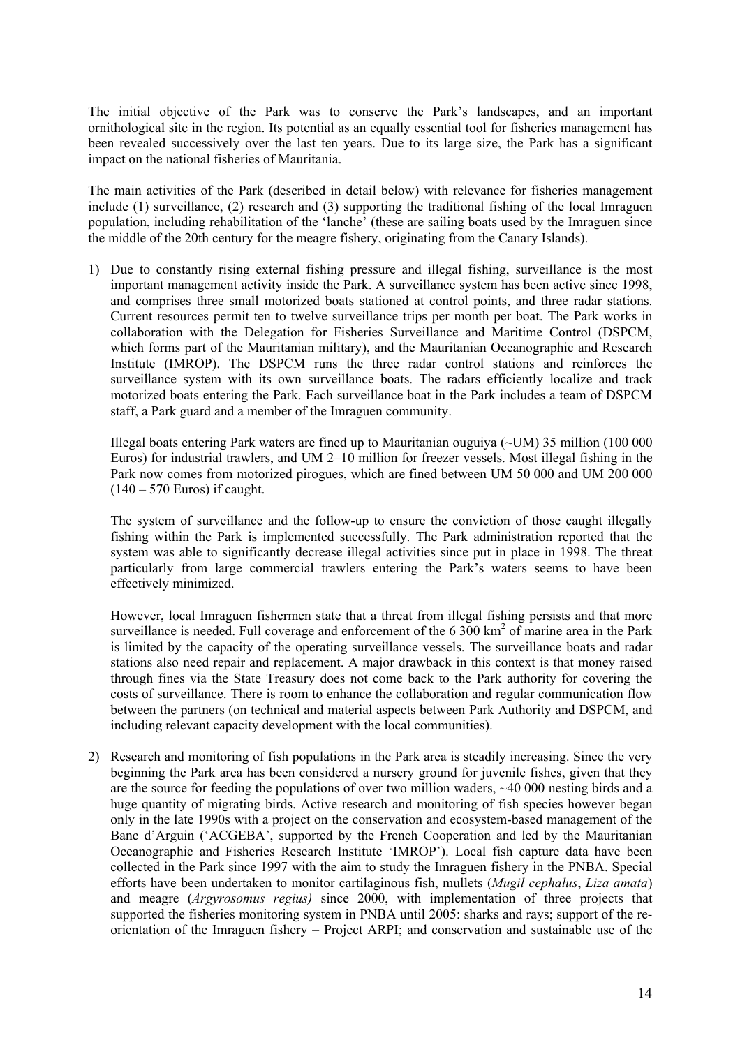The initial objective of the Park was to conserve the Park's landscapes, and an important ornithological site in the region. Its potential as an equally essential tool for fisheries management has been revealed successively over the last ten years. Due to its large size, the Park has a significant impact on the national fisheries of Mauritania.

The main activities of the Park (described in detail below) with relevance for fisheries management include (1) surveillance, (2) research and (3) supporting the traditional fishing of the local Imraguen population, including rehabilitation of the 'lanche' (these are sailing boats used by the Imraguen since the middle of the 20th century for the meagre fishery, originating from the Canary Islands).

1) Due to constantly rising external fishing pressure and illegal fishing, surveillance is the most important management activity inside the Park. A surveillance system has been active since 1998, and comprises three small motorized boats stationed at control points, and three radar stations. Current resources permit ten to twelve surveillance trips per month per boat. The Park works in collaboration with the Delegation for Fisheries Surveillance and Maritime Control (DSPCM, which forms part of the Mauritanian military), and the Mauritanian Oceanographic and Research Institute (IMROP). The DSPCM runs the three radar control stations and reinforces the surveillance system with its own surveillance boats. The radars efficiently localize and track motorized boats entering the Park. Each surveillance boat in the Park includes a team of DSPCM staff, a Park guard and a member of the Imraguen community.

   Illegal boats entering Park waters are fined up to Mauritanian ouguiya (~UM) 35 million (100 000 Euros) for industrial trawlers, and UM 2–10 million for freezer vessels. Most illegal fishing in the Park now comes from motorized pirogues, which are fined between UM 50 000 and UM 200 000 (140 – 570 Euros) if caught.

   The system of surveillance and the follow-up to ensure the conviction of those caught illegally fishing within the Park is implemented successfully. The Park administration reported that the system was able to significantly decrease illegal activities since put in place in 1998. The threat particularly from large commercial trawlers entering the Park's waters seems to have been effectively minimized.

   However, local Imraguen fishermen state that a threat from illegal fishing persists and that more surveillance is needed. Full coverage and enforcement of the 6 300 km$^2$ of marine area in the Park is limited by the capacity of the operating surveillance vessels. The surveillance boats and radar stations also need repair and replacement. A major drawback in this context is that money raised through fines via the State Treasury does not come back to the Park authority for covering the costs of surveillance. There is room to enhance the collaboration and regular communication flow between the partners (on technical and material aspects between Park Authority and DSPCM, and including relevant capacity development with the local communities).

2) Research and monitoring of fish populations in the Park area is steadily increasing. Since the very beginning the Park area has been considered a nursery ground for juvenile fishes, given that they are the source for feeding the populations of over two million waders, ~40 000 nesting birds and a huge quantity of migrating birds. Active research and monitoring of fish species however began only in the late 1990s with a project on the conservation and ecosystem-based management of the Banc d'Arguin ('ACGEBA', supported by the French Cooperation and led by the Mauritanian Oceanographic and Fisheries Research Institute 'IMROP'). Local fish capture data have been collected in the Park since 1997 with the aim to study the Imraguen fishery in the PNBA. Special efforts have been undertaken to monitor cartilaginous fish, mullets (*Mugil cephalus*, *Liza amata*) and meagre (*Argyrosomus regius)* since 2000, with implementation of three projects that supported the fisheries monitoring system in PNBA until 2005: sharks and rays; support of the re-orientation of the Imraguen fishery – Project ARPI; and conservation and sustainable use of the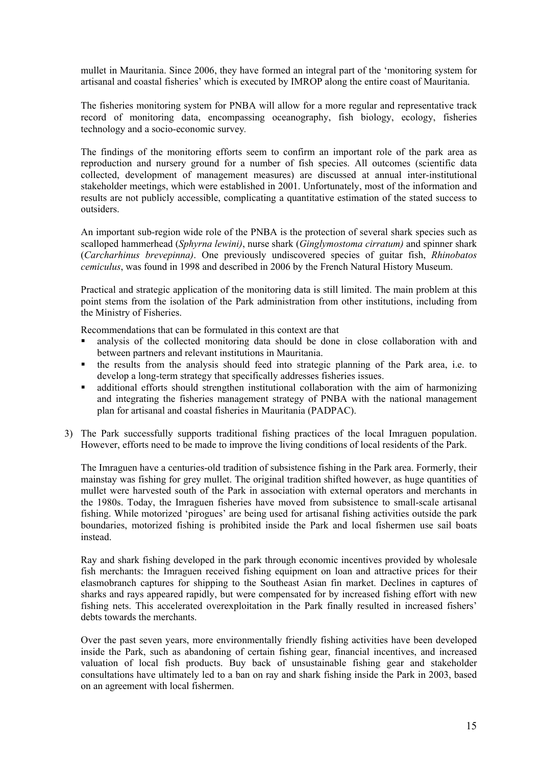mullet in Mauritania. Since 2006, they have formed an integral part of the 'monitoring system for artisanal and coastal fisheries' which is executed by IMROP along the entire coast of Mauritania.

The fisheries monitoring system for PNBA will allow for a more regular and representative track record of monitoring data, encompassing oceanography, fish biology, ecology, fisheries technology and a socio-economic survey.

The findings of the monitoring efforts seem to confirm an important role of the park area as reproduction and nursery ground for a number of fish species. All outcomes (scientific data collected, development of management measures) are discussed at annual inter-institutional stakeholder meetings, which were established in 2001. Unfortunately, most of the information and results are not publicly accessible, complicating a quantitative estimation of the stated success to outsiders.

An important sub-region wide role of the PNBA is the protection of several shark species such as scalloped hammerhead (*Sphyrna lewini)*, nurse shark (*Ginglymostoma cirratum)* and spinner shark (*Carcharhinus brevepinna)*. One previously undiscovered species of guitar fish, *Rhinobatos cemiculus*, was found in 1998 and described in 2006 by the French Natural History Museum.

Practical and strategic application of the monitoring data is still limited. The main problem at this point stems from the isolation of the Park administration from other institutions, including from the Ministry of Fisheries.

Recommendations that can be formulated in this context are that

- analysis of the collected monitoring data should be done in close collaboration with and between partners and relevant institutions in Mauritania.
- the results from the analysis should feed into strategic planning of the Park area, i.e. to develop a long-term strategy that specifically addresses fisheries issues.
- additional efforts should strengthen institutional collaboration with the aim of harmonizing and integrating the fisheries management strategy of PNBA with the national management plan for artisanal and coastal fisheries in Mauritania (PADPAC).

3) The Park successfully supports traditional fishing practices of the local Imraguen population. However, efforts need to be made to improve the living conditions of local residents of the Park.

The Imraguen have a centuries-old tradition of subsistence fishing in the Park area. Formerly, their mainstay was fishing for grey mullet. The original tradition shifted however, as huge quantities of mullet were harvested south of the Park in association with external operators and merchants in the 1980s. Today, the Imraguen fisheries have moved from subsistence to small-scale artisanal fishing. While motorized 'pirogues' are being used for artisanal fishing activities outside the park boundaries, motorized fishing is prohibited inside the Park and local fishermen use sail boats instead.

Ray and shark fishing developed in the park through economic incentives provided by wholesale fish merchants: the Imraguen received fishing equipment on loan and attractive prices for their elasmobranch captures for shipping to the Southeast Asian fin market. Declines in captures of sharks and rays appeared rapidly, but were compensated for by increased fishing effort with new fishing nets. This accelerated overexploitation in the Park finally resulted in increased fishers' debts towards the merchants.

Over the past seven years, more environmentally friendly fishing activities have been developed inside the Park, such as abandoning of certain fishing gear, financial incentives, and increased valuation of local fish products. Buy back of unsustainable fishing gear and stakeholder consultations have ultimately led to a ban on ray and shark fishing inside the Park in 2003, based on an agreement with local fishermen.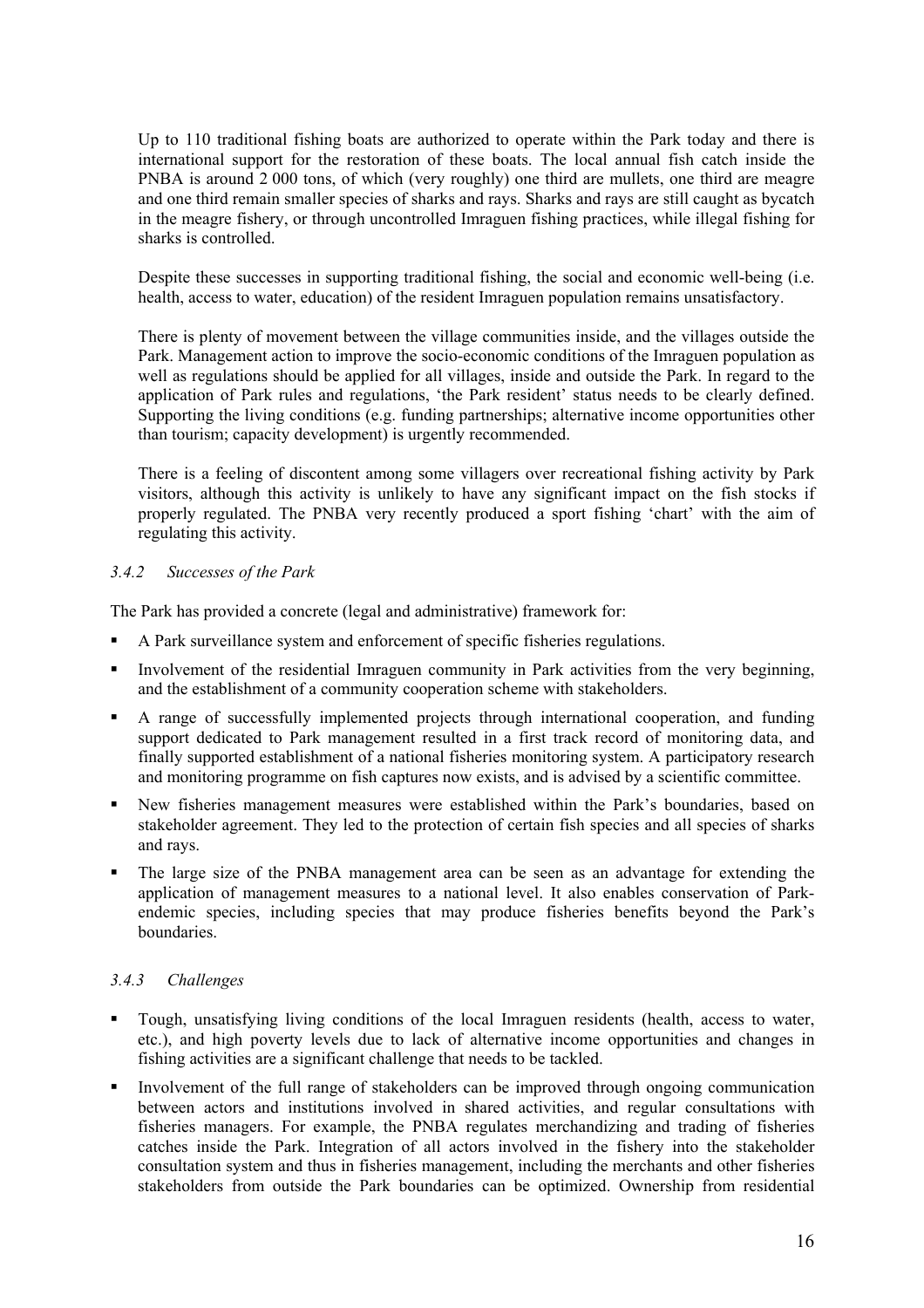Up to 110 traditional fishing boats are authorized to operate within the Park today and there is international support for the restoration of these boats. The local annual fish catch inside the PNBA is around 2 000 tons, of which (very roughly) one third are mullets, one third are meagre and one third remain smaller species of sharks and rays. Sharks and rays are still caught as bycatch in the meagre fishery, or through uncontrolled Imraguen fishing practices, while illegal fishing for sharks is controlled.

Despite these successes in supporting traditional fishing, the social and economic well-being (i.e. health, access to water, education) of the resident Imraguen population remains unsatisfactory.

There is plenty of movement between the village communities inside, and the villages outside the Park. Management action to improve the socio-economic conditions of the Imraguen population as well as regulations should be applied for all villages, inside and outside the Park. In regard to the application of Park rules and regulations, 'the Park resident' status needs to be clearly defined. Supporting the living conditions (e.g. funding partnerships; alternative income opportunities other than tourism; capacity development) is urgently recommended.

There is a feeling of discontent among some villagers over recreational fishing activity by Park visitors, although this activity is unlikely to have any significant impact on the fish stocks if properly regulated. The PNBA very recently produced a sport fishing 'chart' with the aim of regulating this activity.

### *3.4.2 Successes of the Park*

The Park has provided a concrete (legal and administrative) framework for:

- A Park surveillance system and enforcement of specific fisheries regulations.
- Involvement of the residential Imraguen community in Park activities from the very beginning, and the establishment of a community cooperation scheme with stakeholders.
- A range of successfully implemented projects through international cooperation, and funding support dedicated to Park management resulted in a first track record of monitoring data, and finally supported establishment of a national fisheries monitoring system. A participatory research and monitoring programme on fish captures now exists, and is advised by a scientific committee.
- New fisheries management measures were established within the Park's boundaries, based on stakeholder agreement. They led to the protection of certain fish species and all species of sharks and rays.
- The large size of the PNBA management area can be seen as an advantage for extending the application of management measures to a national level. It also enables conservation of Park-endemic species, including species that may produce fisheries benefits beyond the Park's boundaries.

### *3.4.3 Challenges*

- Tough, unsatisfying living conditions of the local Imraguen residents (health, access to water, etc.), and high poverty levels due to lack of alternative income opportunities and changes in fishing activities are a significant challenge that needs to be tackled.
- Involvement of the full range of stakeholders can be improved through ongoing communication between actors and institutions involved in shared activities, and regular consultations with fisheries managers. For example, the PNBA regulates merchandizing and trading of fisheries catches inside the Park. Integration of all actors involved in the fishery into the stakeholder consultation system and thus in fisheries management, including the merchants and other fisheries stakeholders from outside the Park boundaries can be optimized. Ownership from residential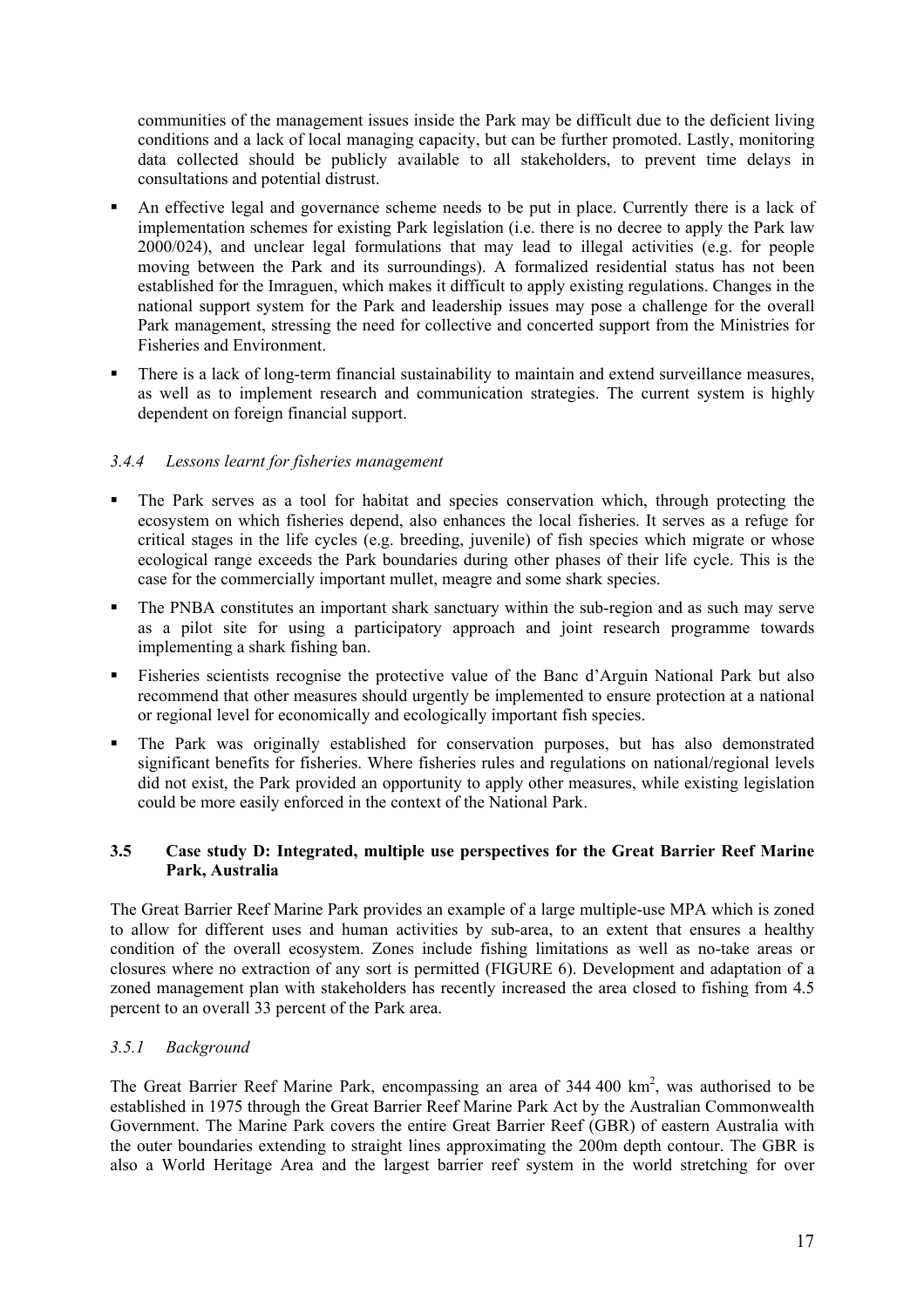communities of the management issues inside the Park may be difficult due to the deficient living conditions and a lack of local managing capacity, but can be further promoted. Lastly, monitoring data collected should be publicly available to all stakeholders, to prevent time delays in consultations and potential distrust.

- An effective legal and governance scheme needs to be put in place. Currently there is a lack of implementation schemes for existing Park legislation (i.e. there is no decree to apply the Park law 2000/024), and unclear legal formulations that may lead to illegal activities (e.g. for people moving between the Park and its surroundings). A formalized residential status has not been established for the Imraguen, which makes it difficult to apply existing regulations. Changes in the national support system for the Park and leadership issues may pose a challenge for the overall Park management, stressing the need for collective and concerted support from the Ministries for Fisheries and Environment.
- There is a lack of long-term financial sustainability to maintain and extend surveillance measures, as well as to implement research and communication strategies. The current system is highly dependent on foreign financial support.

#### *3.4.4 Lessons learnt for fisheries management*

- The Park serves as a tool for habitat and species conservation which, through protecting the ecosystem on which fisheries depend, also enhances the local fisheries. It serves as a refuge for critical stages in the life cycles (e.g. breeding, juvenile) of fish species which migrate or whose ecological range exceeds the Park boundaries during other phases of their life cycle. This is the case for the commercially important mullet, meagre and some shark species.
- The PNBA constitutes an important shark sanctuary within the sub-region and as such may serve as a pilot site for using a participatory approach and joint research programme towards implementing a shark fishing ban.
- Fisheries scientists recognise the protective value of the Banc d'Arguin National Park but also recommend that other measures should urgently be implemented to ensure protection at a national or regional level for economically and ecologically important fish species.
- The Park was originally established for conservation purposes, but has also demonstrated significant benefits for fisheries. Where fisheries rules and regulations on national/regional levels did not exist, the Park provided an opportunity to apply other measures, while existing legislation could be more easily enforced in the context of the National Park.

### 3.5 Case study D: Integrated, multiple use perspectives for the Great Barrier Reef Marine Park, Australia

The Great Barrier Reef Marine Park provides an example of a large multiple-use MPA which is zoned to allow for different uses and human activities by sub-area, to an extent that ensures a healthy condition of the overall ecosystem. Zones include fishing limitations as well as no-take areas or closures where no extraction of any sort is permitted (FIGURE 6). Development and adaptation of a zoned management plan with stakeholders has recently increased the area closed to fishing from 4.5 percent to an overall 33 percent of the Park area.

#### *3.5.1 Background*

The Great Barrier Reef Marine Park, encompassing an area of 344 400 $km^2$, was authorised to be established in 1975 through the Great Barrier Reef Marine Park Act by the Australian Commonwealth Government. The Marine Park covers the entire Great Barrier Reef (GBR) of eastern Australia with the outer boundaries extending to straight lines approximating the 200m depth contour. The GBR is also a World Heritage Area and the largest barrier reef system in the world stretching for over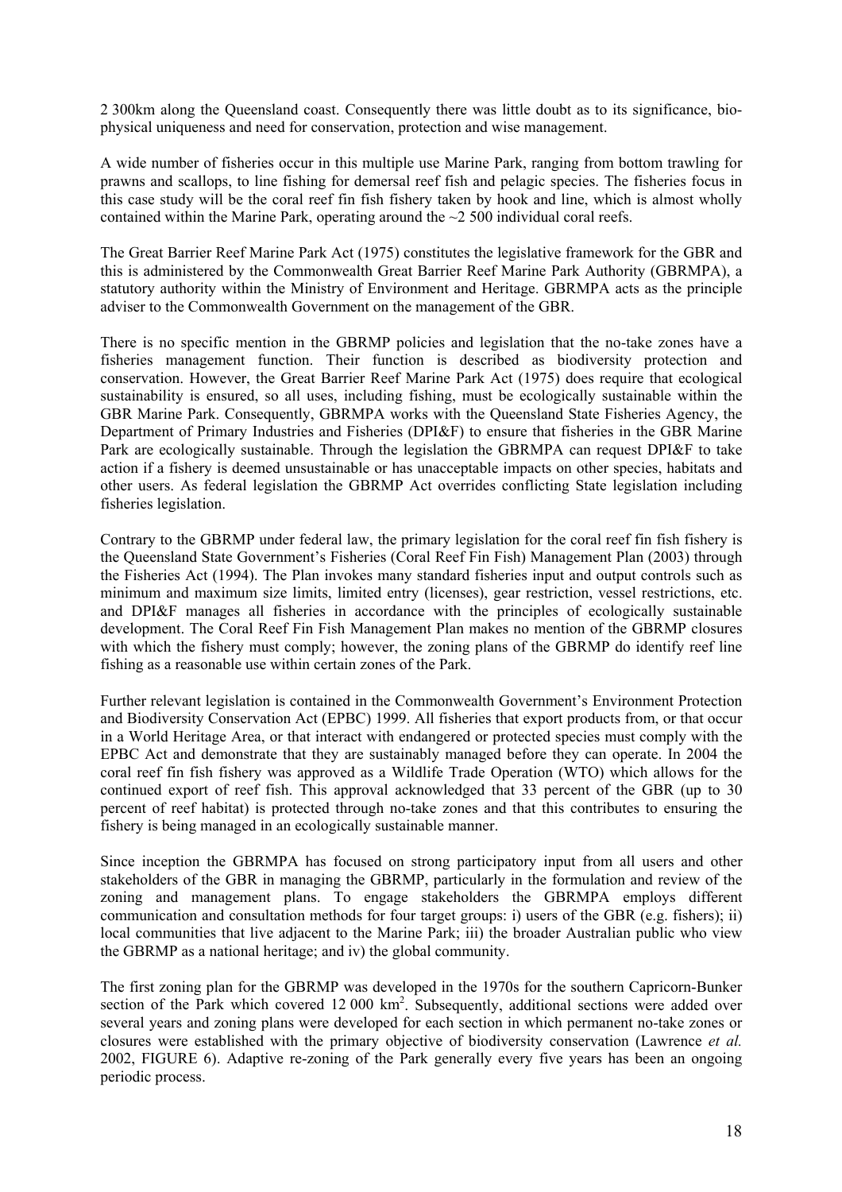2 300km along the Queensland coast. Consequently there was little doubt as to its significance, bio-physical uniqueness and need for conservation, protection and wise management.

A wide number of fisheries occur in this multiple use Marine Park, ranging from bottom trawling for prawns and scallops, to line fishing for demersal reef fish and pelagic species. The fisheries focus in this case study will be the coral reef fin fish fishery taken by hook and line, which is almost wholly contained within the Marine Park, operating around the ~2 500 individual coral reefs.

The Great Barrier Reef Marine Park Act (1975) constitutes the legislative framework for the GBR and this is administered by the Commonwealth Great Barrier Reef Marine Park Authority (GBRMPA), a statutory authority within the Ministry of Environment and Heritage. GBRMPA acts as the principle adviser to the Commonwealth Government on the management of the GBR.

There is no specific mention in the GBRMP policies and legislation that the no-take zones have a fisheries management function. Their function is described as biodiversity protection and conservation. However, the Great Barrier Reef Marine Park Act (1975) does require that ecological sustainability is ensured, so all uses, including fishing, must be ecologically sustainable within the GBR Marine Park. Consequently, GBRMPA works with the Queensland State Fisheries Agency, the Department of Primary Industries and Fisheries (DPI&F) to ensure that fisheries in the GBR Marine Park are ecologically sustainable. Through the legislation the GBRMPA can request DPI&F to take action if a fishery is deemed unsustainable or has unacceptable impacts on other species, habitats and other users. As federal legislation the GBRMP Act overrides conflicting State legislation including fisheries legislation.

Contrary to the GBRMP under federal law, the primary legislation for the coral reef fin fish fishery is the Queensland State Government's Fisheries (Coral Reef Fin Fish) Management Plan (2003) through the Fisheries Act (1994). The Plan invokes many standard fisheries input and output controls such as minimum and maximum size limits, limited entry (licenses), gear restriction, vessel restrictions, etc. and DPI&F manages all fisheries in accordance with the principles of ecologically sustainable development. The Coral Reef Fin Fish Management Plan makes no mention of the GBRMP closures with which the fishery must comply; however, the zoning plans of the GBRMP do identify reef line fishing as a reasonable use within certain zones of the Park.

Further relevant legislation is contained in the Commonwealth Government's Environment Protection and Biodiversity Conservation Act (EPBC) 1999. All fisheries that export products from, or that occur in a World Heritage Area, or that interact with endangered or protected species must comply with the EPBC Act and demonstrate that they are sustainably managed before they can operate. In 2004 the coral reef fin fish fishery was approved as a Wildlife Trade Operation (WTO) which allows for the continued export of reef fish. This approval acknowledged that 33 percent of the GBR (up to 30 percent of reef habitat) is protected through no-take zones and that this contributes to ensuring the fishery is being managed in an ecologically sustainable manner.

Since inception the GBRMPA has focused on strong participatory input from all users and other stakeholders of the GBR in managing the GBRMP, particularly in the formulation and review of the zoning and management plans. To engage stakeholders the GBRMPA employs different communication and consultation methods for four target groups: i) users of the GBR (e.g. fishers); ii) local communities that live adjacent to the Marine Park; iii) the broader Australian public who view the GBRMP as a national heritage; and iv) the global community.

The first zoning plan for the GBRMP was developed in the 1970s for the southern Capricorn-Bunker section of the Park which covered 12 000 km$^2$. Subsequently, additional sections were added over several years and zoning plans were developed for each section in which permanent no-take zones or closures were established with the primary objective of biodiversity conservation (Lawrence *et al.* 2002, FIGURE 6). Adaptive re-zoning of the Park generally every five years has been an ongoing periodic process.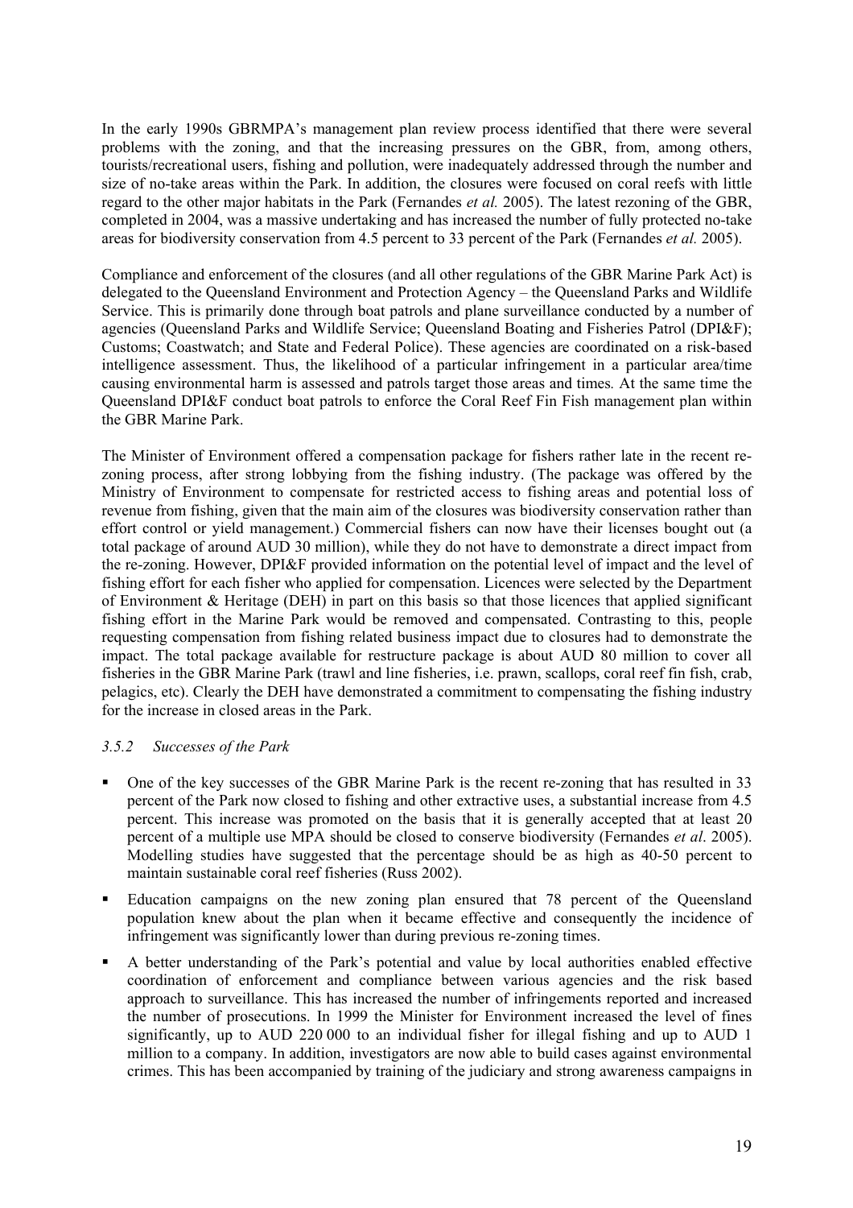In the early 1990s GBRMPA's management plan review process identified that there were several problems with the zoning, and that the increasing pressures on the GBR, from, among others, tourists/recreational users, fishing and pollution, were inadequately addressed through the number and size of no-take areas within the Park. In addition, the closures were focused on coral reefs with little regard to the other major habitats in the Park (Fernandes *et al.* 2005). The latest rezoning of the GBR, completed in 2004, was a massive undertaking and has increased the number of fully protected no-take areas for biodiversity conservation from 4.5 percent to 33 percent of the Park (Fernandes *et al.* 2005).

Compliance and enforcement of the closures (and all other regulations of the GBR Marine Park Act) is delegated to the Queensland Environment and Protection Agency – the Queensland Parks and Wildlife Service. This is primarily done through boat patrols and plane surveillance conducted by a number of agencies (Queensland Parks and Wildlife Service; Queensland Boating and Fisheries Patrol (DPI&F); Customs; Coastwatch; and State and Federal Police). These agencies are coordinated on a risk-based intelligence assessment. Thus, the likelihood of a particular infringement in a particular area/time causing environmental harm is assessed and patrols target those areas and times. At the same time the Queensland DPI&F conduct boat patrols to enforce the Coral Reef Fin Fish management plan within the GBR Marine Park.

The Minister of Environment offered a compensation package for fishers rather late in the recent re-zoning process, after strong lobbying from the fishing industry. (The package was offered by the Ministry of Environment to compensate for restricted access to fishing areas and potential loss of revenue from fishing, given that the main aim of the closures was biodiversity conservation rather than effort control or yield management.) Commercial fishers can now have their licenses bought out (a total package of around AUD 30 million), while they do not have to demonstrate a direct impact from the re-zoning. However, DPI&F provided information on the potential level of impact and the level of fishing effort for each fisher who applied for compensation. Licences were selected by the Department of Environment & Heritage (DEH) in part on this basis so that those licences that applied significant fishing effort in the Marine Park would be removed and compensated. Contrasting to this, people requesting compensation from fishing related business impact due to closures had to demonstrate the impact. The total package available for restructure package is about AUD 80 million to cover all fisheries in the GBR Marine Park (trawl and line fisheries, i.e. prawn, scallops, coral reef fin fish, crab, pelagics, etc). Clearly the DEH have demonstrated a commitment to compensating the fishing industry for the increase in closed areas in the Park.

### *3.5.2 Successes of the Park*

- One of the key successes of the GBR Marine Park is the recent re-zoning that has resulted in 33 percent of the Park now closed to fishing and other extractive uses, a substantial increase from 4.5 percent. This increase was promoted on the basis that it is generally accepted that at least 20 percent of a multiple use MPA should be closed to conserve biodiversity (Fernandes *et al*. 2005). Modelling studies have suggested that the percentage should be as high as 40-50 percent to maintain sustainable coral reef fisheries (Russ 2002).
- Education campaigns on the new zoning plan ensured that 78 percent of the Queensland population knew about the plan when it became effective and consequently the incidence of infringement was significantly lower than during previous re-zoning times.
- A better understanding of the Park's potential and value by local authorities enabled effective coordination of enforcement and compliance between various agencies and the risk based approach to surveillance. This has increased the number of infringements reported and increased the number of prosecutions. In 1999 the Minister for Environment increased the level of fines significantly, up to AUD 220 000 to an individual fisher for illegal fishing and up to AUD 1 million to a company. In addition, investigators are now able to build cases against environmental crimes. This has been accompanied by training of the judiciary and strong awareness campaigns in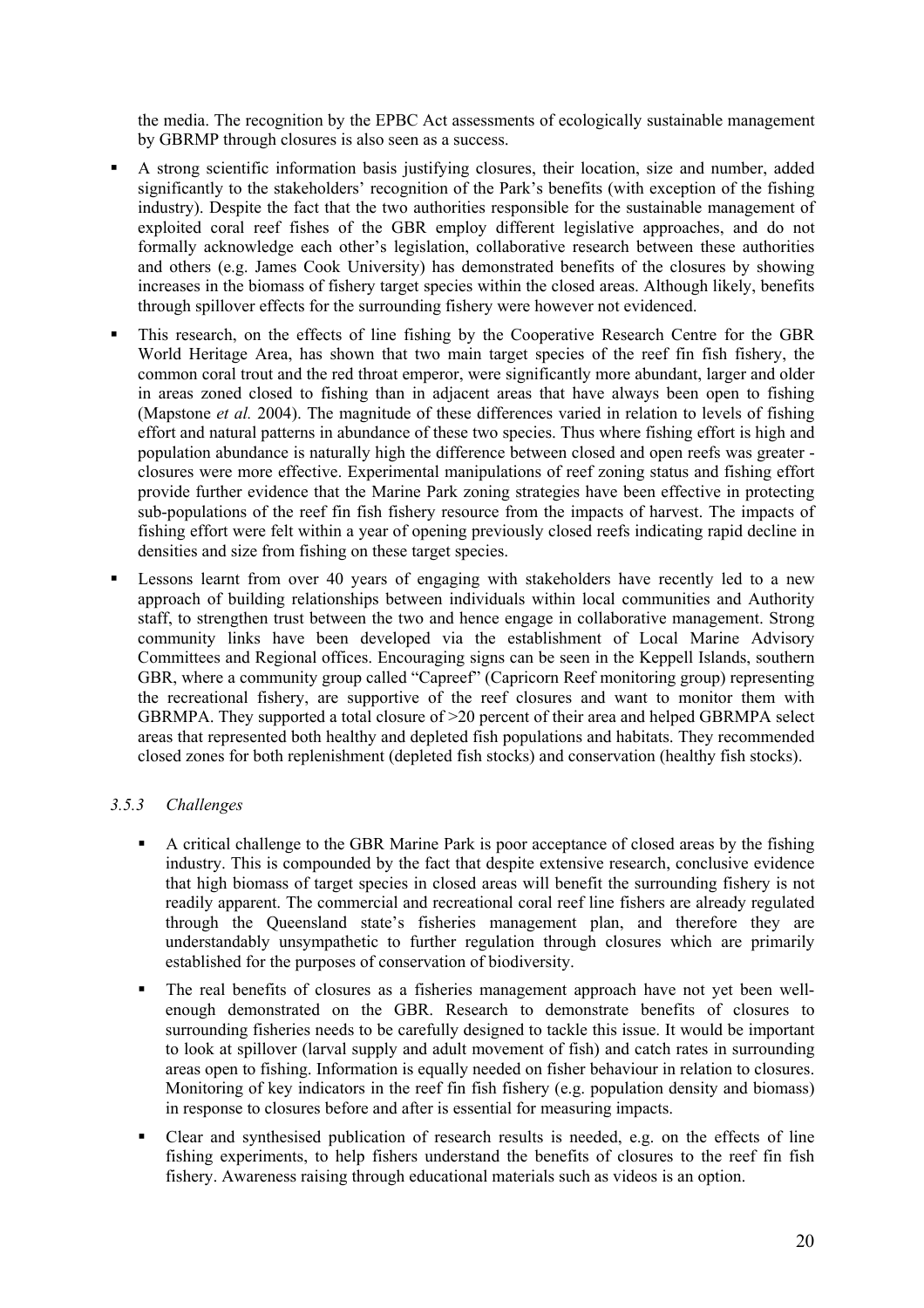the media. The recognition by the EPBC Act assessments of ecologically sustainable management by GBRMP through closures is also seen as a success.

- A strong scientific information basis justifying closures, their location, size and number, added significantly to the stakeholders' recognition of the Park's benefits (with exception of the fishing industry). Despite the fact that the two authorities responsible for the sustainable management of exploited coral reef fishes of the GBR employ different legislative approaches, and do not formally acknowledge each other's legislation, collaborative research between these authorities and others (e.g. James Cook University) has demonstrated benefits of the closures by showing increases in the biomass of fishery target species within the closed areas. Although likely, benefits through spillover effects for the surrounding fishery were however not evidenced.
- This research, on the effects of line fishing by the Cooperative Research Centre for the GBR World Heritage Area, has shown that two main target species of the reef fin fish fishery, the common coral trout and the red throat emperor, were significantly more abundant, larger and older in areas zoned closed to fishing than in adjacent areas that have always been open to fishing (Mapstone *et al.* 2004). The magnitude of these differences varied in relation to levels of fishing effort and natural patterns in abundance of these two species. Thus where fishing effort is high and population abundance is naturally high the difference between closed and open reefs was greater - closures were more effective. Experimental manipulations of reef zoning status and fishing effort provide further evidence that the Marine Park zoning strategies have been effective in protecting sub-populations of the reef fin fish fishery resource from the impacts of harvest. The impacts of fishing effort were felt within a year of opening previously closed reefs indicating rapid decline in densities and size from fishing on these target species.
- Lessons learnt from over 40 years of engaging with stakeholders have recently led to a new approach of building relationships between individuals within local communities and Authority staff, to strengthen trust between the two and hence engage in collaborative management. Strong community links have been developed via the establishment of Local Marine Advisory Committees and Regional offices. Encouraging signs can be seen in the Keppell Islands, southern GBR, where a community group called "Capreef" (Capricorn Reef monitoring group) representing the recreational fishery, are supportive of the reef closures and want to monitor them with GBRMPA. They supported a total closure of >20 percent of their area and helped GBRMPA select areas that represented both healthy and depleted fish populations and habitats. They recommended closed zones for both replenishment (depleted fish stocks) and conservation (healthy fish stocks).

### *3.5.3 Challenges*

- A critical challenge to the GBR Marine Park is poor acceptance of closed areas by the fishing industry. This is compounded by the fact that despite extensive research, conclusive evidence that high biomass of target species in closed areas will benefit the surrounding fishery is not readily apparent. The commercial and recreational coral reef line fishers are already regulated through the Queensland state's fisheries management plan, and therefore they are understandably unsympathetic to further regulation through closures which are primarily established for the purposes of conservation of biodiversity.
- The real benefits of closures as a fisheries management approach have not yet been well-enough demonstrated on the GBR. Research to demonstrate benefits of closures to surrounding fisheries needs to be carefully designed to tackle this issue. It would be important to look at spillover (larval supply and adult movement of fish) and catch rates in surrounding areas open to fishing. Information is equally needed on fisher behaviour in relation to closures. Monitoring of key indicators in the reef fin fish fishery (e.g. population density and biomass) in response to closures before and after is essential for measuring impacts.
- Clear and synthesised publication of research results is needed, e.g. on the effects of line fishing experiments, to help fishers understand the benefits of closures to the reef fin fish fishery. Awareness raising through educational materials such as videos is an option.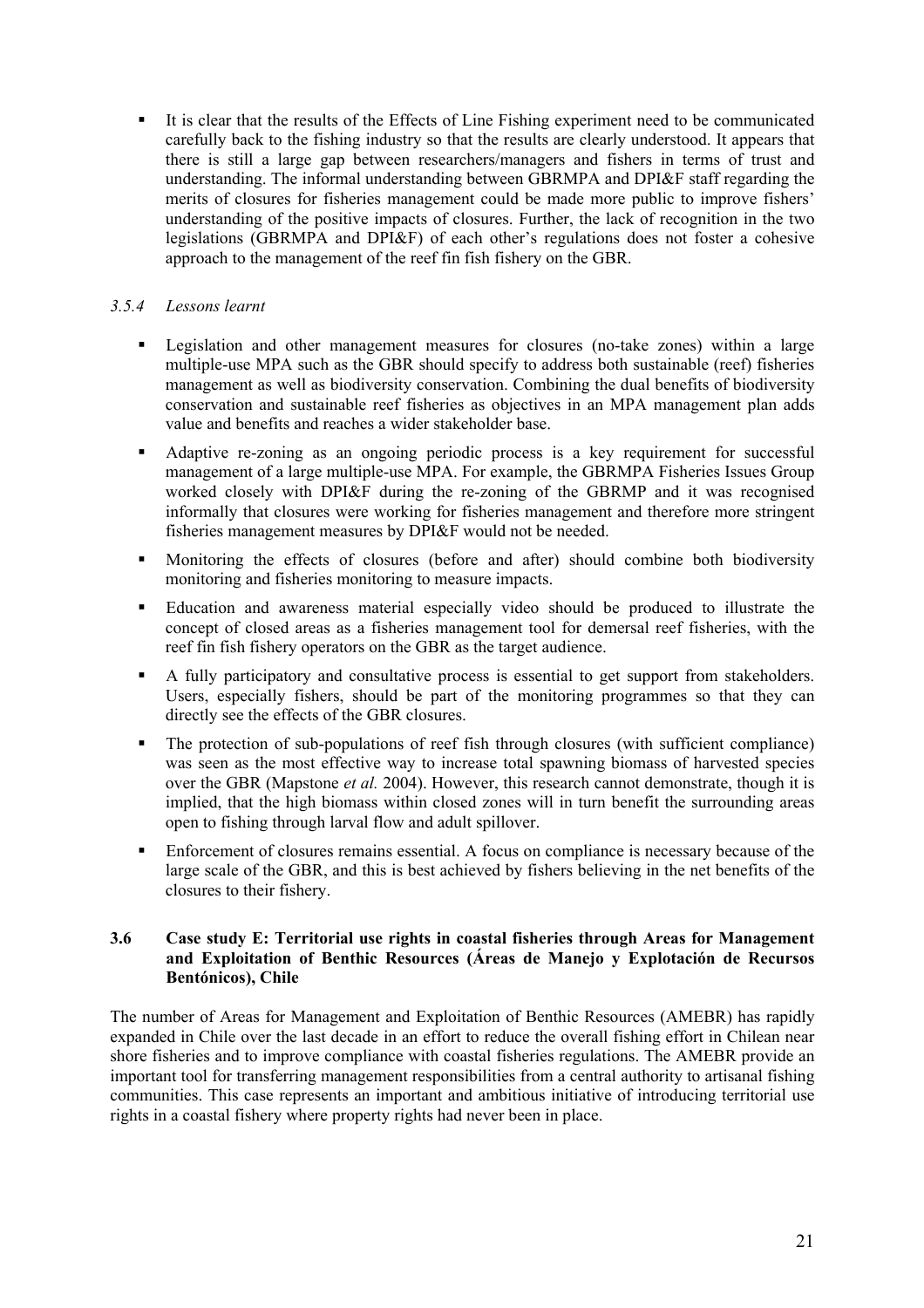- It is clear that the results of the Effects of Line Fishing experiment need to be communicated carefully back to the fishing industry so that the results are clearly understood. It appears that there is still a large gap between researchers/managers and fishers in terms of trust and understanding. The informal understanding between GBRMPA and DPI&F staff regarding the merits of closures for fisheries management could be made more public to improve fishers' understanding of the positive impacts of closures. Further, the lack of recognition in the two legislations (GBRMPA and DPI&F) of each other's regulations does not foster a cohesive approach to the management of the reef fin fish fishery on the GBR.

#### *3.5.4 Lessons learnt*

- Legislation and other management measures for closures (no-take zones) within a large multiple-use MPA such as the GBR should specify to address both sustainable (reef) fisheries management as well as biodiversity conservation. Combining the dual benefits of biodiversity conservation and sustainable reef fisheries as objectives in an MPA management plan adds value and benefits and reaches a wider stakeholder base.
- Adaptive re-zoning as an ongoing periodic process is a key requirement for successful management of a large multiple-use MPA. For example, the GBRMPA Fisheries Issues Group worked closely with DPI&F during the re-zoning of the GBRMP and it was recognised informally that closures were working for fisheries management and therefore more stringent fisheries management measures by DPI&F would not be needed.
- Monitoring the effects of closures (before and after) should combine both biodiversity monitoring and fisheries monitoring to measure impacts.
- Education and awareness material especially video should be produced to illustrate the concept of closed areas as a fisheries management tool for demersal reef fisheries, with the reef fin fish fishery operators on the GBR as the target audience.
- A fully participatory and consultative process is essential to get support from stakeholders. Users, especially fishers, should be part of the monitoring programmes so that they can directly see the effects of the GBR closures.
- The protection of sub-populations of reef fish through closures (with sufficient compliance) was seen as the most effective way to increase total spawning biomass of harvested species over the GBR (Mapstone *et al.* 2004). However, this research cannot demonstrate, though it is implied, that the high biomass within closed zones will in turn benefit the surrounding areas open to fishing through larval flow and adult spillover.
- Enforcement of closures remains essential. A focus on compliance is necessary because of the large scale of the GBR, and this is best achieved by fishers believing in the net benefits of the closures to their fishery.

### 3.6 Case study E: Territorial use rights in coastal fisheries through Areas for Management and Exploitation of Benthic Resources (Áreas de Manejo y Explotación de Recursos Bentónicos), Chile

The number of Areas for Management and Exploitation of Benthic Resources (AMEBR) has rapidly expanded in Chile over the last decade in an effort to reduce the overall fishing effort in Chilean near shore fisheries and to improve compliance with coastal fisheries regulations. The AMEBR provide an important tool for transferring management responsibilities from a central authority to artisanal fishing communities. This case represents an important and ambitious initiative of introducing territorial use rights in a coastal fishery where property rights had never been in place.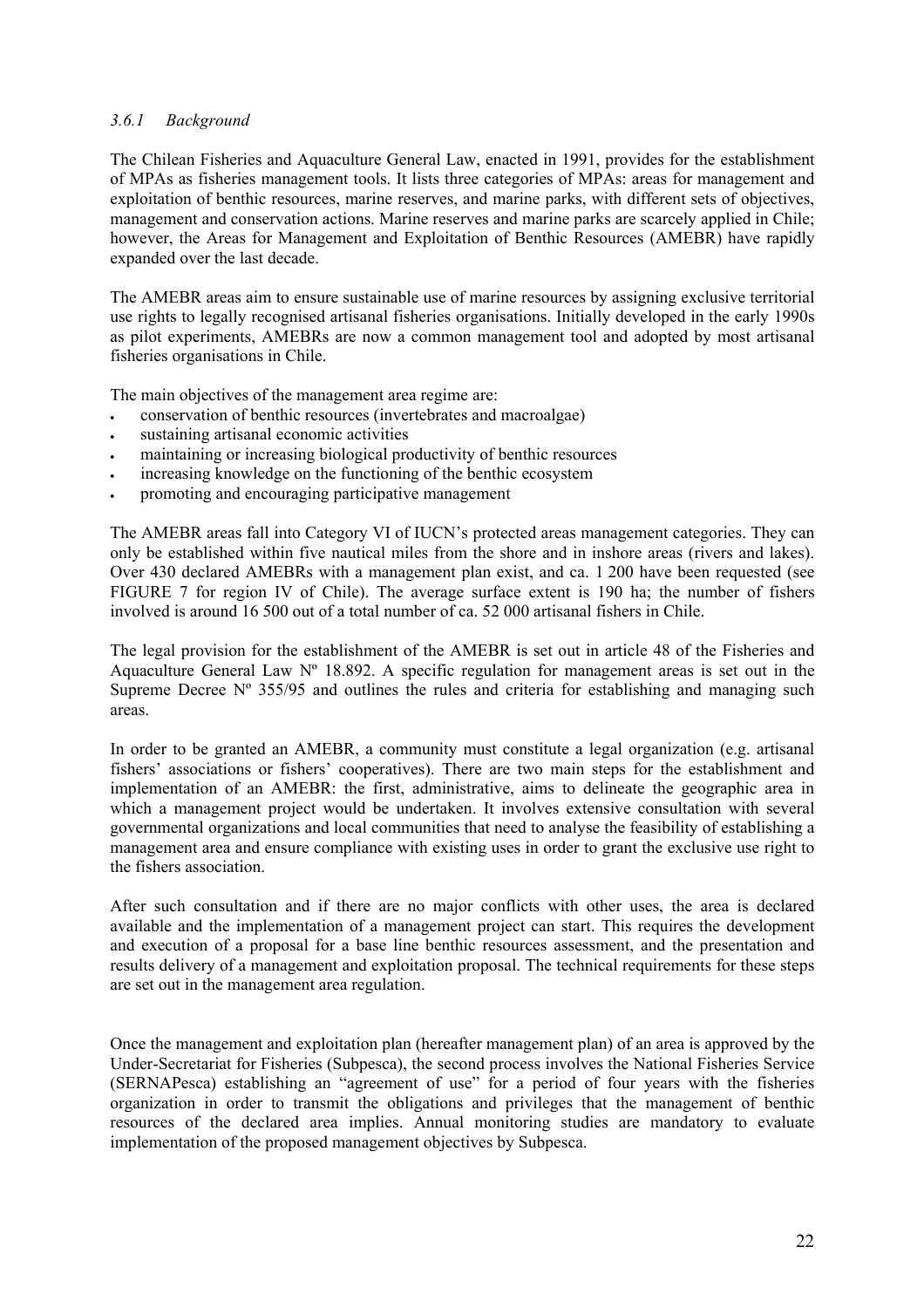### *3.6.1 Background*

The Chilean Fisheries and Aquaculture General Law, enacted in 1991, provides for the establishment of MPAs as fisheries management tools. It lists three categories of MPAs: areas for management and exploitation of benthic resources, marine reserves, and marine parks, with different sets of objectives, management and conservation actions. Marine reserves and marine parks are scarcely applied in Chile; however, the Areas for Management and Exploitation of Benthic Resources (AMEBR) have rapidly expanded over the last decade.

The AMEBR areas aim to ensure sustainable use of marine resources by assigning exclusive territorial use rights to legally recognised artisanal fisheries organisations. Initially developed in the early 1990s as pilot experiments, AMEBRs are now a common management tool and adopted by most artisanal fisheries organisations in Chile.

The main objectives of the management area regime are:

- conservation of benthic resources (invertebrates and macroalgae)
- sustaining artisanal economic activities
- maintaining or increasing biological productivity of benthic resources
- increasing knowledge on the functioning of the benthic ecosystem
- promoting and encouraging participative management

The AMEBR areas fall into Category VI of IUCN's protected areas management categories. They can only be established within five nautical miles from the shore and in inshore areas (rivers and lakes). Over 430 declared AMEBRs with a management plan exist, and ca. 1 200 have been requested (see FIGURE 7 for region IV of Chile). The average surface extent is 190 ha; the number of fishers involved is around 16 500 out of a total number of ca. 52 000 artisanal fishers in Chile.

The legal provision for the establishment of the AMEBR is set out in article 48 of the Fisheries and Aquaculture General Law Nº 18.892. A specific regulation for management areas is set out in the Supreme Decree Nº 355/95 and outlines the rules and criteria for establishing and managing such areas.

In order to be granted an AMEBR, a community must constitute a legal organization (e.g. artisanal fishers' associations or fishers' cooperatives). There are two main steps for the establishment and implementation of an AMEBR: the first, administrative, aims to delineate the geographic area in which a management project would be undertaken. It involves extensive consultation with several governmental organizations and local communities that need to analyse the feasibility of establishing a management area and ensure compliance with existing uses in order to grant the exclusive use right to the fishers association.

After such consultation and if there are no major conflicts with other uses, the area is declared available and the implementation of a management project can start. This requires the development and execution of a proposal for a base line benthic resources assessment, and the presentation and results delivery of a management and exploitation proposal. The technical requirements for these steps are set out in the management area regulation.

Once the management and exploitation plan (hereafter management plan) of an area is approved by the Under-Secretariat for Fisheries (Subpesca), the second process involves the National Fisheries Service (SERNAPesca) establishing an "agreement of use" for a period of four years with the fisheries organization in order to transmit the obligations and privileges that the management of benthic resources of the declared area implies. Annual monitoring studies are mandatory to evaluate implementation of the proposed management objectives by Subpesca.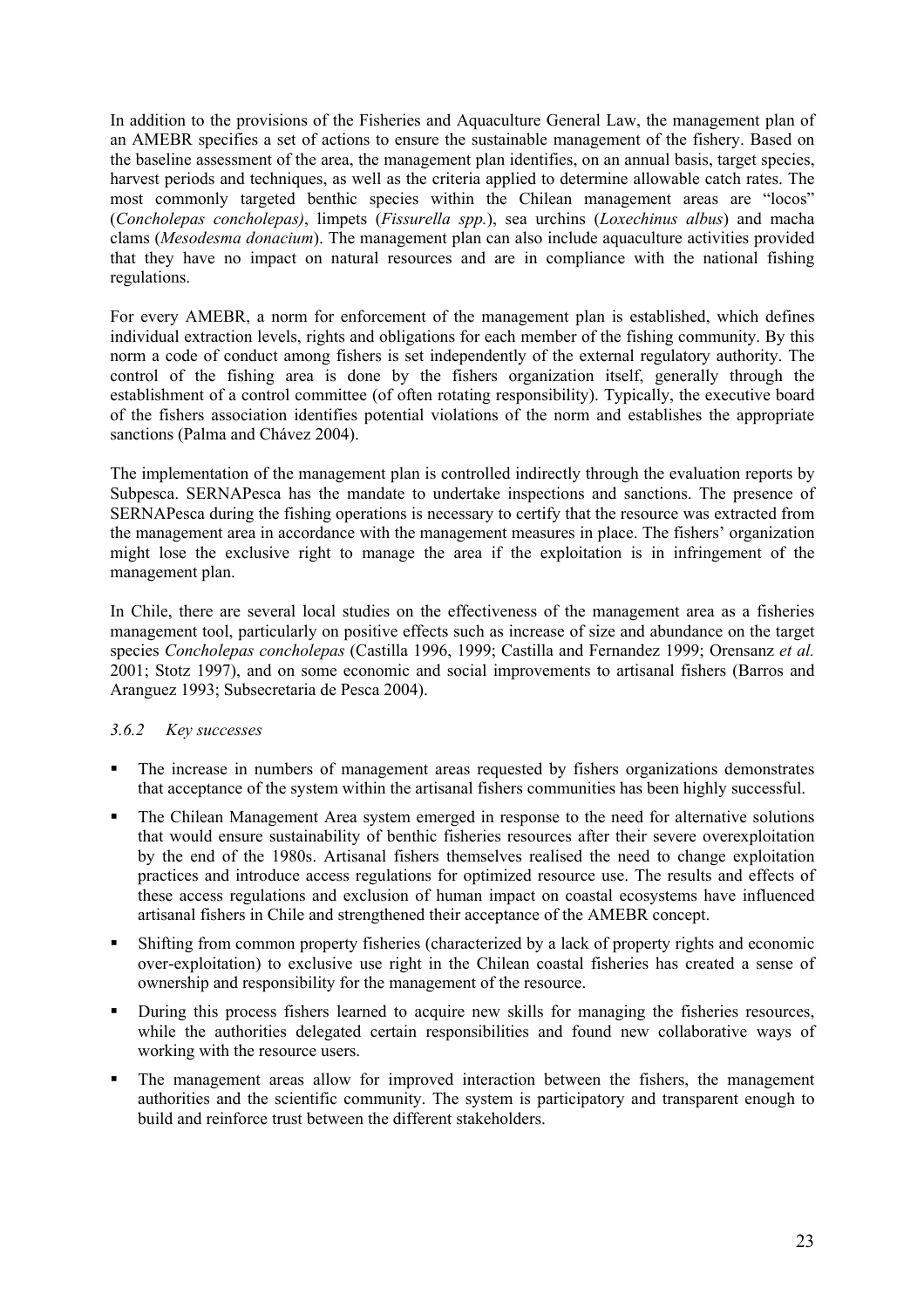In addition to the provisions of the Fisheries and Aquaculture General Law, the management plan of an AMEBR specifies a set of actions to ensure the sustainable management of the fishery. Based on the baseline assessment of the area, the management plan identifies, on an annual basis, target species, harvest periods and techniques, as well as the criteria applied to determine allowable catch rates. The most commonly targeted benthic species within the Chilean management areas are "locos" (*Concholepas concholepas)*, limpets (*Fissurella spp.*), sea urchins (*Loxechinus albus*) and macha clams (*Mesodesma donacium*). The management plan can also include aquaculture activities provided that they have no impact on natural resources and are in compliance with the national fishing regulations.

For every AMEBR, a norm for enforcement of the management plan is established, which defines individual extraction levels, rights and obligations for each member of the fishing community. By this norm a code of conduct among fishers is set independently of the external regulatory authority. The control of the fishing area is done by the fishers organization itself, generally through the establishment of a control committee (of often rotating responsibility). Typically, the executive board of the fishers association identifies potential violations of the norm and establishes the appropriate sanctions (Palma and Chávez 2004).

The implementation of the management plan is controlled indirectly through the evaluation reports by Subpesca. SERNAPesca has the mandate to undertake inspections and sanctions. The presence of SERNAPesca during the fishing operations is necessary to certify that the resource was extracted from the management area in accordance with the management measures in place. The fishers' organization might lose the exclusive right to manage the area if the exploitation is in infringement of the management plan.

In Chile, there are several local studies on the effectiveness of the management area as a fisheries management tool, particularly on positive effects such as increase of size and abundance on the target species *Concholepas concholepas* (Castilla 1996, 1999; Castilla and Fernandez 1999; Orensanz *et al.* 2001; Stotz 1997), and on some economic and social improvements to artisanal fishers (Barros and Aranguez 1993; Subsecretaria de Pesca 2004).

### *3.6.2 Key successes*

- The increase in numbers of management areas requested by fishers organizations demonstrates that acceptance of the system within the artisanal fishers communities has been highly successful.
- The Chilean Management Area system emerged in response to the need for alternative solutions that would ensure sustainability of benthic fisheries resources after their severe overexploitation by the end of the 1980s. Artisanal fishers themselves realised the need to change exploitation practices and introduce access regulations for optimized resource use. The results and effects of these access regulations and exclusion of human impact on coastal ecosystems have influenced artisanal fishers in Chile and strengthened their acceptance of the AMEBR concept.
- Shifting from common property fisheries (characterized by a lack of property rights and economic over-exploitation) to exclusive use right in the Chilean coastal fisheries has created a sense of ownership and responsibility for the management of the resource.
- During this process fishers learned to acquire new skills for managing the fisheries resources, while the authorities delegated certain responsibilities and found new collaborative ways of working with the resource users.
- The management areas allow for improved interaction between the fishers, the management authorities and the scientific community. The system is participatory and transparent enough to build and reinforce trust between the different stakeholders.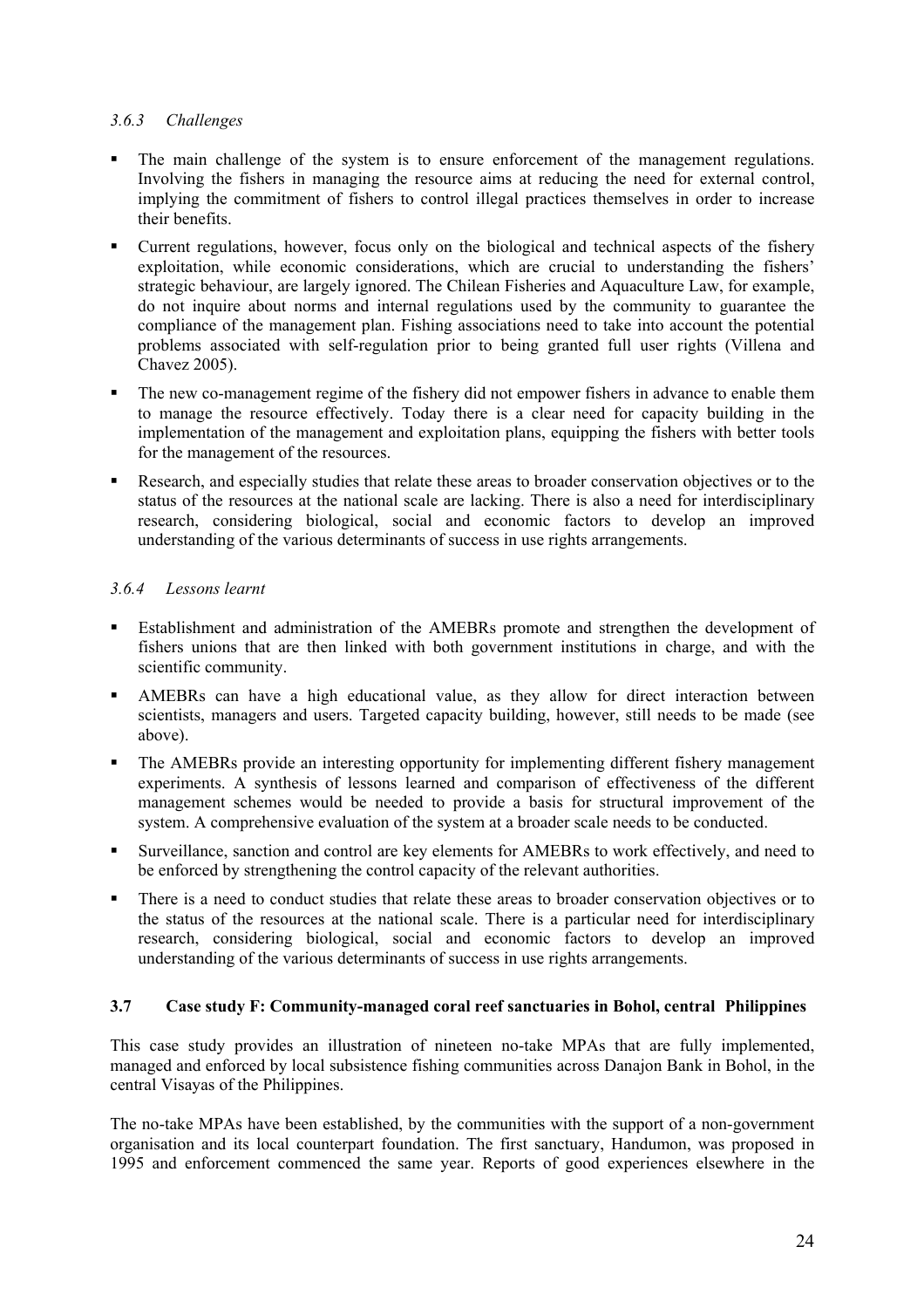### *3.6.3 Challenges*

- The main challenge of the system is to ensure enforcement of the management regulations. Involving the fishers in managing the resource aims at reducing the need for external control, implying the commitment of fishers to control illegal practices themselves in order to increase their benefits.
- Current regulations, however, focus only on the biological and technical aspects of the fishery exploitation, while economic considerations, which are crucial to understanding the fishers' strategic behaviour, are largely ignored. The Chilean Fisheries and Aquaculture Law, for example, do not inquire about norms and internal regulations used by the community to guarantee the compliance of the management plan. Fishing associations need to take into account the potential problems associated with self-regulation prior to being granted full user rights (Villena and Chavez 2005).
- The new co-management regime of the fishery did not empower fishers in advance to enable them to manage the resource effectively. Today there is a clear need for capacity building in the implementation of the management and exploitation plans, equipping the fishers with better tools for the management of the resources.
- Research, and especially studies that relate these areas to broader conservation objectives or to the status of the resources at the national scale are lacking. There is also a need for interdisciplinary research, considering biological, social and economic factors to develop an improved understanding of the various determinants of success in use rights arrangements.

### *3.6.4 Lessons learnt*

- Establishment and administration of the AMEBRs promote and strengthen the development of fishers unions that are then linked with both government institutions in charge, and with the scientific community.
- AMEBRs can have a high educational value, as they allow for direct interaction between scientists, managers and users. Targeted capacity building, however, still needs to be made (see above).
- The AMEBRs provide an interesting opportunity for implementing different fishery management experiments. A synthesis of lessons learned and comparison of effectiveness of the different management schemes would be needed to provide a basis for structural improvement of the system. A comprehensive evaluation of the system at a broader scale needs to be conducted.
- Surveillance, sanction and control are key elements for AMEBRs to work effectively, and need to be enforced by strengthening the control capacity of the relevant authorities.
- There is a need to conduct studies that relate these areas to broader conservation objectives or to the status of the resources at the national scale. There is a particular need for interdisciplinary research, considering biological, social and economic factors to develop an improved understanding of the various determinants of success in use rights arrangements.

## 3.7 Case study F: Community-managed coral reef sanctuaries in Bohol, central Philippines

This case study provides an illustration of nineteen no-take MPAs that are fully implemented, managed and enforced by local subsistence fishing communities across Danajon Bank in Bohol, in the central Visayas of the Philippines.

The no-take MPAs have been established, by the communities with the support of a non-government organisation and its local counterpart foundation. The first sanctuary, Handumon, was proposed in 1995 and enforcement commenced the same year. Reports of good experiences elsewhere in the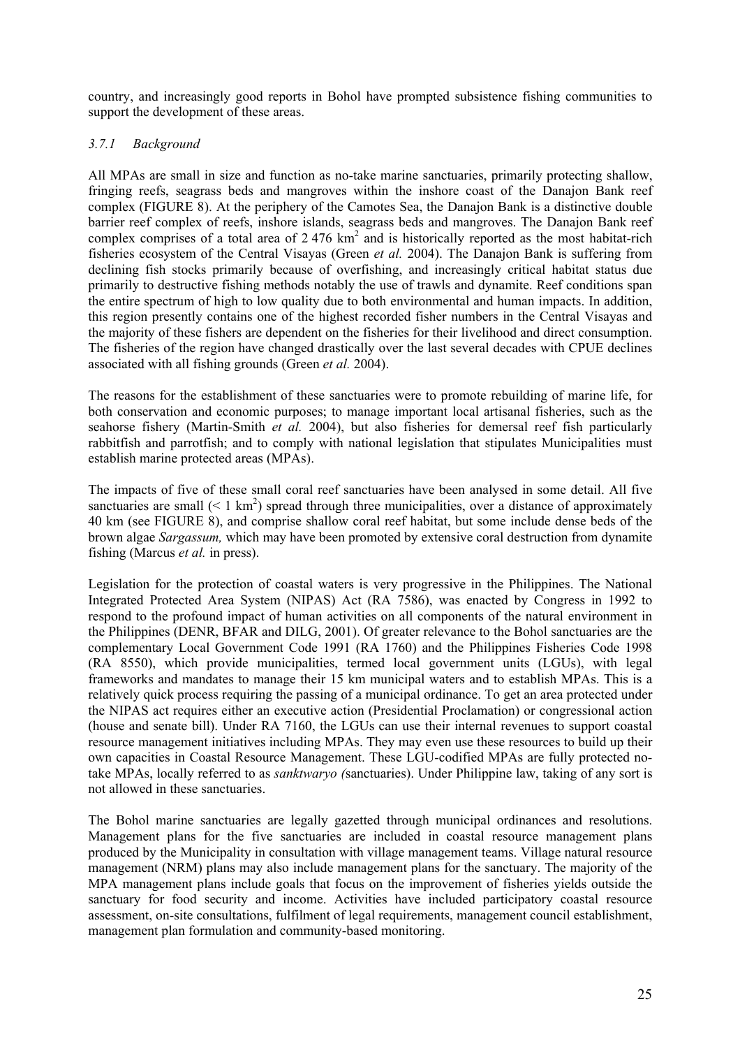country, and increasingly good reports in Bohol have prompted subsistence fishing communities to support the development of these areas.

### *3.7.1 Background*

All MPAs are small in size and function as no-take marine sanctuaries, primarily protecting shallow, fringing reefs, seagrass beds and mangroves within the inshore coast of the Danajon Bank reef complex (FIGURE 8). At the periphery of the Camotes Sea, the Danajon Bank is a distinctive double barrier reef complex of reefs, inshore islands, seagrass beds and mangroves. The Danajon Bank reef complex comprises of a total area of 2 476 $km^2$ and is historically reported as the most habitat-rich fisheries ecosystem of the Central Visayas (Green *et al.* 2004). The Danajon Bank is suffering from declining fish stocks primarily because of overfishing, and increasingly critical habitat status due primarily to destructive fishing methods notably the use of trawls and dynamite. Reef conditions span the entire spectrum of high to low quality due to both environmental and human impacts. In addition, this region presently contains one of the highest recorded fisher numbers in the Central Visayas and the majority of these fishers are dependent on the fisheries for their livelihood and direct consumption. The fisheries of the region have changed drastically over the last several decades with CPUE declines associated with all fishing grounds (Green *et al.* 2004).

The reasons for the establishment of these sanctuaries were to promote rebuilding of marine life, for both conservation and economic purposes; to manage important local artisanal fisheries, such as the seahorse fishery (Martin-Smith *et al.* 2004), but also fisheries for demersal reef fish particularly rabbitfish and parrotfish; and to comply with national legislation that stipulates Municipalities must establish marine protected areas (MPAs).

The impacts of five of these small coral reef sanctuaries have been analysed in some detail. All five sanctuaries are small (< 1 $km^2$) spread through three municipalities, over a distance of approximately 40 km (see FIGURE 8), and comprise shallow coral reef habitat, but some include dense beds of the brown algae *Sargassum,* which may have been promoted by extensive coral destruction from dynamite fishing (Marcus *et al.* in press).

Legislation for the protection of coastal waters is very progressive in the Philippines. The National Integrated Protected Area System (NIPAS) Act (RA 7586), was enacted by Congress in 1992 to respond to the profound impact of human activities on all components of the natural environment in the Philippines (DENR, BFAR and DILG, 2001). Of greater relevance to the Bohol sanctuaries are the complementary Local Government Code 1991 (RA 1760) and the Philippines Fisheries Code 1998 (RA 8550), which provide municipalities, termed local government units (LGUs), with legal frameworks and mandates to manage their 15 km municipal waters and to establish MPAs. This is a relatively quick process requiring the passing of a municipal ordinance. To get an area protected under the NIPAS act requires either an executive action (Presidential Proclamation) or congressional action (house and senate bill). Under RA 7160, the LGUs can use their internal revenues to support coastal resource management initiatives including MPAs. They may even use these resources to build up their own capacities in Coastal Resource Management. These LGU-codified MPAs are fully protected no-take MPAs, locally referred to as *sanktwaryo (*sanctuaries). Under Philippine law, taking of any sort is not allowed in these sanctuaries.

The Bohol marine sanctuaries are legally gazetted through municipal ordinances and resolutions. Management plans for the five sanctuaries are included in coastal resource management plans produced by the Municipality in consultation with village management teams. Village natural resource management (NRM) plans may also include management plans for the sanctuary. The majority of the MPA management plans include goals that focus on the improvement of fisheries yields outside the sanctuary for food security and income. Activities have included participatory coastal resource assessment, on-site consultations, fulfilment of legal requirements, management council establishment, management plan formulation and community-based monitoring.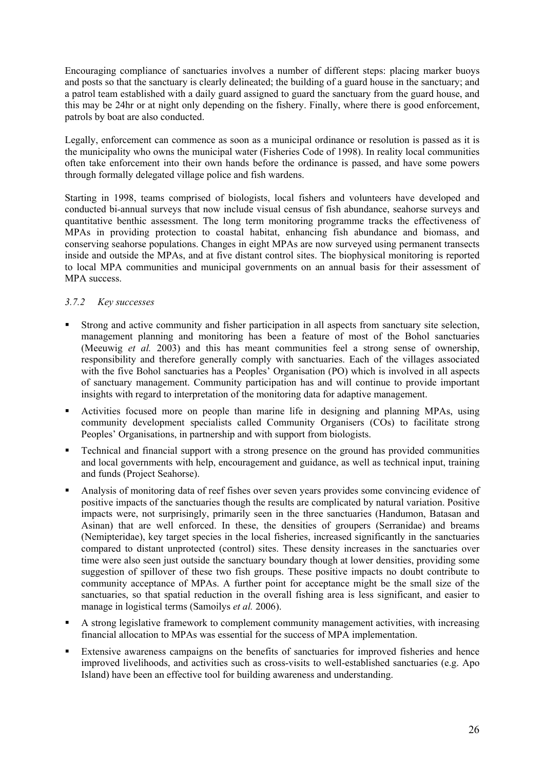Encouraging compliance of sanctuaries involves a number of different steps: placing marker buoys and posts so that the sanctuary is clearly delineated; the building of a guard house in the sanctuary; and a patrol team established with a daily guard assigned to guard the sanctuary from the guard house, and this may be 24hr or at night only depending on the fishery. Finally, where there is good enforcement, patrols by boat are also conducted.

Legally, enforcement can commence as soon as a municipal ordinance or resolution is passed as it is the municipality who owns the municipal water (Fisheries Code of 1998). In reality local communities often take enforcement into their own hands before the ordinance is passed, and have some powers through formally delegated village police and fish wardens.

Starting in 1998, teams comprised of biologists, local fishers and volunteers have developed and conducted bi-annual surveys that now include visual census of fish abundance, seahorse surveys and quantitative benthic assessment. The long term monitoring programme tracks the effectiveness of MPAs in providing protection to coastal habitat, enhancing fish abundance and biomass, and conserving seahorse populations. Changes in eight MPAs are now surveyed using permanent transects inside and outside the MPAs, and at five distant control sites. The biophysical monitoring is reported to local MPA communities and municipal governments on an annual basis for their assessment of MPA success.

### *3.7.2 Key successes*

- Strong and active community and fisher participation in all aspects from sanctuary site selection, management planning and monitoring has been a feature of most of the Bohol sanctuaries (Meeuwig *et al.* 2003) and this has meant communities feel a strong sense of ownership, responsibility and therefore generally comply with sanctuaries. Each of the villages associated with the five Bohol sanctuaries has a Peoples' Organisation (PO) which is involved in all aspects of sanctuary management. Community participation has and will continue to provide important insights with regard to interpretation of the monitoring data for adaptive management.
- Activities focused more on people than marine life in designing and planning MPAs, using community development specialists called Community Organisers (COs) to facilitate strong Peoples' Organisations, in partnership and with support from biologists.
- Technical and financial support with a strong presence on the ground has provided communities and local governments with help, encouragement and guidance, as well as technical input, training and funds (Project Seahorse).
- Analysis of monitoring data of reef fishes over seven years provides some convincing evidence of positive impacts of the sanctuaries though the results are complicated by natural variation. Positive impacts were, not surprisingly, primarily seen in the three sanctuaries (Handumon, Batasan and Asinan) that are well enforced. In these, the densities of groupers (Serranidae) and breams (Nemipteridae), key target species in the local fisheries, increased significantly in the sanctuaries compared to distant unprotected (control) sites. These density increases in the sanctuaries over time were also seen just outside the sanctuary boundary though at lower densities, providing some suggestion of spillover of these two fish groups. These positive impacts no doubt contribute to community acceptance of MPAs. A further point for acceptance might be the small size of the sanctuaries, so that spatial reduction in the overall fishing area is less significant, and easier to manage in logistical terms (Samoilys *et al.* 2006).
- A strong legislative framework to complement community management activities, with increasing financial allocation to MPAs was essential for the success of MPA implementation.
- Extensive awareness campaigns on the benefits of sanctuaries for improved fisheries and hence improved livelihoods, and activities such as cross-visits to well-established sanctuaries (e.g. Apo Island) have been an effective tool for building awareness and understanding.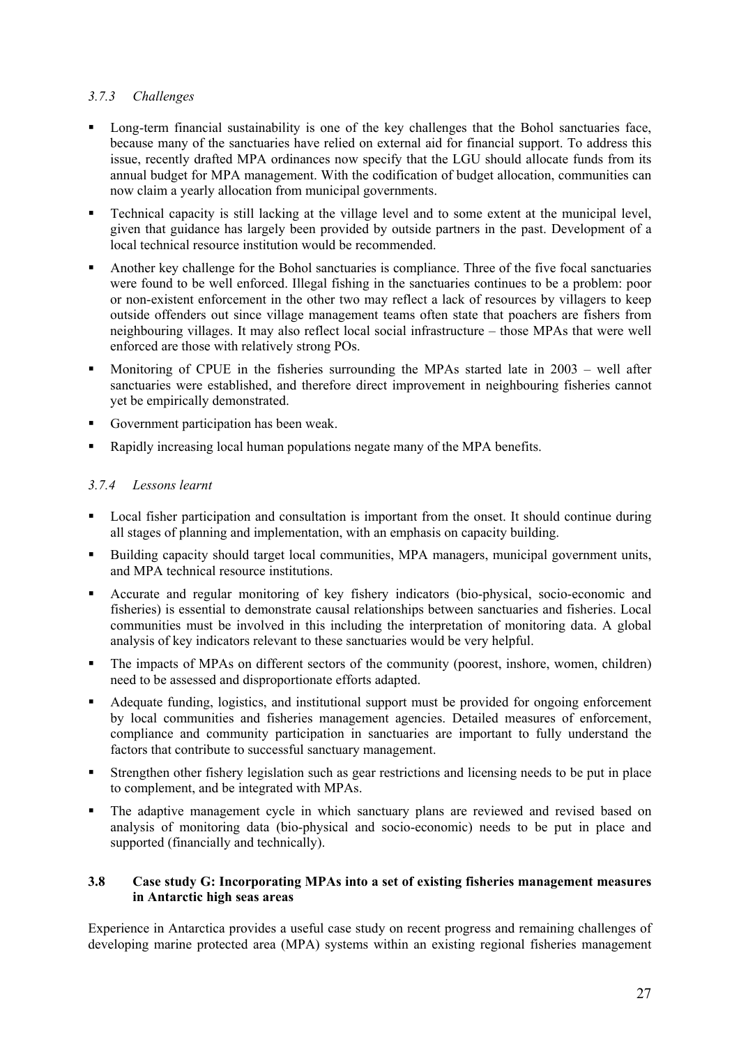### *3.7.3 Challenges*

- Long-term financial sustainability is one of the key challenges that the Bohol sanctuaries face, because many of the sanctuaries have relied on external aid for financial support. To address this issue, recently drafted MPA ordinances now specify that the LGU should allocate funds from its annual budget for MPA management. With the codification of budget allocation, communities can now claim a yearly allocation from municipal governments.
- Technical capacity is still lacking at the village level and to some extent at the municipal level, given that guidance has largely been provided by outside partners in the past. Development of a local technical resource institution would be recommended.
- Another key challenge for the Bohol sanctuaries is compliance. Three of the five focal sanctuaries were found to be well enforced. Illegal fishing in the sanctuaries continues to be a problem: poor or non-existent enforcement in the other two may reflect a lack of resources by villagers to keep outside offenders out since village management teams often state that poachers are fishers from neighbouring villages. It may also reflect local social infrastructure – those MPAs that were well enforced are those with relatively strong POs.
- Monitoring of CPUE in the fisheries surrounding the MPAs started late in 2003 – well after sanctuaries were established, and therefore direct improvement in neighbouring fisheries cannot yet be empirically demonstrated.
- Government participation has been weak.
- Rapidly increasing local human populations negate many of the MPA benefits.

### *3.7.4 Lessons learnt*

- Local fisher participation and consultation is important from the onset. It should continue during all stages of planning and implementation, with an emphasis on capacity building.
- Building capacity should target local communities, MPA managers, municipal government units, and MPA technical resource institutions.
- Accurate and regular monitoring of key fishery indicators (bio-physical, socio-economic and fisheries) is essential to demonstrate causal relationships between sanctuaries and fisheries. Local communities must be involved in this including the interpretation of monitoring data. A global analysis of key indicators relevant to these sanctuaries would be very helpful.
- The impacts of MPAs on different sectors of the community (poorest, inshore, women, children) need to be assessed and disproportionate efforts adapted.
- Adequate funding, logistics, and institutional support must be provided for ongoing enforcement by local communities and fisheries management agencies. Detailed measures of enforcement, compliance and community participation in sanctuaries are important to fully understand the factors that contribute to successful sanctuary management.
- Strengthen other fishery legislation such as gear restrictions and licensing needs to be put in place to complement, and be integrated with MPAs.
- The adaptive management cycle in which sanctuary plans are reviewed and revised based on analysis of monitoring data (bio-physical and socio-economic) needs to be put in place and supported (financially and technically).

## 3.8 Case study G: Incorporating MPAs into a set of existing fisheries management measures in Antarctic high seas areas

Experience in Antarctica provides a useful case study on recent progress and remaining challenges of developing marine protected area (MPA) systems within an existing regional fisheries management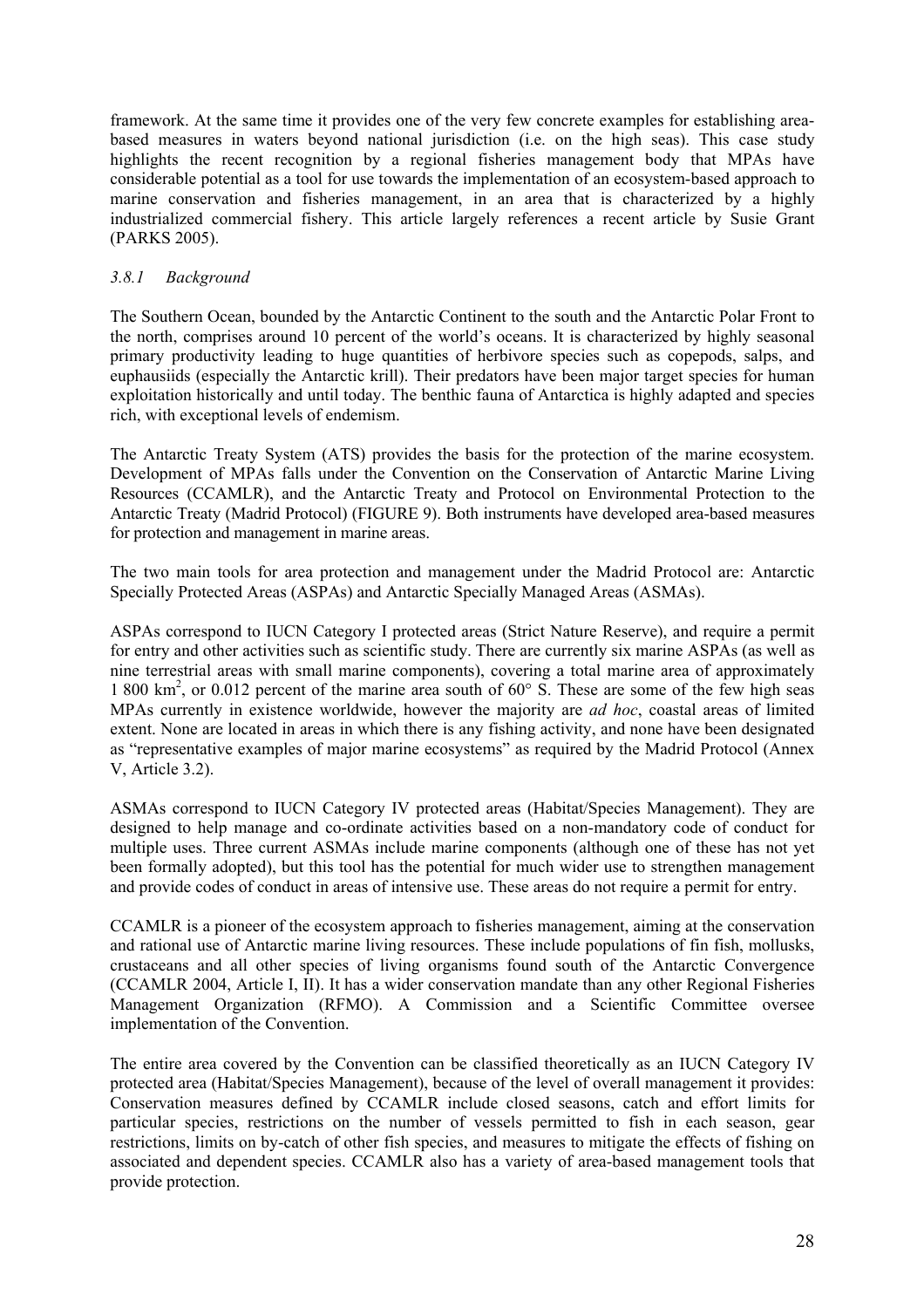framework. At the same time it provides one of the very few concrete examples for establishing area-based measures in waters beyond national jurisdiction (i.e. on the high seas). This case study highlights the recent recognition by a regional fisheries management body that MPAs have considerable potential as a tool for use towards the implementation of an ecosystem-based approach to marine conservation and fisheries management, in an area that is characterized by a highly industrialized commercial fishery. This article largely references a recent article by Susie Grant (PARKS 2005).

### *3.8.1 Background*

The Southern Ocean, bounded by the Antarctic Continent to the south and the Antarctic Polar Front to the north, comprises around 10 percent of the world's oceans. It is characterized by highly seasonal primary productivity leading to huge quantities of herbivore species such as copepods, salps, and euphausiids (especially the Antarctic krill). Their predators have been major target species for human exploitation historically and until today. The benthic fauna of Antarctica is highly adapted and species rich, with exceptional levels of endemism.

The Antarctic Treaty System (ATS) provides the basis for the protection of the marine ecosystem. Development of MPAs falls under the Convention on the Conservation of Antarctic Marine Living Resources (CCAMLR), and the Antarctic Treaty and Protocol on Environmental Protection to the Antarctic Treaty (Madrid Protocol) (FIGURE 9). Both instruments have developed area-based measures for protection and management in marine areas.

The two main tools for area protection and management under the Madrid Protocol are: Antarctic Specially Protected Areas (ASPAs) and Antarctic Specially Managed Areas (ASMAs).

ASPAs correspond to IUCN Category I protected areas (Strict Nature Reserve), and require a permit for entry and other activities such as scientific study. There are currently six marine ASPAs (as well as nine terrestrial areas with small marine components), covering a total marine area of approximately 1 800 km$^2$, or 0.012 percent of the marine area south of 60° S. These are some of the few high seas MPAs currently in existence worldwide, however the majority are *ad hoc*, coastal areas of limited extent. None are located in areas in which there is any fishing activity, and none have been designated as "representative examples of major marine ecosystems" as required by the Madrid Protocol (Annex V, Article 3.2).

ASMAs correspond to IUCN Category IV protected areas (Habitat/Species Management). They are designed to help manage and co-ordinate activities based on a non-mandatory code of conduct for multiple uses. Three current ASMAs include marine components (although one of these has not yet been formally adopted), but this tool has the potential for much wider use to strengthen management and provide codes of conduct in areas of intensive use. These areas do not require a permit for entry.

CCAMLR is a pioneer of the ecosystem approach to fisheries management, aiming at the conservation and rational use of Antarctic marine living resources. These include populations of fin fish, mollusks, crustaceans and all other species of living organisms found south of the Antarctic Convergence (CCAMLR 2004, Article I, II). It has a wider conservation mandate than any other Regional Fisheries Management Organization (RFMO). A Commission and a Scientific Committee oversee implementation of the Convention.

The entire area covered by the Convention can be classified theoretically as an IUCN Category IV protected area (Habitat/Species Management), because of the level of overall management it provides: Conservation measures defined by CCAMLR include closed seasons, catch and effort limits for particular species, restrictions on the number of vessels permitted to fish in each season, gear restrictions, limits on by-catch of other fish species, and measures to mitigate the effects of fishing on associated and dependent species. CCAMLR also has a variety of area-based management tools that provide protection.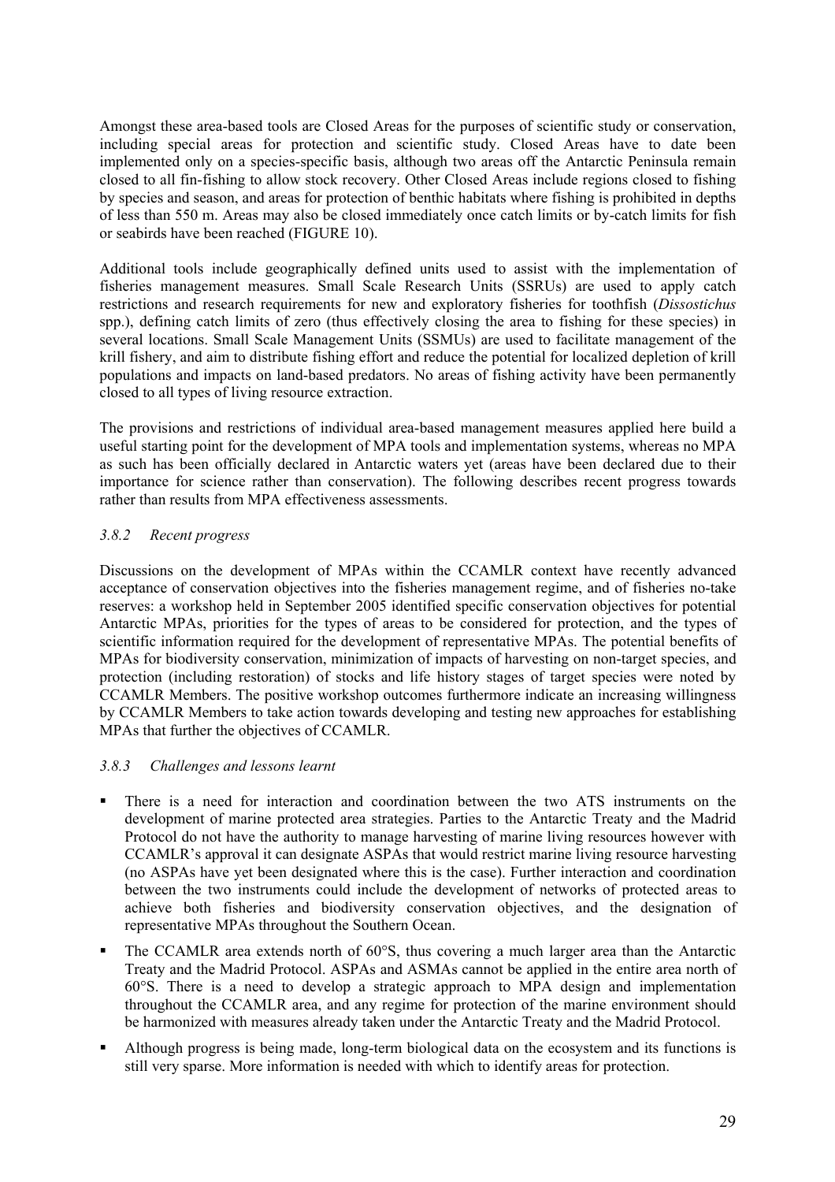Amongst these area-based tools are Closed Areas for the purposes of scientific study or conservation, including special areas for protection and scientific study. Closed Areas have to date been implemented only on a species-specific basis, although two areas off the Antarctic Peninsula remain closed to all fin-fishing to allow stock recovery. Other Closed Areas include regions closed to fishing by species and season, and areas for protection of benthic habitats where fishing is prohibited in depths of less than 550 m. Areas may also be closed immediately once catch limits or by-catch limits for fish or seabirds have been reached (FIGURE 10).

Additional tools include geographically defined units used to assist with the implementation of fisheries management measures. Small Scale Research Units (SSRUs) are used to apply catch restrictions and research requirements for new and exploratory fisheries for toothfish (*Dissostichus* spp.), defining catch limits of zero (thus effectively closing the area to fishing for these species) in several locations. Small Scale Management Units (SSMUs) are used to facilitate management of the krill fishery, and aim to distribute fishing effort and reduce the potential for localized depletion of krill populations and impacts on land-based predators. No areas of fishing activity have been permanently closed to all types of living resource extraction.

The provisions and restrictions of individual area-based management measures applied here build a useful starting point for the development of MPA tools and implementation systems, whereas no MPA as such has been officially declared in Antarctic waters yet (areas have been declared due to their importance for science rather than conservation). The following describes recent progress towards rather than results from MPA effectiveness assessments.

### *3.8.2 Recent progress*

Discussions on the development of MPAs within the CCAMLR context have recently advanced acceptance of conservation objectives into the fisheries management regime, and of fisheries no-take reserves: a workshop held in September 2005 identified specific conservation objectives for potential Antarctic MPAs, priorities for the types of areas to be considered for protection, and the types of scientific information required for the development of representative MPAs. The potential benefits of MPAs for biodiversity conservation, minimization of impacts of harvesting on non-target species, and protection (including restoration) of stocks and life history stages of target species were noted by CCAMLR Members. The positive workshop outcomes furthermore indicate an increasing willingness by CCAMLR Members to take action towards developing and testing new approaches for establishing MPAs that further the objectives of CCAMLR.

### *3.8.3 Challenges and lessons learnt*

- There is a need for interaction and coordination between the two ATS instruments on the development of marine protected area strategies. Parties to the Antarctic Treaty and the Madrid Protocol do not have the authority to manage harvesting of marine living resources however with CCAMLR's approval it can designate ASPAs that would restrict marine living resource harvesting (no ASPAs have yet been designated where this is the case). Further interaction and coordination between the two instruments could include the development of networks of protected areas to achieve both fisheries and biodiversity conservation objectives, and the designation of representative MPAs throughout the Southern Ocean.
- The CCAMLR area extends north of 60°S, thus covering a much larger area than the Antarctic Treaty and the Madrid Protocol. ASPAs and ASMAs cannot be applied in the entire area north of 60°S. There is a need to develop a strategic approach to MPA design and implementation throughout the CCAMLR area, and any regime for protection of the marine environment should be harmonized with measures already taken under the Antarctic Treaty and the Madrid Protocol.
- Although progress is being made, long-term biological data on the ecosystem and its functions is still very sparse. More information is needed with which to identify areas for protection.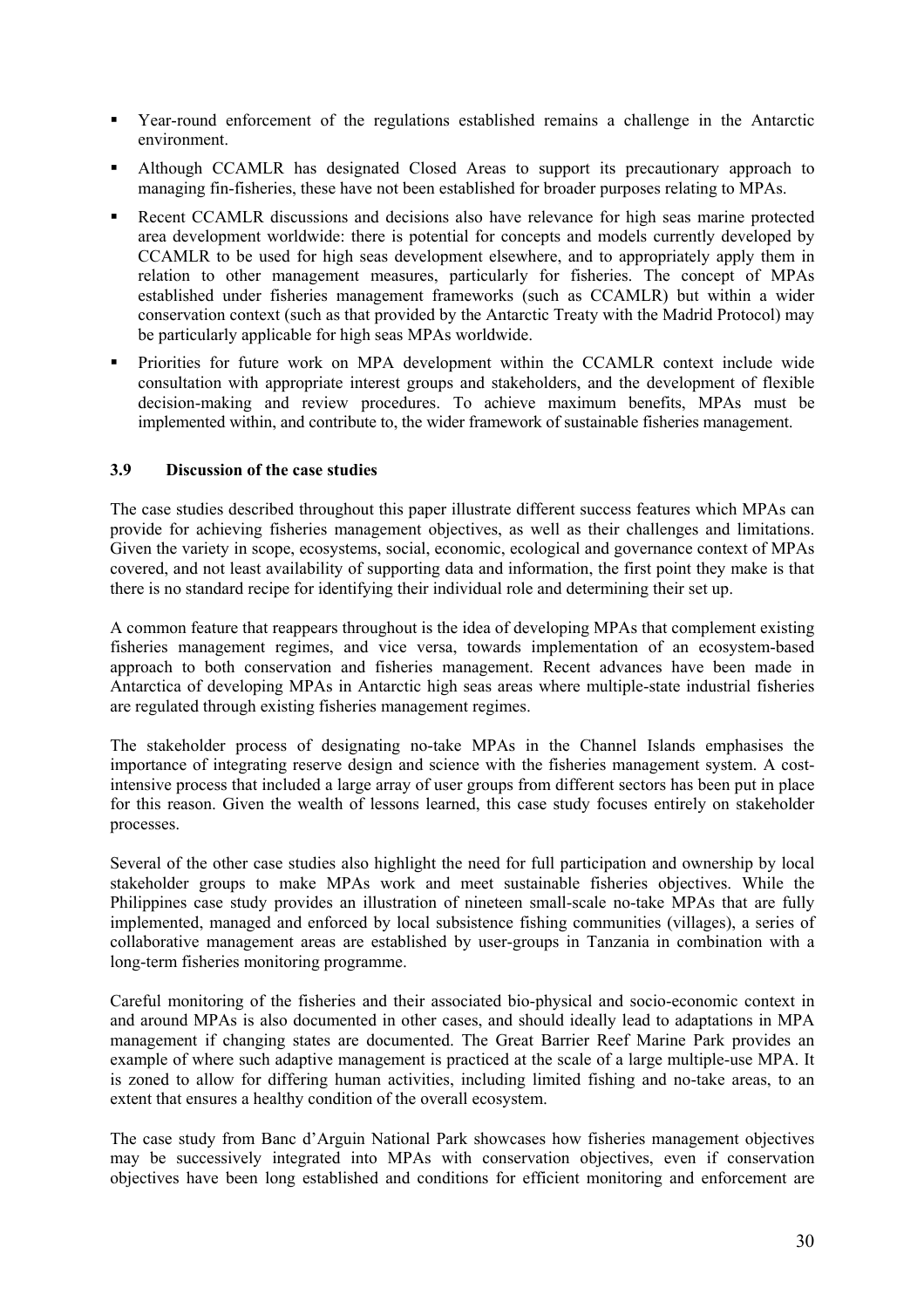- Year-round enforcement of the regulations established remains a challenge in the Antarctic environment.
- Although CCAMLR has designated Closed Areas to support its precautionary approach to managing fin-fisheries, these have not been established for broader purposes relating to MPAs.
- Recent CCAMLR discussions and decisions also have relevance for high seas marine protected area development worldwide: there is potential for concepts and models currently developed by CCAMLR to be used for high seas development elsewhere, and to appropriately apply them in relation to other management measures, particularly for fisheries. The concept of MPAs established under fisheries management frameworks (such as CCAMLR) but within a wider conservation context (such as that provided by the Antarctic Treaty with the Madrid Protocol) may be particularly applicable for high seas MPAs worldwide.
- Priorities for future work on MPA development within the CCAMLR context include wide consultation with appropriate interest groups and stakeholders, and the development of flexible decision-making and review procedures. To achieve maximum benefits, MPAs must be implemented within, and contribute to, the wider framework of sustainable fisheries management.

### 3.9 Discussion of the case studies

The case studies described throughout this paper illustrate different success features which MPAs can provide for achieving fisheries management objectives, as well as their challenges and limitations. Given the variety in scope, ecosystems, social, economic, ecological and governance context of MPAs covered, and not least availability of supporting data and information, the first point they make is that there is no standard recipe for identifying their individual role and determining their set up.

A common feature that reappears throughout is the idea of developing MPAs that complement existing fisheries management regimes, and vice versa, towards implementation of an ecosystem-based approach to both conservation and fisheries management. Recent advances have been made in Antarctica of developing MPAs in Antarctic high seas areas where multiple-state industrial fisheries are regulated through existing fisheries management regimes.

The stakeholder process of designating no-take MPAs in the Channel Islands emphasises the importance of integrating reserve design and science with the fisheries management system. A cost-intensive process that included a large array of user groups from different sectors has been put in place for this reason. Given the wealth of lessons learned, this case study focuses entirely on stakeholder processes.

Several of the other case studies also highlight the need for full participation and ownership by local stakeholder groups to make MPAs work and meet sustainable fisheries objectives. While the Philippines case study provides an illustration of nineteen small-scale no-take MPAs that are fully implemented, managed and enforced by local subsistence fishing communities (villages), a series of collaborative management areas are established by user-groups in Tanzania in combination with a long-term fisheries monitoring programme.

Careful monitoring of the fisheries and their associated bio-physical and socio-economic context in and around MPAs is also documented in other cases, and should ideally lead to adaptations in MPA management if changing states are documented. The Great Barrier Reef Marine Park provides an example of where such adaptive management is practiced at the scale of a large multiple-use MPA. It is zoned to allow for differing human activities, including limited fishing and no-take areas, to an extent that ensures a healthy condition of the overall ecosystem.

The case study from Banc d'Arguin National Park showcases how fisheries management objectives may be successively integrated into MPAs with conservation objectives, even if conservation objectives have been long established and conditions for efficient monitoring and enforcement are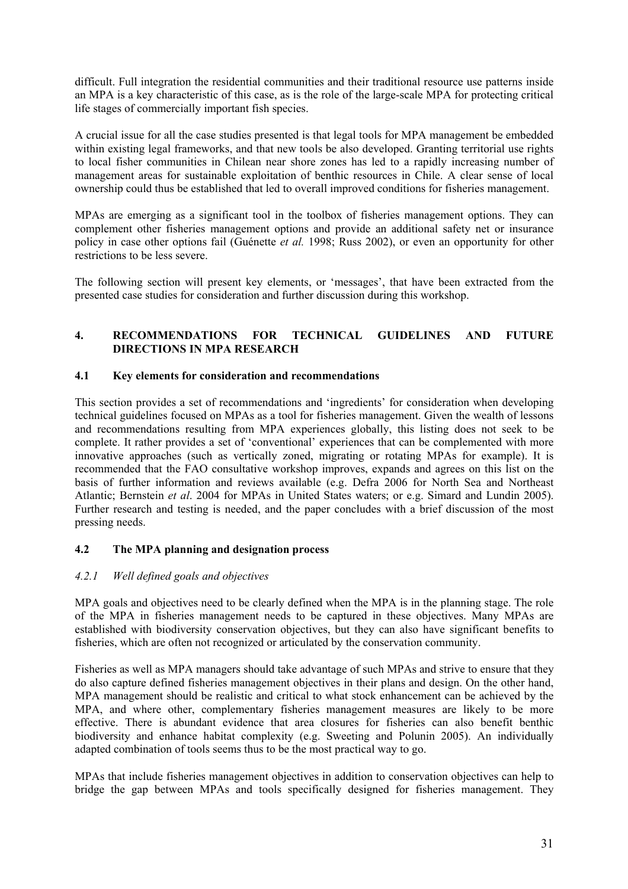difficult. Full integration the residential communities and their traditional resource use patterns inside an MPA is a key characteristic of this case, as is the role of the large-scale MPA for protecting critical life stages of commercially important fish species.

A crucial issue for all the case studies presented is that legal tools for MPA management be embedded within existing legal frameworks, and that new tools be also developed. Granting territorial use rights to local fisher communities in Chilean near shore zones has led to a rapidly increasing number of management areas for sustainable exploitation of benthic resources in Chile. A clear sense of local ownership could thus be established that led to overall improved conditions for fisheries management.

MPAs are emerging as a significant tool in the toolbox of fisheries management options. They can complement other fisheries management options and provide an additional safety net or insurance policy in case other options fail (Guénette *et al.* 1998; Russ 2002), or even an opportunity for other restrictions to be less severe.

The following section will present key elements, or 'messages', that have been extracted from the presented case studies for consideration and further discussion during this workshop.

## 4. RECOMMENDATIONS FOR TECHNICAL GUIDELINES AND FUTURE DIRECTIONS IN MPA RESEARCH

### 4.1 Key elements for consideration and recommendations

This section provides a set of recommendations and 'ingredients' for consideration when developing technical guidelines focused on MPAs as a tool for fisheries management. Given the wealth of lessons and recommendations resulting from MPA experiences globally, this listing does not seek to be complete. It rather provides a set of 'conventional' experiences that can be complemented with more innovative approaches (such as vertically zoned, migrating or rotating MPAs for example). It is recommended that the FAO consultative workshop improves, expands and agrees on this list on the basis of further information and reviews available (e.g. Defra 2006 for North Sea and Northeast Atlantic; Bernstein *et al*. 2004 for MPAs in United States waters; or e.g. Simard and Lundin 2005). Further research and testing is needed, and the paper concludes with a brief discussion of the most pressing needs.

### 4.2 The MPA planning and designation process

#### *4.2.1 Well defined goals and objectives*

MPA goals and objectives need to be clearly defined when the MPA is in the planning stage. The role of the MPA in fisheries management needs to be captured in these objectives. Many MPAs are established with biodiversity conservation objectives, but they can also have significant benefits to fisheries, which are often not recognized or articulated by the conservation community.

Fisheries as well as MPA managers should take advantage of such MPAs and strive to ensure that they do also capture defined fisheries management objectives in their plans and design. On the other hand, MPA management should be realistic and critical to what stock enhancement can be achieved by the MPA, and where other, complementary fisheries management measures are likely to be more effective. There is abundant evidence that area closures for fisheries can also benefit benthic biodiversity and enhance habitat complexity (e.g. Sweeting and Polunin 2005). An individually adapted combination of tools seems thus to be the most practical way to go.

MPAs that include fisheries management objectives in addition to conservation objectives can help to bridge the gap between MPAs and tools specifically designed for fisheries management. They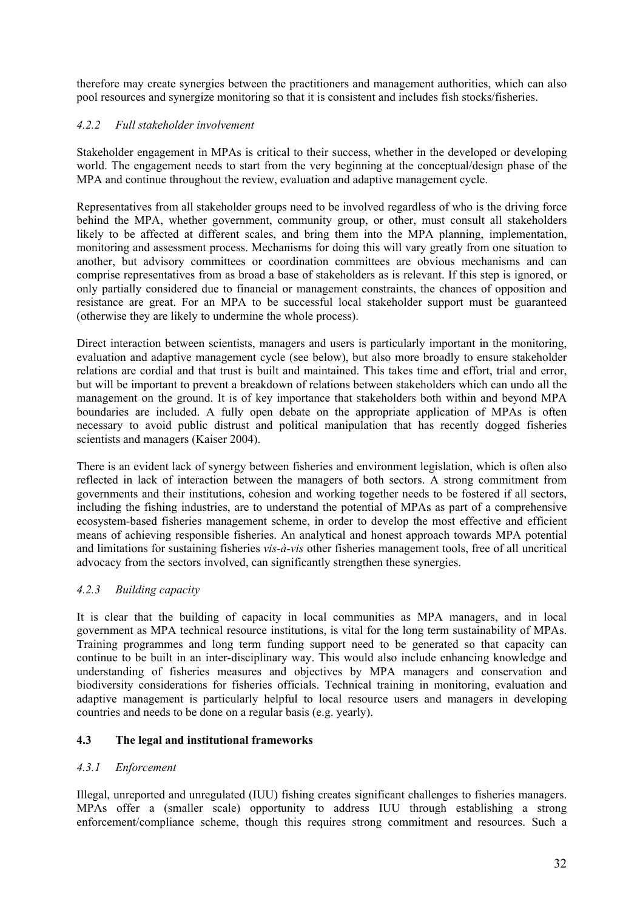therefore may create synergies between the practitioners and management authorities, which can also pool resources and synergize monitoring so that it is consistent and includes fish stocks/fisheries.

### *4.2.2 Full stakeholder involvement*

Stakeholder engagement in MPAs is critical to their success, whether in the developed or developing world. The engagement needs to start from the very beginning at the conceptual/design phase of the MPA and continue throughout the review, evaluation and adaptive management cycle.

Representatives from all stakeholder groups need to be involved regardless of who is the driving force behind the MPA, whether government, community group, or other, must consult all stakeholders likely to be affected at different scales, and bring them into the MPA planning, implementation, monitoring and assessment process. Mechanisms for doing this will vary greatly from one situation to another, but advisory committees or coordination committees are obvious mechanisms and can comprise representatives from as broad a base of stakeholders as is relevant. If this step is ignored, or only partially considered due to financial or management constraints, the chances of opposition and resistance are great. For an MPA to be successful local stakeholder support must be guaranteed (otherwise they are likely to undermine the whole process).

Direct interaction between scientists, managers and users is particularly important in the monitoring, evaluation and adaptive management cycle (see below), but also more broadly to ensure stakeholder relations are cordial and that trust is built and maintained. This takes time and effort, trial and error, but will be important to prevent a breakdown of relations between stakeholders which can undo all the management on the ground. It is of key importance that stakeholders both within and beyond MPA boundaries are included. A fully open debate on the appropriate application of MPAs is often necessary to avoid public distrust and political manipulation that has recently dogged fisheries scientists and managers (Kaiser 2004).

There is an evident lack of synergy between fisheries and environment legislation, which is often also reflected in lack of interaction between the managers of both sectors. A strong commitment from governments and their institutions, cohesion and working together needs to be fostered if all sectors, including the fishing industries, are to understand the potential of MPAs as part of a comprehensive ecosystem-based fisheries management scheme, in order to develop the most effective and efficient means of achieving responsible fisheries. An analytical and honest approach towards MPA potential and limitations for sustaining fisheries *vis-à-vis* other fisheries management tools, free of all uncritical advocacy from the sectors involved, can significantly strengthen these synergies.

### *4.2.3 Building capacity*

It is clear that the building of capacity in local communities as MPA managers, and in local government as MPA technical resource institutions, is vital for the long term sustainability of MPAs. Training programmes and long term funding support need to be generated so that capacity can continue to be built in an inter-disciplinary way. This would also include enhancing knowledge and understanding of fisheries measures and objectives by MPA managers and conservation and biodiversity considerations for fisheries officials. Technical training in monitoring, evaluation and adaptive management is particularly helpful to local resource users and managers in developing countries and needs to be done on a regular basis (e.g. yearly).

## **4.3 The legal and institutional frameworks**

### *4.3.1 Enforcement*

Illegal, unreported and unregulated (IUU) fishing creates significant challenges to fisheries managers. MPAs offer a (smaller scale) opportunity to address IUU through establishing a strong enforcement/compliance scheme, though this requires strong commitment and resources. Such a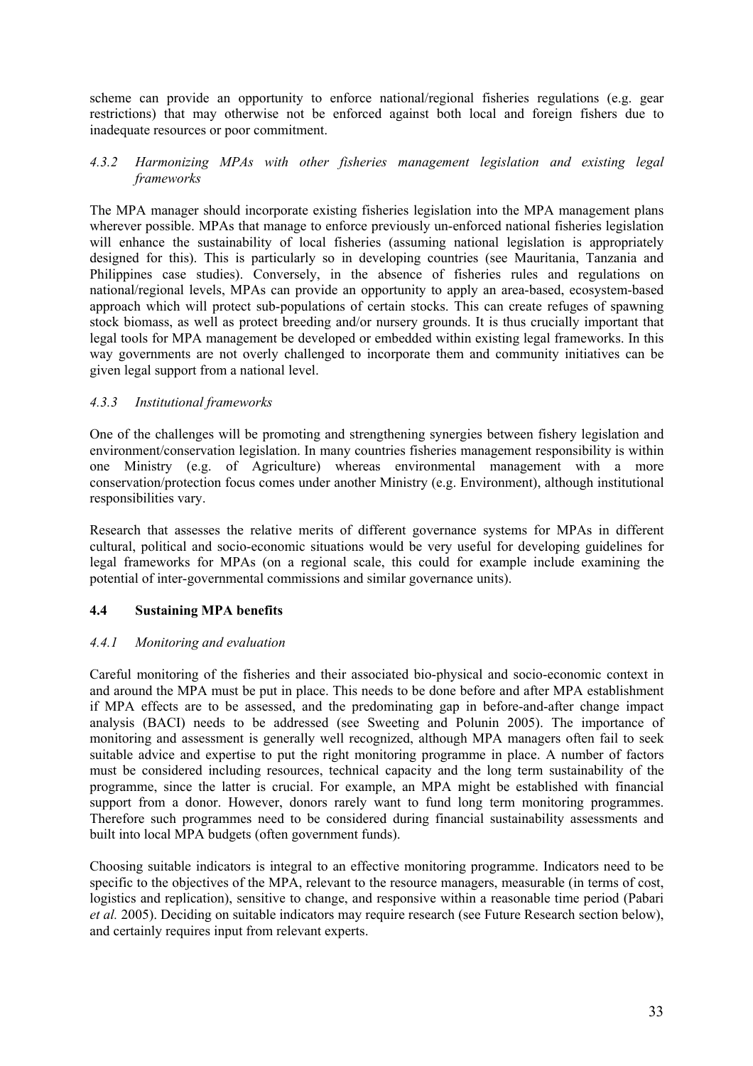scheme can provide an opportunity to enforce national/regional fisheries regulations (e.g. gear restrictions) that may otherwise not be enforced against both local and foreign fishers due to inadequate resources or poor commitment.

#### *4.3.2 Harmonizing MPAs with other fisheries management legislation and existing legal frameworks*

The MPA manager should incorporate existing fisheries legislation into the MPA management plans wherever possible. MPAs that manage to enforce previously un-enforced national fisheries legislation will enhance the sustainability of local fisheries (assuming national legislation is appropriately designed for this). This is particularly so in developing countries (see Mauritania, Tanzania and Philippines case studies). Conversely, in the absence of fisheries rules and regulations on national/regional levels, MPAs can provide an opportunity to apply an area-based, ecosystem-based approach which will protect sub-populations of certain stocks. This can create refuges of spawning stock biomass, as well as protect breeding and/or nursery grounds. It is thus crucially important that legal tools for MPA management be developed or embedded within existing legal frameworks. In this way governments are not overly challenged to incorporate them and community initiatives can be given legal support from a national level.

#### *4.3.3 Institutional frameworks*

One of the challenges will be promoting and strengthening synergies between fishery legislation and environment/conservation legislation. In many countries fisheries management responsibility is within one Ministry (e.g. of Agriculture) whereas environmental management with a more conservation/protection focus comes under another Ministry (e.g. Environment), although institutional responsibilities vary.

Research that assesses the relative merits of different governance systems for MPAs in different cultural, political and socio-economic situations would be very useful for developing guidelines for legal frameworks for MPAs (on a regional scale, this could for example include examining the potential of inter-governmental commissions and similar governance units).

### **4.4 Sustaining MPA benefits**

#### *4.4.1 Monitoring and evaluation*

Careful monitoring of the fisheries and their associated bio-physical and socio-economic context in and around the MPA must be put in place. This needs to be done before and after MPA establishment if MPA effects are to be assessed, and the predominating gap in before-and-after change impact analysis (BACI) needs to be addressed (see Sweeting and Polunin 2005). The importance of monitoring and assessment is generally well recognized, although MPA managers often fail to seek suitable advice and expertise to put the right monitoring programme in place. A number of factors must be considered including resources, technical capacity and the long term sustainability of the programme, since the latter is crucial. For example, an MPA might be established with financial support from a donor. However, donors rarely want to fund long term monitoring programmes. Therefore such programmes need to be considered during financial sustainability assessments and built into local MPA budgets (often government funds).

Choosing suitable indicators is integral to an effective monitoring programme. Indicators need to be specific to the objectives of the MPA, relevant to the resource managers, measurable (in terms of cost, logistics and replication), sensitive to change, and responsive within a reasonable time period (Pabari *et al.* 2005). Deciding on suitable indicators may require research (see Future Research section below), and certainly requires input from relevant experts.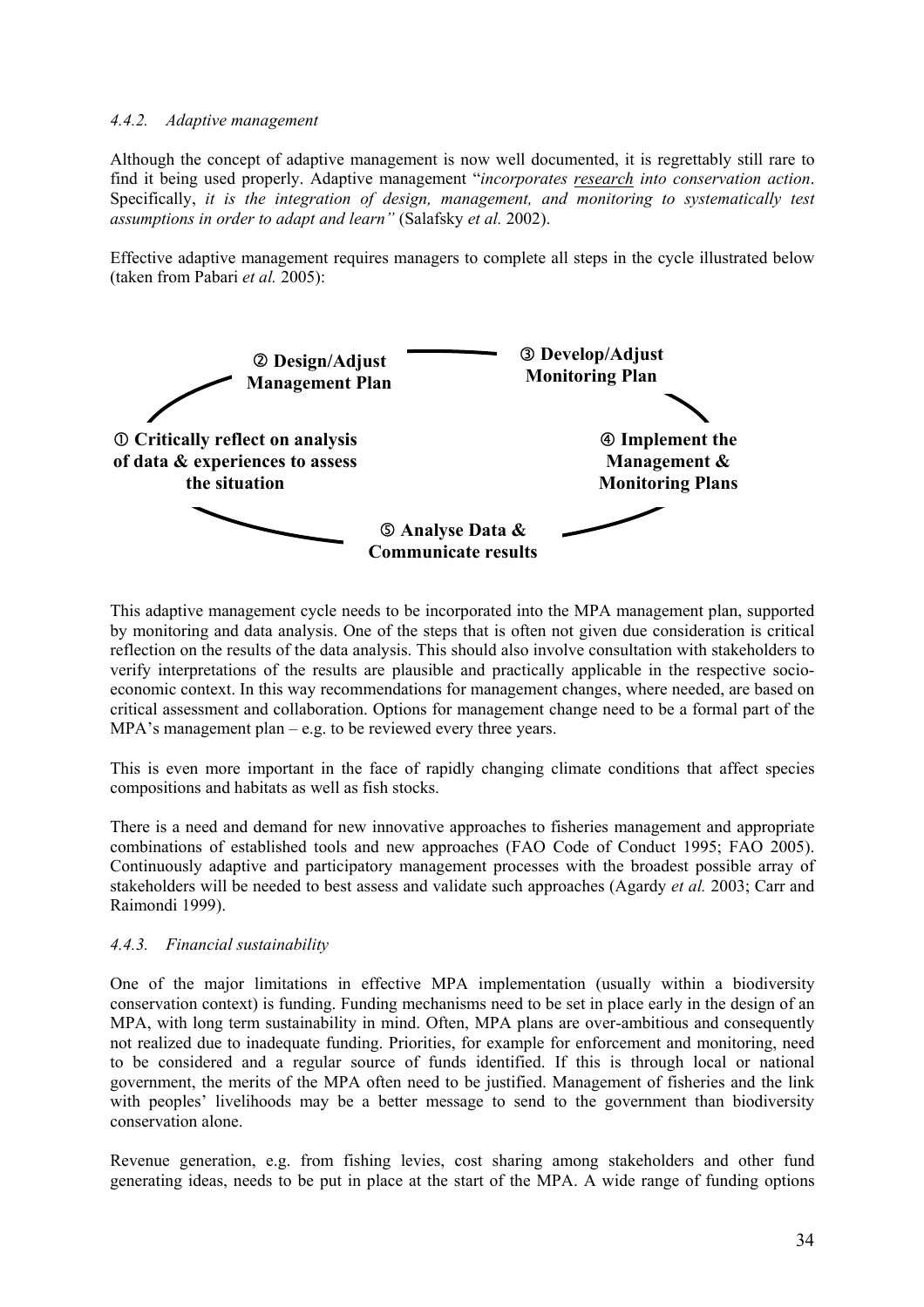#### *4.4.2. Adaptive management*

Although the concept of adaptive management is now well documented, it is regrettably still rare to find it being used properly. Adaptive management "*incorporates research into conservation action*. Specifically, *it is the integration of design, management, and monitoring to systematically test assumptions in order to adapt and learn"* (Salafsky *et al.* 2002).

Effective adaptive management requires managers to complete all steps in the cycle illustrated below (taken from Pabari *et al.* 2005):

**① Critically reflect on analysis of data & experiences to assess the situation**

**② Design/Adjust Management Plan**

**③ Develop/Adjust Monitoring Plan**

**④ Implement the Management & Monitoring Plans**

**⑤ Analyse Data & Communicate results**

This adaptive management cycle needs to be incorporated into the MPA management plan, supported by monitoring and data analysis. One of the steps that is often not given due consideration is critical reflection on the results of the data analysis. This should also involve consultation with stakeholders to verify interpretations of the results are plausible and practically applicable in the respective socio-economic context. In this way recommendations for management changes, where needed, are based on critical assessment and collaboration. Options for management change need to be a formal part of the MPA's management plan – e.g. to be reviewed every three years.

This is even more important in the face of rapidly changing climate conditions that affect species compositions and habitats as well as fish stocks.

There is a need and demand for new innovative approaches to fisheries management and appropriate combinations of established tools and new approaches (FAO Code of Conduct 1995; FAO 2005). Continuously adaptive and participatory management processes with the broadest possible array of stakeholders will be needed to best assess and validate such approaches (Agardy *et al.* 2003; Carr and Raimondi 1999).

#### *4.4.3. Financial sustainability*

One of the major limitations in effective MPA implementation (usually within a biodiversity conservation context) is funding. Funding mechanisms need to be set in place early in the design of an MPA, with long term sustainability in mind. Often, MPA plans are over-ambitious and consequently not realized due to inadequate funding. Priorities, for example for enforcement and monitoring, need to be considered and a regular source of funds identified. If this is through local or national government, the merits of the MPA often need to be justified. Management of fisheries and the link with peoples' livelihoods may be a better message to send to the government than biodiversity conservation alone.

Revenue generation, e.g. from fishing levies, cost sharing among stakeholders and other fund generating ideas, needs to be put in place at the start of the MPA. A wide range of funding options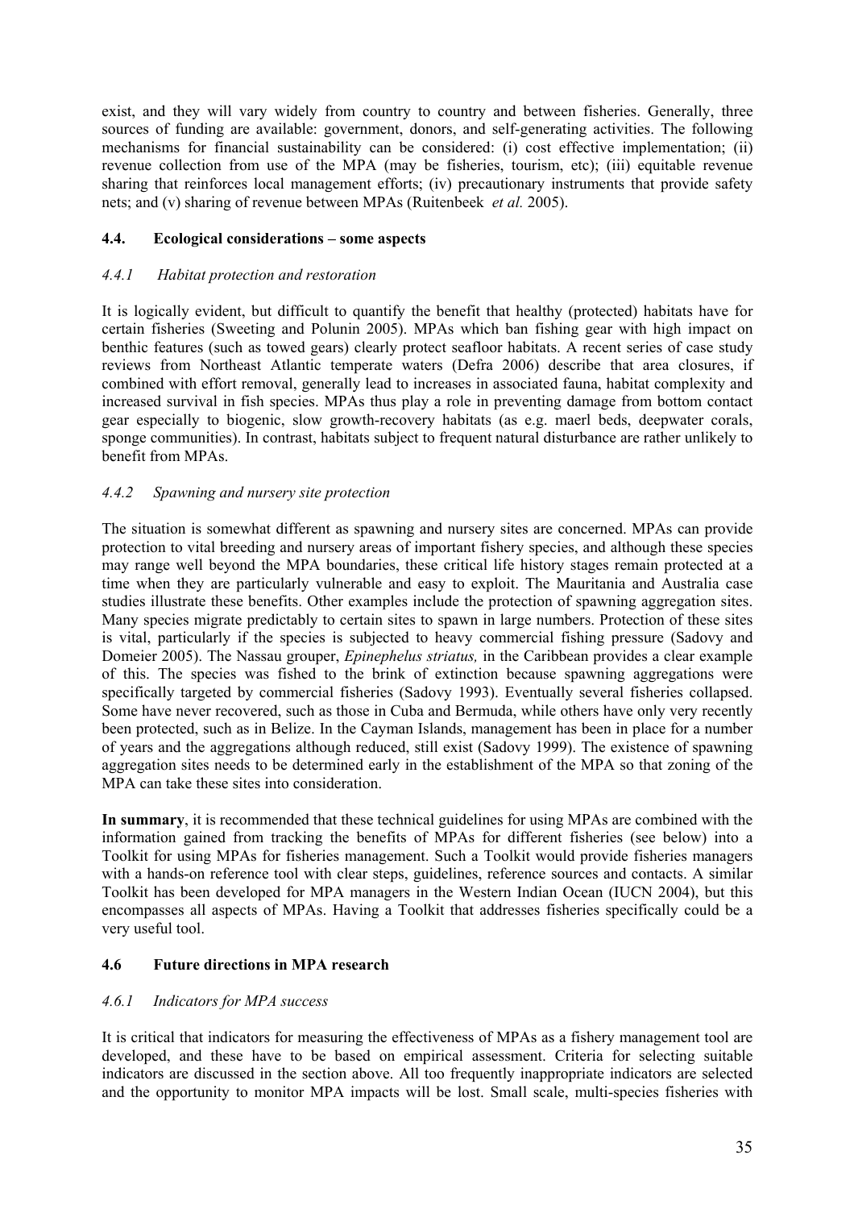exist, and they will vary widely from country to country and between fisheries. Generally, three sources of funding are available: government, donors, and self-generating activities. The following mechanisms for financial sustainability can be considered: (i) cost effective implementation; (ii) revenue collection from use of the MPA (may be fisheries, tourism, etc); (iii) equitable revenue sharing that reinforces local management efforts; (iv) precautionary instruments that provide safety nets; and (v) sharing of revenue between MPAs (Ruitenbeek *et al.* 2005).

### 4.4. Ecological considerations – some aspects

#### *4.4.1 Habitat protection and restoration*

It is logically evident, but difficult to quantify the benefit that healthy (protected) habitats have for certain fisheries (Sweeting and Polunin 2005). MPAs which ban fishing gear with high impact on benthic features (such as towed gears) clearly protect seafloor habitats. A recent series of case study reviews from Northeast Atlantic temperate waters (Defra 2006) describe that area closures, if combined with effort removal, generally lead to increases in associated fauna, habitat complexity and increased survival in fish species. MPAs thus play a role in preventing damage from bottom contact gear especially to biogenic, slow growth-recovery habitats (as e.g. maerl beds, deepwater corals, sponge communities). In contrast, habitats subject to frequent natural disturbance are rather unlikely to benefit from MPAs.

#### *4.4.2 Spawning and nursery site protection*

The situation is somewhat different as spawning and nursery sites are concerned. MPAs can provide protection to vital breeding and nursery areas of important fishery species, and although these species may range well beyond the MPA boundaries, these critical life history stages remain protected at a time when they are particularly vulnerable and easy to exploit. The Mauritania and Australia case studies illustrate these benefits. Other examples include the protection of spawning aggregation sites. Many species migrate predictably to certain sites to spawn in large numbers. Protection of these sites is vital, particularly if the species is subjected to heavy commercial fishing pressure (Sadovy and Domeier 2005). The Nassau grouper, *Epinephelus striatus,* in the Caribbean provides a clear example of this. The species was fished to the brink of extinction because spawning aggregations were specifically targeted by commercial fisheries (Sadovy 1993). Eventually several fisheries collapsed. Some have never recovered, such as those in Cuba and Bermuda, while others have only very recently been protected, such as in Belize. In the Cayman Islands, management has been in place for a number of years and the aggregations although reduced, still exist (Sadovy 1999). The existence of spawning aggregation sites needs to be determined early in the establishment of the MPA so that zoning of the MPA can take these sites into consideration.

**In summary**, it is recommended that these technical guidelines for using MPAs are combined with the information gained from tracking the benefits of MPAs for different fisheries (see below) into a Toolkit for using MPAs for fisheries management. Such a Toolkit would provide fisheries managers with a hands-on reference tool with clear steps, guidelines, reference sources and contacts. A similar Toolkit has been developed for MPA managers in the Western Indian Ocean (IUCN 2004), but this encompasses all aspects of MPAs. Having a Toolkit that addresses fisheries specifically could be a very useful tool.

### 4.6 Future directions in MPA research

#### *4.6.1 Indicators for MPA success*

It is critical that indicators for measuring the effectiveness of MPAs as a fishery management tool are developed, and these have to be based on empirical assessment. Criteria for selecting suitable indicators are discussed in the section above. All too frequently inappropriate indicators are selected and the opportunity to monitor MPA impacts will be lost. Small scale, multi-species fisheries with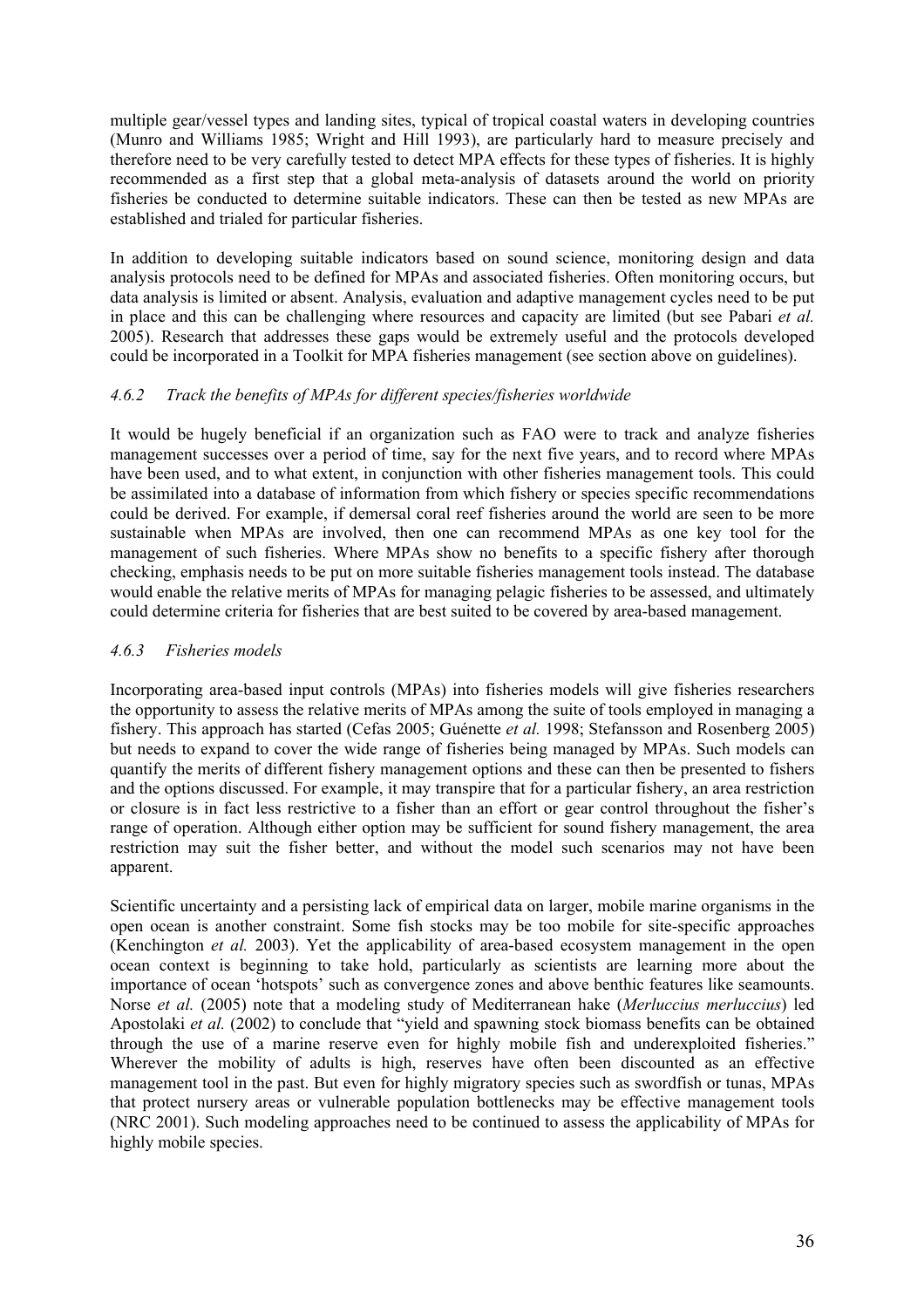multiple gear/vessel types and landing sites, typical of tropical coastal waters in developing countries (Munro and Williams 1985; Wright and Hill 1993), are particularly hard to measure precisely and therefore need to be very carefully tested to detect MPA effects for these types of fisheries. It is highly recommended as a first step that a global meta-analysis of datasets around the world on priority fisheries be conducted to determine suitable indicators. These can then be tested as new MPAs are established and trialed for particular fisheries.

In addition to developing suitable indicators based on sound science, monitoring design and data analysis protocols need to be defined for MPAs and associated fisheries. Often monitoring occurs, but data analysis is limited or absent. Analysis, evaluation and adaptive management cycles need to be put in place and this can be challenging where resources and capacity are limited (but see Pabari *et al.* 2005). Research that addresses these gaps would be extremely useful and the protocols developed could be incorporated in a Toolkit for MPA fisheries management (see section above on guidelines).

#### *4.6.2 Track the benefits of MPAs for different species/fisheries worldwide*

It would be hugely beneficial if an organization such as FAO were to track and analyze fisheries management successes over a period of time, say for the next five years, and to record where MPAs have been used, and to what extent, in conjunction with other fisheries management tools. This could be assimilated into a database of information from which fishery or species specific recommendations could be derived. For example, if demersal coral reef fisheries around the world are seen to be more sustainable when MPAs are involved, then one can recommend MPAs as one key tool for the management of such fisheries. Where MPAs show no benefits to a specific fishery after thorough checking, emphasis needs to be put on more suitable fisheries management tools instead. The database would enable the relative merits of MPAs for managing pelagic fisheries to be assessed, and ultimately could determine criteria for fisheries that are best suited to be covered by area-based management.

#### *4.6.3 Fisheries models*

Incorporating area-based input controls (MPAs) into fisheries models will give fisheries researchers the opportunity to assess the relative merits of MPAs among the suite of tools employed in managing a fishery. This approach has started (Cefas 2005; Guénette *et al.* 1998; Stefansson and Rosenberg 2005) but needs to expand to cover the wide range of fisheries being managed by MPAs. Such models can quantify the merits of different fishery management options and these can then be presented to fishers and the options discussed. For example, it may transpire that for a particular fishery, an area restriction or closure is in fact less restrictive to a fisher than an effort or gear control throughout the fisher's range of operation. Although either option may be sufficient for sound fishery management, the area restriction may suit the fisher better, and without the model such scenarios may not have been apparent.

Scientific uncertainty and a persisting lack of empirical data on larger, mobile marine organisms in the open ocean is another constraint. Some fish stocks may be too mobile for site-specific approaches (Kenchington *et al.* 2003). Yet the applicability of area-based ecosystem management in the open ocean context is beginning to take hold, particularly as scientists are learning more about the importance of ocean 'hotspots' such as convergence zones and above benthic features like seamounts. Norse *et al.* (2005) note that a modeling study of Mediterranean hake (*Merluccius merluccius*) led Apostolaki *et al.* (2002) to conclude that "yield and spawning stock biomass benefits can be obtained through the use of a marine reserve even for highly mobile fish and underexploited fisheries." Wherever the mobility of adults is high, reserves have often been discounted as an effective management tool in the past. But even for highly migratory species such as swordfish or tunas, MPAs that protect nursery areas or vulnerable population bottlenecks may be effective management tools (NRC 2001). Such modeling approaches need to be continued to assess the applicability of MPAs for highly mobile species.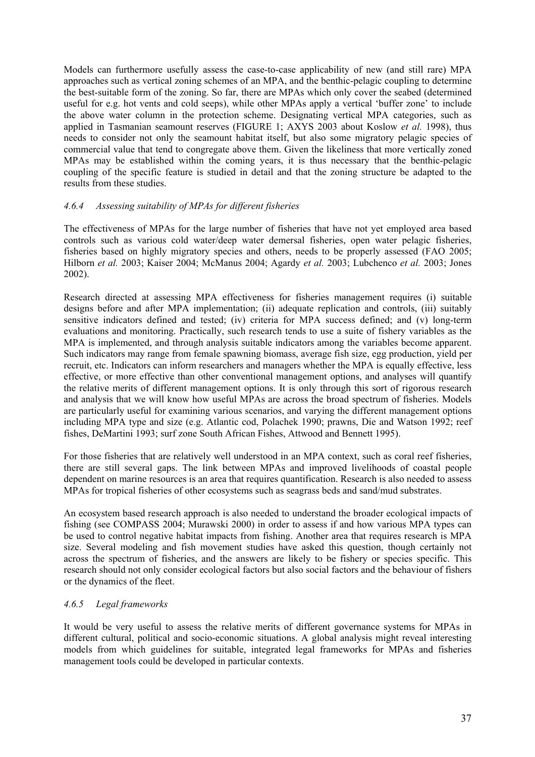Models can furthermore usefully assess the case-to-case applicability of new (and still rare) MPA approaches such as vertical zoning schemes of an MPA, and the benthic-pelagic coupling to determine the best-suitable form of the zoning. So far, there are MPAs which only cover the seabed (determined useful for e.g. hot vents and cold seeps), while other MPAs apply a vertical 'buffer zone' to include the above water column in the protection scheme. Designating vertical MPA categories, such as applied in Tasmanian seamount reserves (FIGURE 1; AXYS 2003 about Koslow *et al.* 1998), thus needs to consider not only the seamount habitat itself, but also some migratory pelagic species of commercial value that tend to congregate above them. Given the likeliness that more vertically zoned MPAs may be established within the coming years, it is thus necessary that the benthic-pelagic coupling of the specific feature is studied in detail and that the zoning structure be adapted to the results from these studies.

#### *4.6.4 Assessing suitability of MPAs for different fisheries*

The effectiveness of MPAs for the large number of fisheries that have not yet employed area based controls such as various cold water/deep water demersal fisheries, open water pelagic fisheries, fisheries based on highly migratory species and others, needs to be properly assessed (FAO 2005; Hilborn *et al.* 2003; Kaiser 2004; McManus 2004; Agardy *et al.* 2003; Lubchenco *et al.* 2003; Jones 2002).

Research directed at assessing MPA effectiveness for fisheries management requires (i) suitable designs before and after MPA implementation; (ii) adequate replication and controls, (iii) suitably sensitive indicators defined and tested; (iv) criteria for MPA success defined; and (v) long-term evaluations and monitoring. Practically, such research tends to use a suite of fishery variables as the MPA is implemented, and through analysis suitable indicators among the variables become apparent. Such indicators may range from female spawning biomass, average fish size, egg production, yield per recruit, etc. Indicators can inform researchers and managers whether the MPA is equally effective, less effective, or more effective than other conventional management options, and analyses will quantify the relative merits of different management options. It is only through this sort of rigorous research and analysis that we will know how useful MPAs are across the broad spectrum of fisheries. Models are particularly useful for examining various scenarios, and varying the different management options including MPA type and size (e.g. Atlantic cod, Polachek 1990; prawns, Die and Watson 1992; reef fishes, DeMartini 1993; surf zone South African Fishes, Attwood and Bennett 1995).

For those fisheries that are relatively well understood in an MPA context, such as coral reef fisheries, there are still several gaps. The link between MPAs and improved livelihoods of coastal people dependent on marine resources is an area that requires quantification. Research is also needed to assess MPAs for tropical fisheries of other ecosystems such as seagrass beds and sand/mud substrates.

An ecosystem based research approach is also needed to understand the broader ecological impacts of fishing (see COMPASS 2004; Murawski 2000) in order to assess if and how various MPA types can be used to control negative habitat impacts from fishing. Another area that requires research is MPA size. Several modeling and fish movement studies have asked this question, though certainly not across the spectrum of fisheries, and the answers are likely to be fishery or species specific. This research should not only consider ecological factors but also social factors and the behaviour of fishers or the dynamics of the fleet.

#### *4.6.5 Legal frameworks*

It would be very useful to assess the relative merits of different governance systems for MPAs in different cultural, political and socio-economic situations. A global analysis might reveal interesting models from which guidelines for suitable, integrated legal frameworks for MPAs and fisheries management tools could be developed in particular contexts.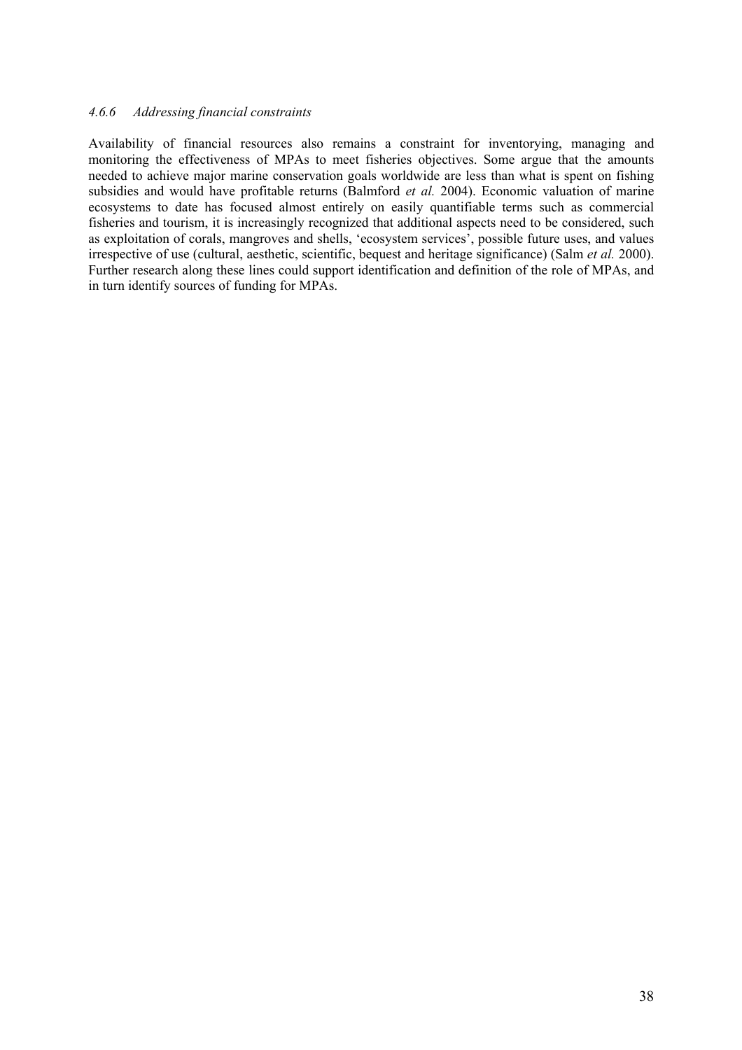#### *4.6.6 Addressing financial constraints*

Availability of financial resources also remains a constraint for inventorying, managing and monitoring the effectiveness of MPAs to meet fisheries objectives. Some argue that the amounts needed to achieve major marine conservation goals worldwide are less than what is spent on fishing subsidies and would have profitable returns (Balmford *et al.* 2004). Economic valuation of marine ecosystems to date has focused almost entirely on easily quantifiable terms such as commercial fisheries and tourism, it is increasingly recognized that additional aspects need to be considered, such as exploitation of corals, mangroves and shells, 'ecosystem services', possible future uses, and values irrespective of use (cultural, aesthetic, scientific, bequest and heritage significance) (Salm *et al.* 2000). Further research along these lines could support identification and definition of the role of MPAs, and in turn identify sources of funding for MPAs.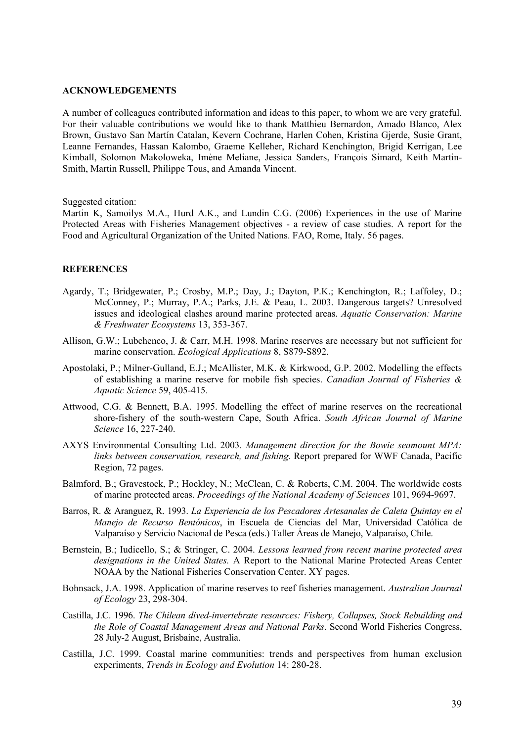## ACKNOWLEDGEMENTS

A number of colleagues contributed information and ideas to this paper, to whom we are very grateful. For their valuable contributions we would like to thank Matthieu Bernardon, Amado Blanco, Alex Brown, Gustavo San Martín Catalan, Kevern Cochrane, Harlen Cohen, Kristina Gjerde, Susie Grant, Leanne Fernandes, Hassan Kalombo, Graeme Kelleher, Richard Kenchington, Brigid Kerrigan, Lee Kimball, Solomon Makoloweka, Imène Meliane, Jessica Sanders, François Simard, Keith Martin-Smith, Martin Russell, Philippe Tous, and Amanda Vincent.

Suggested citation:
Martin K, Samoilys M.A., Hurd A.K., and Lundin C.G. (2006) Experiences in the use of Marine Protected Areas with Fisheries Management objectives - a review of case studies. A report for the Food and Agricultural Organization of the United Nations. FAO, Rome, Italy. 56 pages.

## REFERENCES

Agardy, T.; Bridgewater, P.; Crosby, M.P.; Day, J.; Dayton, P.K.; Kenchington, R.; Laffoley, D.; McConney, P.; Murray, P.A.; Parks, J.E. & Peau, L. 2003. Dangerous targets? Unresolved issues and ideological clashes around marine protected areas. *Aquatic Conservation: Marine & Freshwater Ecosystems* 13, 353-367.

Allison, G.W.; Lubchenco, J. & Carr, M.H. 1998. Marine reserves are necessary but not sufficient for marine conservation. *Ecological Applications* 8, S879-S892.

Apostolaki, P.; Milner-Gulland, E.J.; McAllister, M.K. & Kirkwood, G.P. 2002. Modelling the effects of establishing a marine reserve for mobile fish species. *Canadian Journal of Fisheries & Aquatic Science* 59, 405-415.

Attwood, C.G. & Bennett, B.A. 1995. Modelling the effect of marine reserves on the recreational shore-fishery of the south-western Cape, South Africa. *South African Journal of Marine Science* 16, 227-240.

AXYS Environmental Consulting Ltd. 2003. *Management direction for the Bowie seamount MPA: links between conservation, research, and fishing*. Report prepared for WWF Canada, Pacific Region, 72 pages.

Balmford, B.; Gravestock, P.; Hockley, N.; McClean, C. & Roberts, C.M. 2004. The worldwide costs of marine protected areas. *Proceedings of the National Academy of Sciences* 101, 9694-9697.

Barros, R. & Aranguez, R. 1993. *La Experiencia de los Pescadores Artesanales de Caleta Quintay en el Manejo de Recurso Bentónicos*, in Escuela de Ciencias del Mar, Universidad Católica de Valparaíso y Servicio Nacional de Pesca (eds.) Taller Áreas de Manejo, Valparaíso, Chile.

Bernstein, B.; Iudicello, S.; & Stringer, C. 2004. *Lessons learned from recent marine protected area designations in the United States.* A Report to the National Marine Protected Areas Center NOAA by the National Fisheries Conservation Center. XY pages.

Bohnsack, J.A. 1998. Application of marine reserves to reef fisheries management. *Australian Journal of Ecology* 23, 298-304.

Castilla, J.C. 1996. *The Chilean dived-invertebrate resources: Fishery, Collapses, Stock Rebuilding and the Role of Coastal Management Areas and National Parks*. Second World Fisheries Congress, 28 July-2 August, Brisbaine, Australia.

Castilla, J.C. 1999. Coastal marine communities: trends and perspectives from human exclusion experiments, *Trends in Ecology and Evolution* 14: 280-28.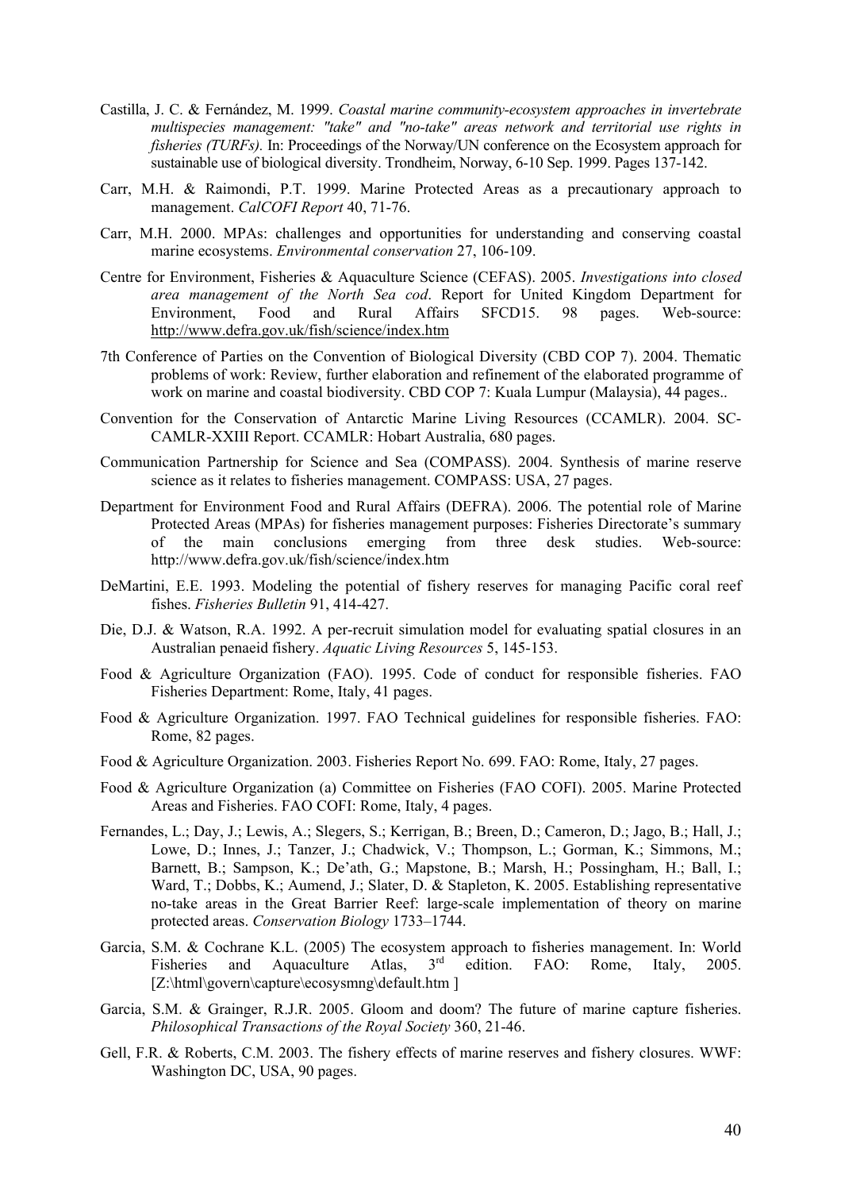Castilla, J. C. & Fernández, M. 1999. *Coastal marine community-ecosystem approaches in invertebrate multispecies management: "take" and "no-take" areas network and territorial use rights in fisheries (TURFs).* In: Proceedings of the Norway/UN conference on the Ecosystem approach for sustainable use of biological diversity. Trondheim, Norway, 6-10 Sep. 1999. Pages 137-142.

Carr, M.H. & Raimondi, P.T. 1999. Marine Protected Areas as a precautionary approach to management. *CalCOFI Report* 40, 71-76.

Carr, M.H. 2000. MPAs: challenges and opportunities for understanding and conserving coastal marine ecosystems. *Environmental conservation* 27, 106-109.

Centre for Environment, Fisheries & Aquaculture Science (CEFAS). 2005. *Investigations into closed area management of the North Sea cod*. Report for United Kingdom Department for Environment, Food and Rural Affairs SFCD15. 98 pages. Web-source: http://www.defra.gov.uk/fish/science/index.htm

7th Conference of Parties on the Convention of Biological Diversity (CBD COP 7). 2004. Thematic problems of work: Review, further elaboration and refinement of the elaborated programme of work on marine and coastal biodiversity. CBD COP 7: Kuala Lumpur (Malaysia), 44 pages..

Convention for the Conservation of Antarctic Marine Living Resources (CCAMLR). 2004. SC-CAMLR-XXIII Report. CCAMLR: Hobart Australia, 680 pages.

Communication Partnership for Science and Sea (COMPASS). 2004. Synthesis of marine reserve science as it relates to fisheries management. COMPASS: USA, 27 pages.

Department for Environment Food and Rural Affairs (DEFRA). 2006. The potential role of Marine Protected Areas (MPAs) for fisheries management purposes: Fisheries Directorate's summary of the main conclusions emerging from three desk studies. Web-source: http://www.defra.gov.uk/fish/science/index.htm

DeMartini, E.E. 1993. Modeling the potential of fishery reserves for managing Pacific coral reef fishes. *Fisheries Bulletin* 91, 414-427.

Die, D.J. & Watson, R.A. 1992. A per-recruit simulation model for evaluating spatial closures in an Australian penaeid fishery. *Aquatic Living Resources* 5, 145-153.

Food & Agriculture Organization (FAO). 1995. Code of conduct for responsible fisheries. FAO Fisheries Department: Rome, Italy, 41 pages.

Food & Agriculture Organization. 1997. FAO Technical guidelines for responsible fisheries. FAO: Rome, 82 pages.

Food & Agriculture Organization. 2003. Fisheries Report No. 699. FAO: Rome, Italy, 27 pages.

Food & Agriculture Organization (a) Committee on Fisheries (FAO COFI). 2005. Marine Protected Areas and Fisheries. FAO COFI: Rome, Italy, 4 pages.

Fernandes, L.; Day, J.; Lewis, A.; Slegers, S.; Kerrigan, B.; Breen, D.; Cameron, D.; Jago, B.; Hall, J.; Lowe, D.; Innes, J.; Tanzer, J.; Chadwick, V.; Thompson, L.; Gorman, K.; Simmons, M.; Barnett, B.; Sampson, K.; De'ath, G.; Mapstone, B.; Marsh, H.; Possingham, H.; Ball, I.; Ward, T.; Dobbs, K.; Aumend, J.; Slater, D. & Stapleton, K. 2005. Establishing representative no-take areas in the Great Barrier Reef: large-scale implementation of theory on marine protected areas. *Conservation Biology* 1733–1744.

Garcia, S.M. & Cochrane K.L. (2005) The ecosystem approach to fisheries management. In: World Fisheries and Aquaculture Atlas, 3rd edition. FAO: Rome, Italy, 2005. [Z:\html\govern\capture\ecosysmng\default.htm ]

Garcia, S.M. & Grainger, R.J.R. 2005. Gloom and doom? The future of marine capture fisheries. *Philosophical Transactions of the Royal Society* 360, 21-46.

Gell, F.R. & Roberts, C.M. 2003. The fishery effects of marine reserves and fishery closures. WWF: Washington DC, USA, 90 pages.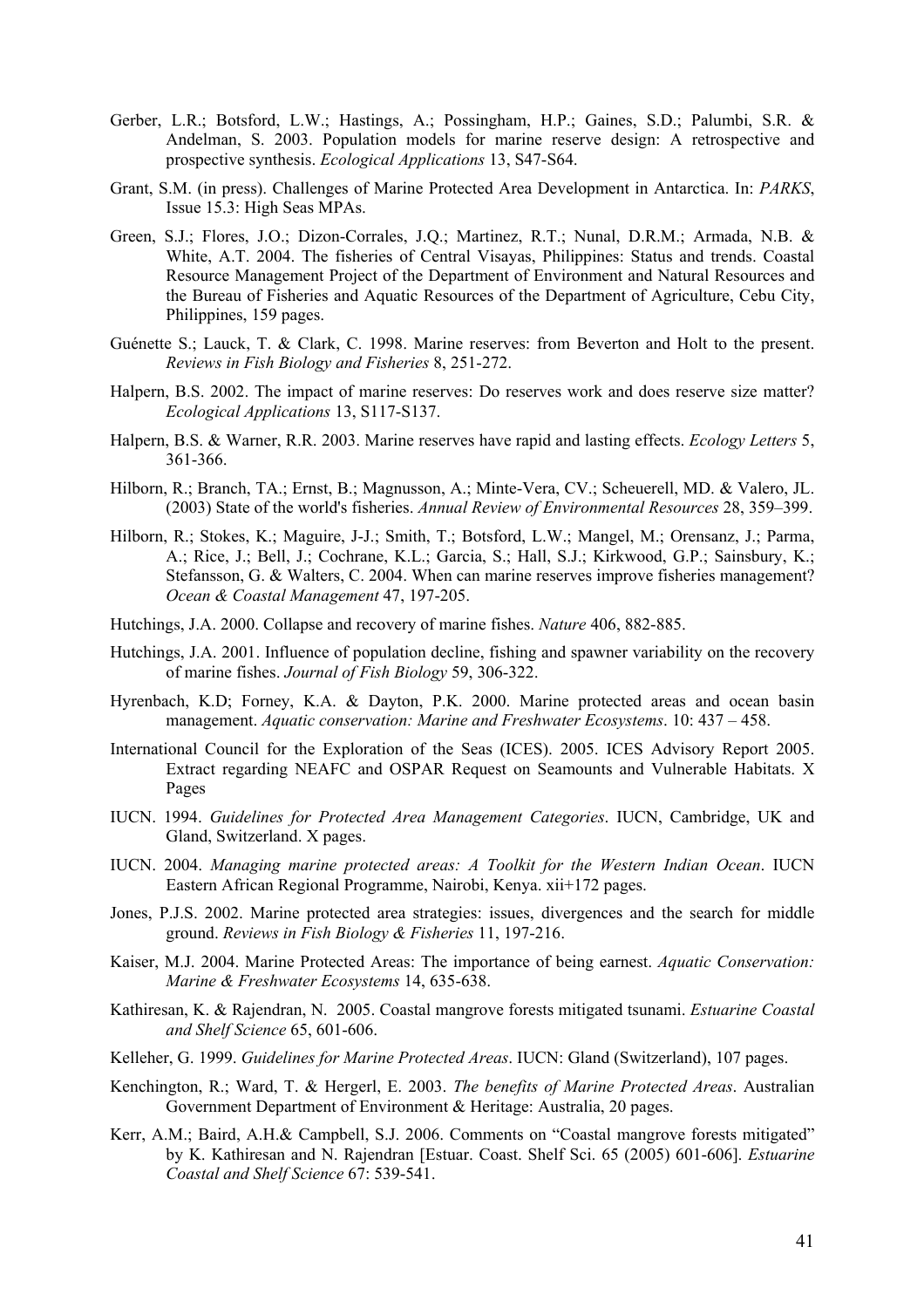Gerber, L.R.; Botsford, L.W.; Hastings, A.; Possingham, H.P.; Gaines, S.D.; Palumbi, S.R. & Andelman, S. 2003. Population models for marine reserve design: A retrospective and prospective synthesis. *Ecological Applications* 13, S47-S64.

Grant, S.M. (in press). Challenges of Marine Protected Area Development in Antarctica. In: *PARKS*, Issue 15.3: High Seas MPAs.

Green, S.J.; Flores, J.O.; Dizon-Corrales, J.Q.; Martinez, R.T.; Nunal, D.R.M.; Armada, N.B. & White, A.T. 2004. The fisheries of Central Visayas, Philippines: Status and trends. Coastal Resource Management Project of the Department of Environment and Natural Resources and the Bureau of Fisheries and Aquatic Resources of the Department of Agriculture, Cebu City, Philippines, 159 pages.

Guénette S.; Lauck, T. & Clark, C. 1998. Marine reserves: from Beverton and Holt to the present. *Reviews in Fish Biology and Fisheries* 8, 251-272.

Halpern, B.S. 2002. The impact of marine reserves: Do reserves work and does reserve size matter? *Ecological Applications* 13, S117-S137.

Halpern, B.S. & Warner, R.R. 2003. Marine reserves have rapid and lasting effects. *Ecology Letters* 5, 361-366.

Hilborn, R.; Branch, TA.; Ernst, B.; Magnusson, A.; Minte-Vera, CV.; Scheuerell, MD. & Valero, JL. (2003) State of the world's fisheries. *Annual Review of Environmental Resources* 28, 359–399.

Hilborn, R.; Stokes, K.; Maguire, J-J.; Smith, T.; Botsford, L.W.; Mangel, M.; Orensanz, J.; Parma, A.; Rice, J.; Bell, J.; Cochrane, K.L.; Garcia, S.; Hall, S.J.; Kirkwood, G.P.; Sainsbury, K.; Stefansson, G. & Walters, C. 2004. When can marine reserves improve fisheries management? *Ocean & Coastal Management* 47, 197-205.

Hutchings, J.A. 2000. Collapse and recovery of marine fishes. *Nature* 406, 882-885.

Hutchings, J.A. 2001. Influence of population decline, fishing and spawner variability on the recovery of marine fishes. *Journal of Fish Biology* 59, 306-322.

Hyrenbach, K.D; Forney, K.A. & Dayton, P.K. 2000. Marine protected areas and ocean basin management. *Aquatic conservation: Marine and Freshwater Ecosystems*. 10: 437 – 458.

International Council for the Exploration of the Seas (ICES). 2005. ICES Advisory Report 2005. Extract regarding NEAFC and OSPAR Request on Seamounts and Vulnerable Habitats. X Pages

IUCN. 1994. *Guidelines for Protected Area Management Categories*. IUCN, Cambridge, UK and Gland, Switzerland. X pages.

IUCN. 2004. *Managing marine protected areas: A Toolkit for the Western Indian Ocean*. IUCN Eastern African Regional Programme, Nairobi, Kenya. xii+172 pages.

Jones, P.J.S. 2002. Marine protected area strategies: issues, divergences and the search for middle ground. *Reviews in Fish Biology & Fisheries* 11, 197-216.

Kaiser, M.J. 2004. Marine Protected Areas: The importance of being earnest. *Aquatic Conservation: Marine & Freshwater Ecosystems* 14, 635-638.

Kathiresan, K. & Rajendran, N. 2005. Coastal mangrove forests mitigated tsunami. *Estuarine Coastal and Shelf Science* 65, 601-606.

Kelleher, G. 1999. *Guidelines for Marine Protected Areas*. IUCN: Gland (Switzerland), 107 pages.

Kenchington, R.; Ward, T. & Hergerl, E. 2003. *The benefits of Marine Protected Areas*. Australian Government Department of Environment & Heritage: Australia, 20 pages.

Kerr, A.M.; Baird, A.H.& Campbell, S.J. 2006. Comments on "Coastal mangrove forests mitigated" by K. Kathiresan and N. Rajendran [Estuar. Coast. Shelf Sci. 65 (2005) 601-606]. *Estuarine Coastal and Shelf Science* 67: 539-541.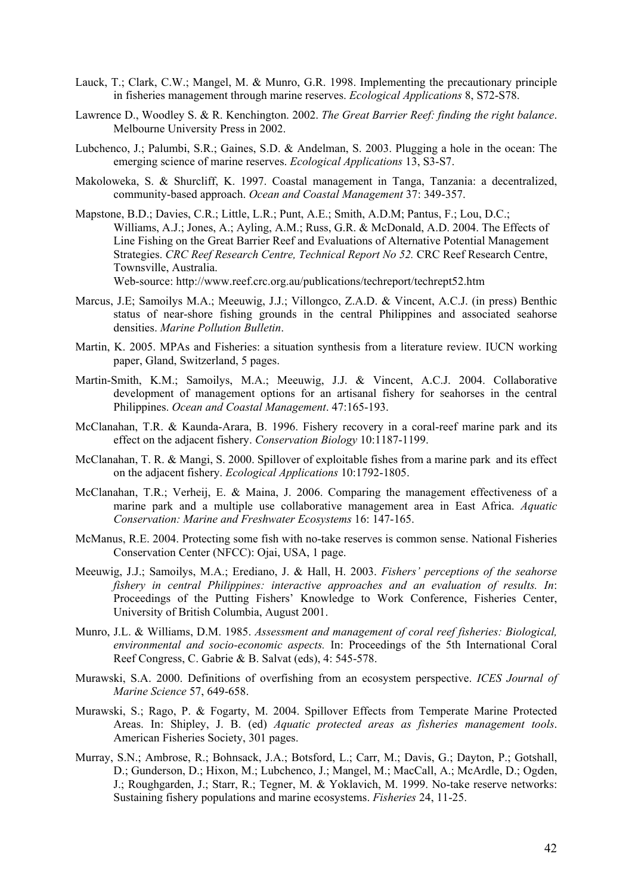Lauck, T.; Clark, C.W.; Mangel, M. & Munro, G.R. 1998. Implementing the precautionary principle in fisheries management through marine reserves. *Ecological Applications* 8, S72-S78.

Lawrence D., Woodley S. & R. Kenchington. 2002. *The Great Barrier Reef: finding the right balance*. Melbourne University Press in 2002.

Lubchenco, J.; Palumbi, S.R.; Gaines, S.D. & Andelman, S. 2003. Plugging a hole in the ocean: The emerging science of marine reserves. *Ecological Applications* 13, S3-S7.

Makoloweka, S. & Shurcliff, K. 1997. Coastal management in Tanga, Tanzania: a decentralized, community-based approach. *Ocean and Coastal Management* 37: 349-357.

Mapstone, B.D.; Davies, C.R.; Little, L.R.; Punt, A.E.; Smith, A.D.M; Pantus, F.; Lou, D.C.; Williams, A.J.; Jones, A.; Ayling, A.M.; Russ, G.R. & McDonald, A.D. 2004. The Effects of Line Fishing on the Great Barrier Reef and Evaluations of Alternative Potential Management Strategies. *CRC Reef Research Centre, Technical Report No 52.* CRC Reef Research Centre, Townsville, Australia.
Web-source: http://www.reef.crc.org.au/publications/techreport/techrept52.htm

Marcus, J.E; Samoilys M.A.; Meeuwig, J.J.; Villongco, Z.A.D. & Vincent, A.C.J. (in press) Benthic status of near-shore fishing grounds in the central Philippines and associated seahorse densities. *Marine Pollution Bulletin*.

Martin, K. 2005. MPAs and Fisheries: a situation synthesis from a literature review. IUCN working paper, Gland, Switzerland, 5 pages.

Martin-Smith, K.M.; Samoilys, M.A.; Meeuwig, J.J. & Vincent, A.C.J. 2004. Collaborative development of management options for an artisanal fishery for seahorses in the central Philippines. *Ocean and Coastal Management*. 47:165-193.

McClanahan, T.R. & Kaunda-Arara, B. 1996. Fishery recovery in a coral-reef marine park and its effect on the adjacent fishery. *Conservation Biology* 10:1187-1199.

McClanahan, T. R. & Mangi, S. 2000. Spillover of exploitable fishes from a marine park and its effect on the adjacent fishery. *Ecological Applications* 10:1792-1805.

McClanahan, T.R.; Verheij, E. & Maina, J. 2006. Comparing the management effectiveness of a marine park and a multiple use collaborative management area in East Africa. *Aquatic Conservation: Marine and Freshwater Ecosystems* 16: 147-165.

McManus, R.E. 2004. Protecting some fish with no-take reserves is common sense. National Fisheries Conservation Center (NFCC): Ojai, USA, 1 page.

Meeuwig, J.J.; Samoilys, M.A.; Erediano, J. & Hall, H. 2003. *Fishers' perceptions of the seahorse fishery in central Philippines: interactive approaches and an evaluation of results. In*: Proceedings of the Putting Fishers' Knowledge to Work Conference, Fisheries Center, University of British Columbia, August 2001.

Munro, J.L. & Williams, D.M. 1985. *Assessment and management of coral reef fisheries: Biological, environmental and socio-economic aspects.* In: Proceedings of the 5th International Coral Reef Congress, C. Gabrie & B. Salvat (eds), 4: 545-578.

Murawski, S.A. 2000. Definitions of overfishing from an ecosystem perspective. *ICES Journal of Marine Science* 57, 649-658.

Murawski, S.; Rago, P. & Fogarty, M. 2004. Spillover Effects from Temperate Marine Protected Areas. In: Shipley, J. B. (ed) *Aquatic protected areas as fisheries management tools*. American Fisheries Society, 301 pages.

Murray, S.N.; Ambrose, R.; Bohnsack, J.A.; Botsford, L.; Carr, M.; Davis, G.; Dayton, P.; Gotshall, D.; Gunderson, D.; Hixon, M.; Lubchenco, J.; Mangel, M.; MacCall, A.; McArdle, D.; Ogden, J.; Roughgarden, J.; Starr, R.; Tegner, M. & Yoklavich, M. 1999. No-take reserve networks: Sustaining fishery populations and marine ecosystems. *Fisheries* 24, 11-25.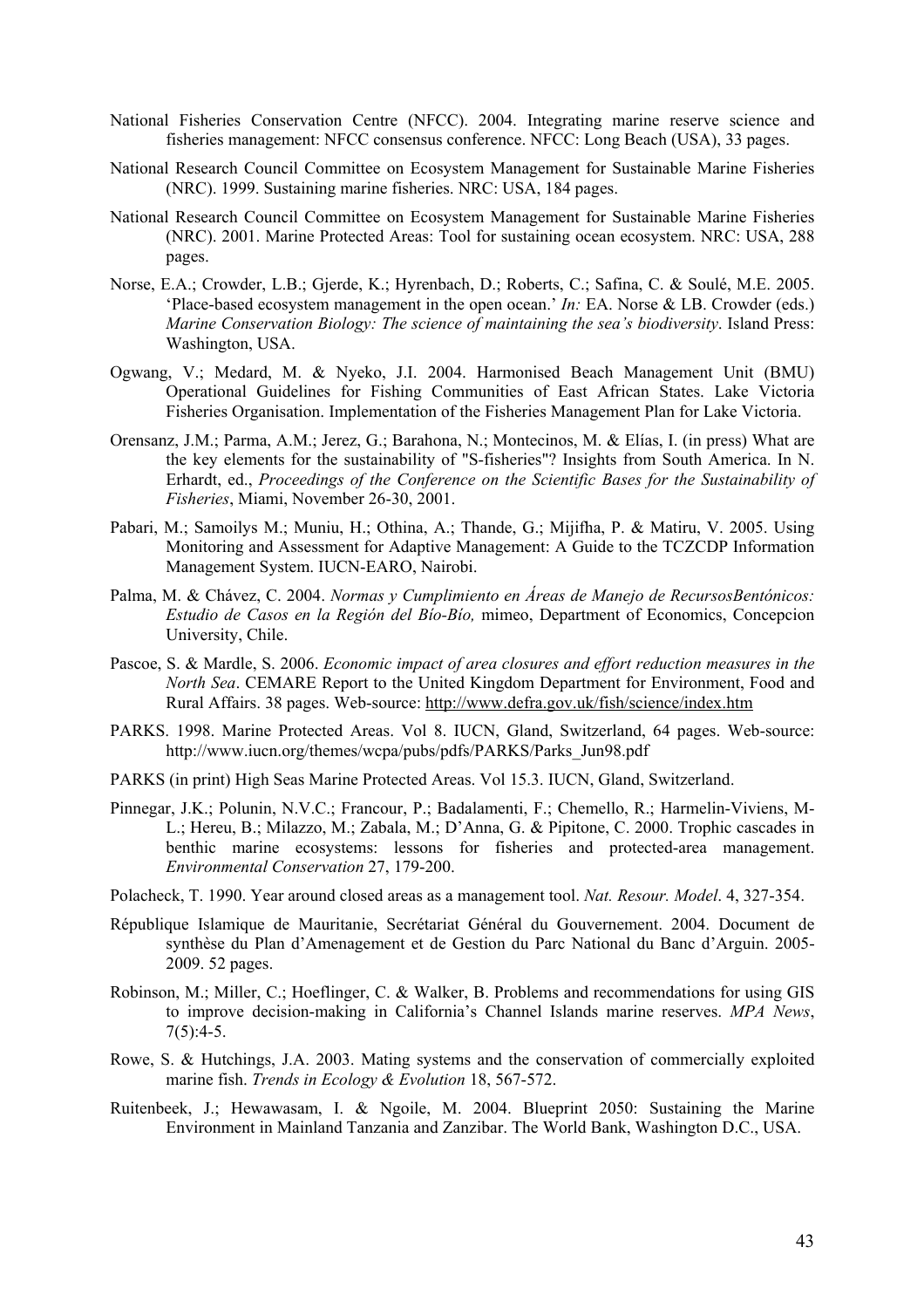National Fisheries Conservation Centre (NFCC). 2004. Integrating marine reserve science and fisheries management: NFCC consensus conference. NFCC: Long Beach (USA), 33 pages.

National Research Council Committee on Ecosystem Management for Sustainable Marine Fisheries (NRC). 1999. Sustaining marine fisheries. NRC: USA, 184 pages.

National Research Council Committee on Ecosystem Management for Sustainable Marine Fisheries (NRC). 2001. Marine Protected Areas: Tool for sustaining ocean ecosystem. NRC: USA, 288 pages.

Norse, E.A.; Crowder, L.B.; Gjerde, K.; Hyrenbach, D.; Roberts, C.; Safina, C. & Soulé, M.E. 2005. 'Place-based ecosystem management in the open ocean.' *In:* EA. Norse & LB. Crowder (eds.) *Marine Conservation Biology: The science of maintaining the sea's biodiversity*. Island Press: Washington, USA.

Ogwang, V.; Medard, M. & Nyeko, J.I. 2004. Harmonised Beach Management Unit (BMU) Operational Guidelines for Fishing Communities of East African States. Lake Victoria Fisheries Organisation. Implementation of the Fisheries Management Plan for Lake Victoria.

Orensanz, J.M.; Parma, A.M.; Jerez, G.; Barahona, N.; Montecinos, M. & Elías, I. (in press) What are the key elements for the sustainability of "S-fisheries"? Insights from South America. In N. Erhardt, ed., *Proceedings of the Conference on the Scientific Bases for the Sustainability of Fisheries*, Miami, November 26-30, 2001.

Pabari, M.; Samoilys M.; Muniu, H.; Othina, A.; Thande, G.; Mijifha, P. & Matiru, V. 2005. Using Monitoring and Assessment for Adaptive Management: A Guide to the TCZCDP Information Management System. IUCN-EARO, Nairobi.

Palma, M. & Chávez, C. 2004. *Normas y Cumplimiento en Áreas de Manejo de RecursosBentónicos: Estudio de Casos en la Región del Bío-Bío,* mimeo, Department of Economics, Concepcion University, Chile.

Pascoe, S. & Mardle, S. 2006. *Economic impact of area closures and effort reduction measures in the North Sea*. CEMARE Report to the United Kingdom Department for Environment, Food and Rural Affairs. 38 pages. Web-source: http://www.defra.gov.uk/fish/science/index.htm

PARKS. 1998. Marine Protected Areas. Vol 8. IUCN, Gland, Switzerland, 64 pages. Web-source: http://www.iucn.org/themes/wcpa/pubs/pdfs/PARKS/Parks_Jun98.pdf

PARKS (in print) High Seas Marine Protected Areas. Vol 15.3. IUCN, Gland, Switzerland.

Pinnegar, J.K.; Polunin, N.V.C.; Francour, P.; Badalamenti, F.; Chemello, R.; Harmelin-Viviens, M-L.; Hereu, B.; Milazzo, M.; Zabala, M.; D'Anna, G. & Pipitone, C. 2000. Trophic cascades in benthic marine ecosystems: lessons for fisheries and protected-area management. *Environmental Conservation* 27, 179-200.

Polacheck, T. 1990. Year around closed areas as a management tool. *Nat. Resour. Model*. 4, 327-354.

République Islamique de Mauritanie, Secrétariat Général du Gouvernement. 2004. Document de synthèse du Plan d'Amenagement et de Gestion du Parc National du Banc d'Arguin. 2005-2009. 52 pages.

Robinson, M.; Miller, C.; Hoeflinger, C. & Walker, B. Problems and recommendations for using GIS to improve decision-making in California's Channel Islands marine reserves. *MPA News*, 7(5):4-5.

Rowe, S. & Hutchings, J.A. 2003. Mating systems and the conservation of commercially exploited marine fish. *Trends in Ecology & Evolution* 18, 567-572.

Ruitenbeek, J.; Hewawasam, I. & Ngoile, M. 2004. Blueprint 2050: Sustaining the Marine Environment in Mainland Tanzania and Zanzibar. The World Bank, Washington D.C., USA.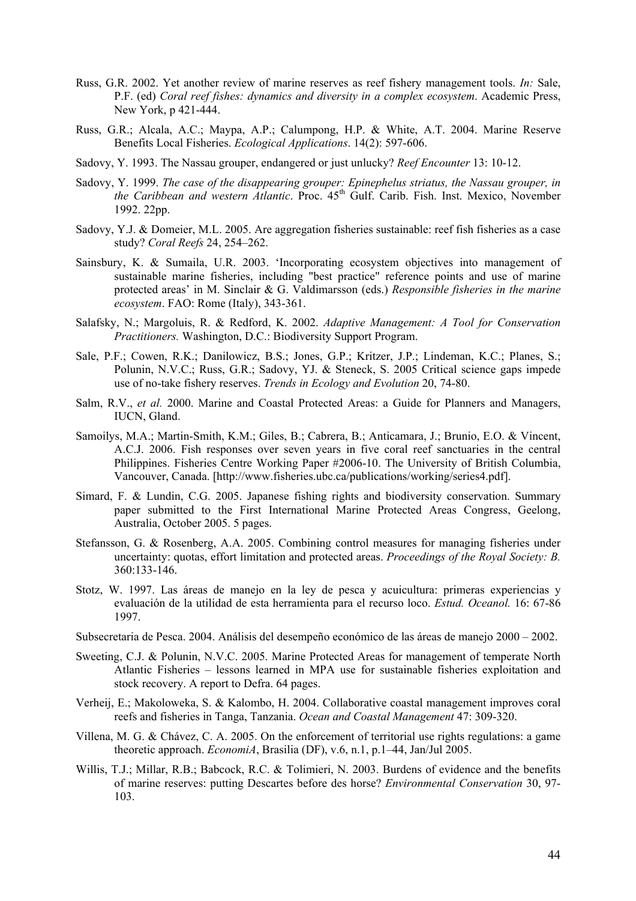Russ, G.R. 2002. Yet another review of marine reserves as reef fishery management tools. *In:* Sale, P.F. (ed) *Coral reef fishes: dynamics and diversity in a complex ecosystem*. Academic Press, New York, p 421-444.

Russ, G.R.; Alcala, A.C.; Maypa, A.P.; Calumpong, H.P. & White, A.T. 2004. Marine Reserve Benefits Local Fisheries. *Ecological Applications*. 14(2): 597-606.

Sadovy, Y. 1993. The Nassau grouper, endangered or just unlucky? *Reef Encounter* 13: 10-12.

Sadovy, Y. 1999. *The case of the disappearing grouper: Epinephelus striatus, the Nassau grouper, in the Caribbean and western Atlantic*. Proc. 45th Gulf. Carib. Fish. Inst. Mexico, November 1992. 22pp.

Sadovy, Y.J. & Domeier, M.L. 2005. Are aggregation fisheries sustainable: reef fish fisheries as a case study? *Coral Reefs* 24, 254–262.

Sainsbury, K. & Sumaila, U.R. 2003. 'Incorporating ecosystem objectives into management of sustainable marine fisheries, including "best practice" reference points and use of marine protected areas' in M. Sinclair & G. Valdimarsson (eds.) *Responsible fisheries in the marine ecosystem*. FAO: Rome (Italy), 343-361.

Salafsky, N.; Margoluis, R. & Redford, K. 2002. *Adaptive Management: A Tool for Conservation Practitioners.* Washington, D.C.: Biodiversity Support Program.

Sale, P.F.; Cowen, R.K.; Danilowicz, B.S.; Jones, G.P.; Kritzer, J.P.; Lindeman, K.C.; Planes, S.; Polunin, N.V.C.; Russ, G.R.; Sadovy, YJ. & Steneck, S. 2005 Critical science gaps impede use of no-take fishery reserves. *Trends in Ecology and Evolution* 20, 74-80.

Salm, R.V., *et al.* 2000. Marine and Coastal Protected Areas: a Guide for Planners and Managers, IUCN, Gland.

Samoilys, M.A.; Martin-Smith, K.M.; Giles, B.; Cabrera, B.; Anticamara, J.; Brunio, E.O. & Vincent, A.C.J. 2006. Fish responses over seven years in five coral reef sanctuaries in the central Philippines. Fisheries Centre Working Paper #2006-10. The University of British Columbia, Vancouver, Canada. [http://www.fisheries.ubc.ca/publications/working/series4.pdf].

Simard, F. & Lundin, C.G. 2005. Japanese fishing rights and biodiversity conservation. Summary paper submitted to the First International Marine Protected Areas Congress, Geelong, Australia, October 2005. 5 pages.

Stefansson, G. & Rosenberg, A.A. 2005. Combining control measures for managing fisheries under uncertainty: quotas, effort limitation and protected areas. *Proceedings of the Royal Society: B.* 360:133-146.

Stotz, W. 1997. Las áreas de manejo en la ley de pesca y acuicultura: primeras experiencias y evaluación de la utilidad de esta herramienta para el recurso loco. *Estud. Oceanol.* 16: 67-86 1997.

Subsecretaria de Pesca. 2004. Análisis del desempeño económico de las áreas de manejo 2000 – 2002.

Sweeting, C.J. & Polunin, N.V.C. 2005. Marine Protected Areas for management of temperate North Atlantic Fisheries – lessons learned in MPA use for sustainable fisheries exploitation and stock recovery. A report to Defra. 64 pages.

Verheij, E.; Makoloweka, S. & Kalombo, H. 2004. Collaborative coastal management improves coral reefs and fisheries in Tanga, Tanzania. *Ocean and Coastal Management* 47: 309-320.

Villena, M. G. & Chávez, C. A. 2005. On the enforcement of territorial use rights regulations: a game theoretic approach. *EconomiA*, Brasilia (DF), v.6, n.1, p.1–44, Jan/Jul 2005.

Willis, T.J.; Millar, R.B.; Babcock, R.C. & Tolimieri, N. 2003. Burdens of evidence and the benefits of marine reserves: putting Descartes before des horse? *Environmental Conservation* 30, 97-103.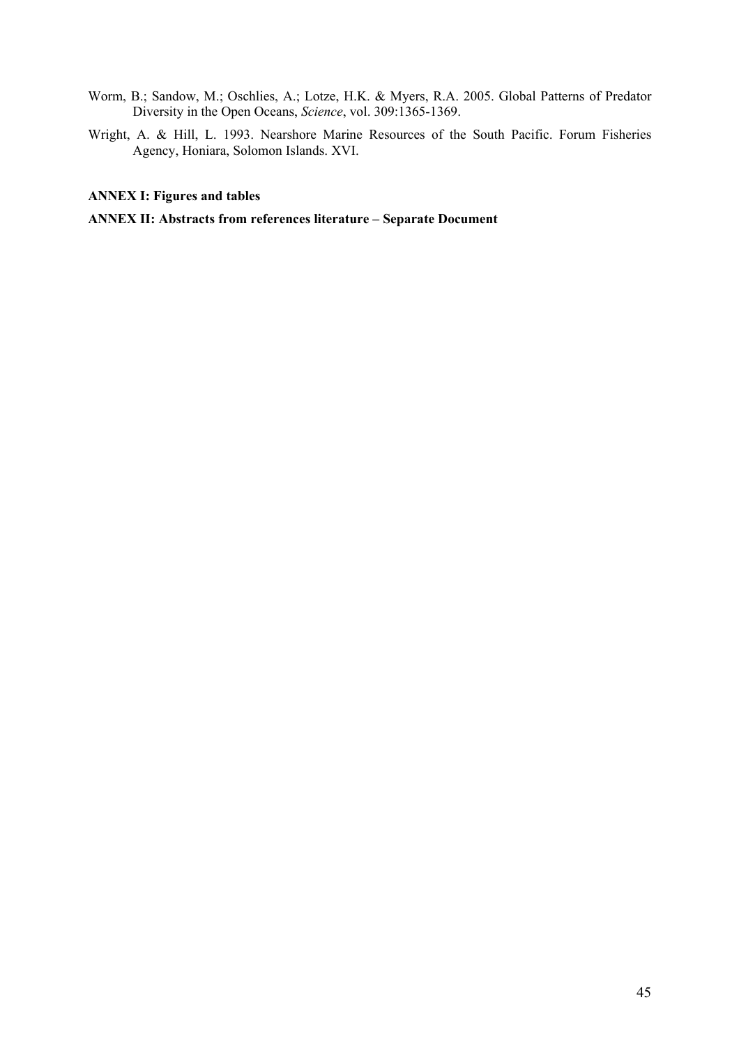Worm, B.; Sandow, M.; Oschlies, A.; Lotze, H.K. & Myers, R.A. 2005. Global Patterns of Predator Diversity in the Open Oceans, *Science*, vol. 309:1365-1369.

Wright, A. & Hill, L. 1993. Nearshore Marine Resources of the South Pacific. Forum Fisheries Agency, Honiara, Solomon Islands. XVI.

**ANNEX I: Figures and tables**

**ANNEX II: Abstracts from references literature – Separate Document**